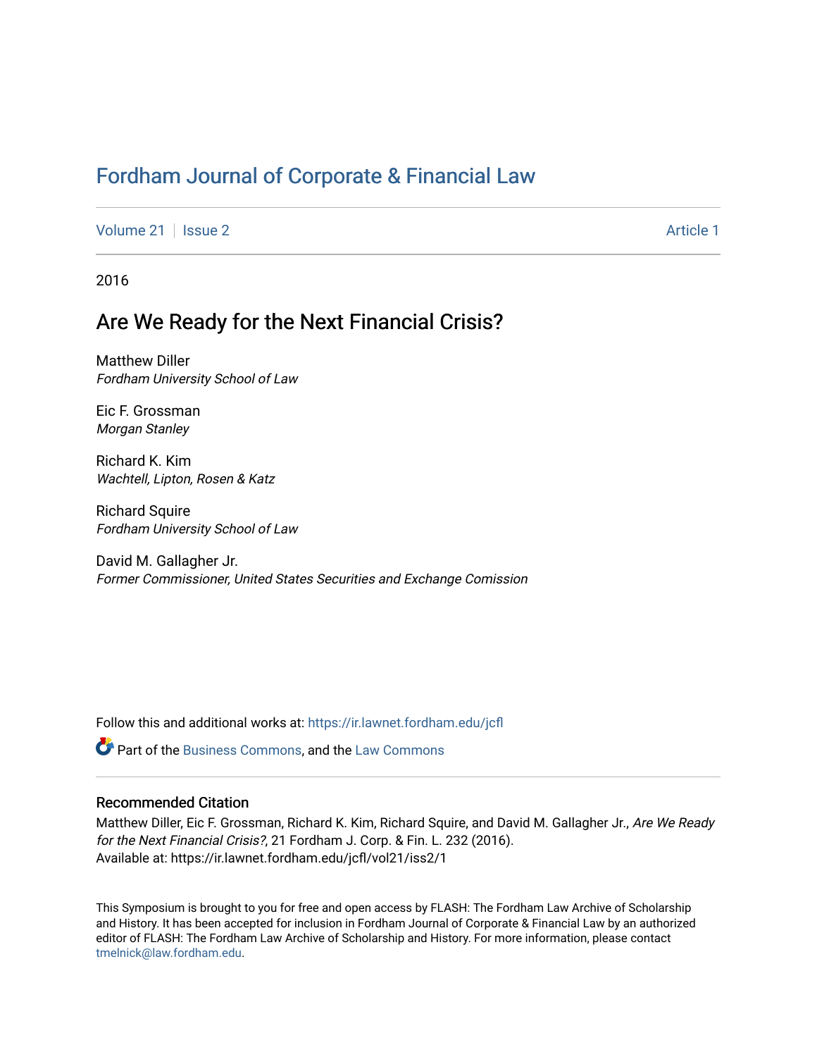# Fordham Journal of Corporate & Financial Law

Volume 21 | Issue 2 | Article 1

2016

## Are We Ready for the Next Financial Crisis?

Matthew Diller
*Fordham University School of Law*

Eic F. Grossman
*Morgan Stanley*

Richard K. Kim
*Wachtell, Lipton, Rosen & Katz*

Richard Squire
*Fordham University School of Law*

David M. Gallagher Jr.
*Former Commissioner, United States Securities and Exchange Comission*

Follow this and additional works at: https://ir.lawnet.fordham.edu/jcfl

Part of the Business Commons, and the Law Commons

### Recommended Citation

Matthew Diller, Eic F. Grossman, Richard K. Kim, Richard Squire, and David M. Gallagher Jr., *Are We Ready for the Next Financial Crisis?*, 21 Fordham J. Corp. & Fin. L. 232 (2016).
Available at: https://ir.lawnet.fordham.edu/jcfl/vol21/iss2/1

This Symposium is brought to you for free and open access by FLASH: The Fordham Law Archive of Scholarship and History. It has been accepted for inclusion in Fordham Journal of Corporate & Financial Law by an authorized editor of FLASH: The Fordham Law Archive of Scholarship and History. For more information, please contact tmelnick@law.fordham.edu.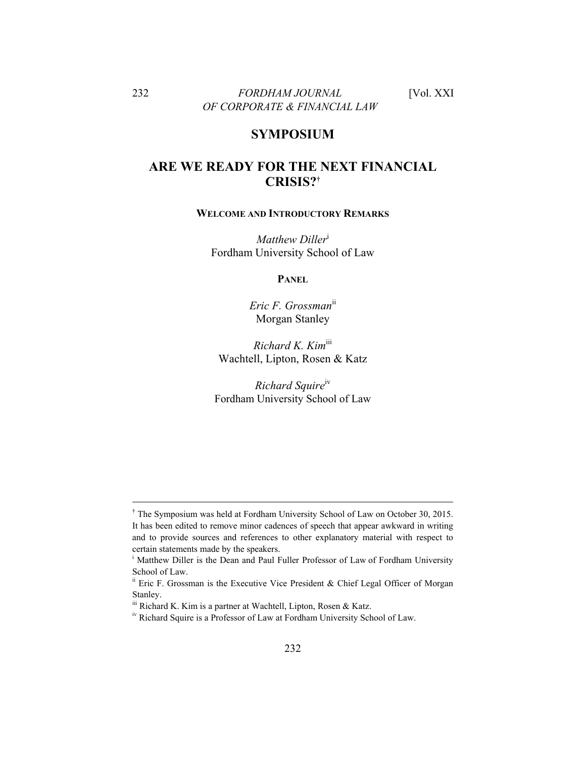# SYMPOSIUM

# ARE WE READY FOR THE NEXT FINANCIAL CRISIS?[†]

## WELCOME AND INTRODUCTORY REMARKS

*Matthew Diller*[i]
Fordham University School of Law

## PANEL

*Eric F. Grossman*[ii]
Morgan Stanley

*Richard K. Kim*[iii]
Wachtell, Lipton, Rosen & Katz

*Richard Squire*[iv]
Fordham University School of Law

---

[†] The Symposium was held at Fordham University School of Law on October 30, 2015. It has been edited to remove minor cadences of speech that appear awkward in writing and to provide sources and references to other explanatory material with respect to certain statements made by the speakers.

[i] Matthew Diller is the Dean and Paul Fuller Professor of Law of Fordham University School of Law.

[ii] Eric F. Grossman is the Executive Vice President & Chief Legal Officer of Morgan Stanley.

[iii] Richard K. Kim is a partner at Wachtell, Lipton, Rosen & Katz.

[iv] Richard Squire is a Professor of Law at Fordham University School of Law.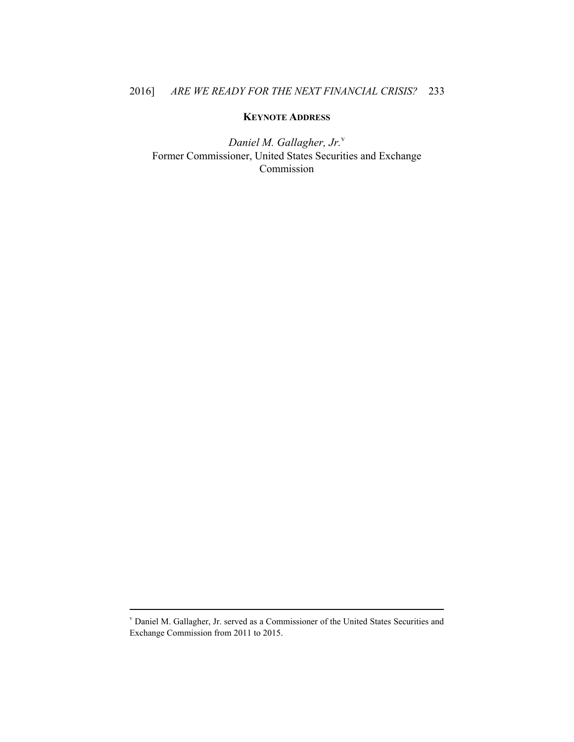**KEYNOTE ADDRESS**

*Daniel M. Gallagher, Jr.*[v]
Former Commissioner, United States Securities and Exchange Commission

---

[v] Daniel M. Gallagher, Jr. served as a Commissioner of the United States Securities and Exchange Commission from 2011 to 2015.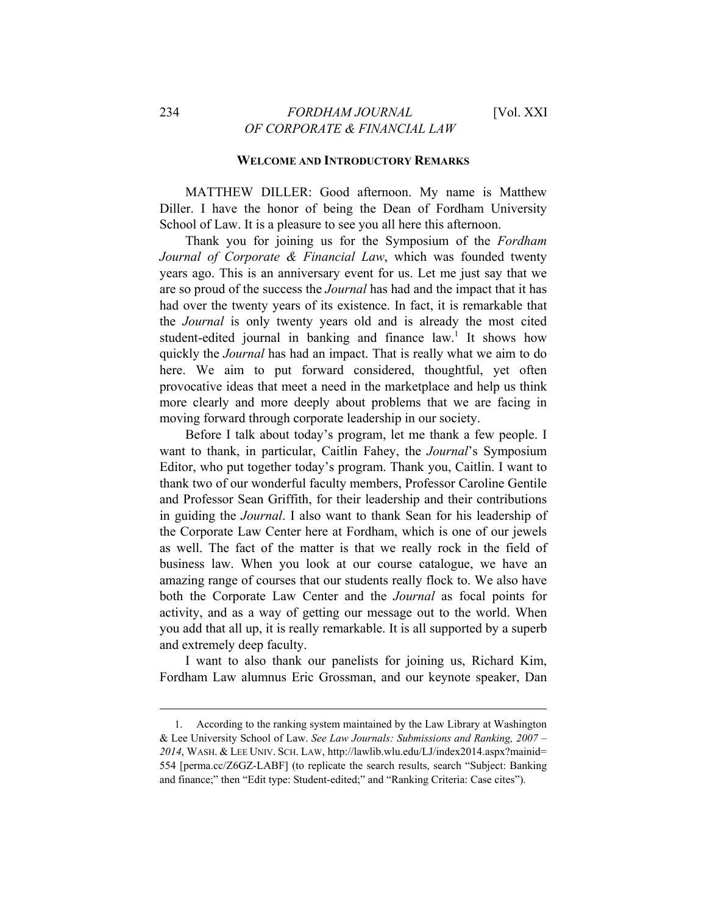## WELCOME AND INTRODUCTORY REMARKS

MATTHEW DILLER: Good afternoon. My name is Matthew Diller. I have the honor of being the Dean of Fordham University School of Law. It is a pleasure to see you all here this afternoon.

Thank you for joining us for the Symposium of the *Fordham Journal of Corporate & Financial Law*, which was founded twenty years ago. This is an anniversary event for us. Let me just say that we are so proud of the success the *Journal* has had and the impact that it has had over the twenty years of its existence. In fact, it is remarkable that the *Journal* is only twenty years old and is already the most cited student-edited journal in banking and finance law.[1] It shows how quickly the *Journal* has had an impact. That is really what we aim to do here. We aim to put forward considered, thoughtful, yet often provocative ideas that meet a need in the marketplace and help us think more clearly and more deeply about problems that we are facing in moving forward through corporate leadership in our society.

Before I talk about today's program, let me thank a few people. I want to thank, in particular, Caitlin Fahey, the *Journal*'s Symposium Editor, who put together today's program. Thank you, Caitlin. I want to thank two of our wonderful faculty members, Professor Caroline Gentile and Professor Sean Griffith, for their leadership and their contributions in guiding the *Journal*. I also want to thank Sean for his leadership of the Corporate Law Center here at Fordham, which is one of our jewels as well. The fact of the matter is that we really rock in the field of business law. When you look at our course catalogue, we have an amazing range of courses that our students really flock to. We also have both the Corporate Law Center and the *Journal* as focal points for activity, and as a way of getting our message out to the world. When you add that all up, it is really remarkable. It is all supported by a superb and extremely deep faculty.

I want to also thank our panelists for joining us, Richard Kim, Fordham Law alumnus Eric Grossman, and our keynote speaker, Dan

---

1. According to the ranking system maintained by the Law Library at Washington & Lee University School of Law. *See Law Journals: Submissions and Ranking, 2007 – 2014*, WASH. & LEE UNIV. SCH. LAW, http://lawlib.wlu.edu/LJ/index2014.aspx?mainid=554 [perma.cc/Z6GZ-LABF] (to replicate the search results, search "Subject: Banking and finance;" then "Edit type: Student-edited;" and "Ranking Criteria: Case cites").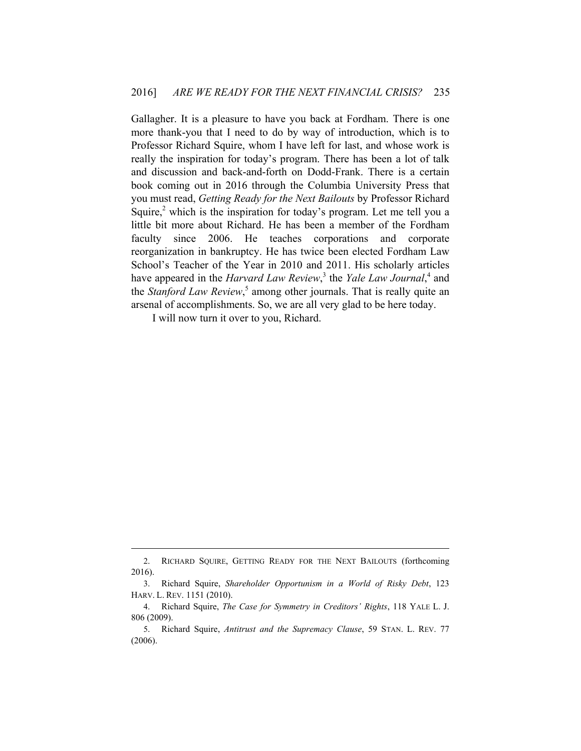Gallagher. It is a pleasure to have you back at Fordham. There is one more thank-you that I need to do by way of introduction, which is to Professor Richard Squire, whom I have left for last, and whose work is really the inspiration for today's program. There has been a lot of talk and discussion and back-and-forth on Dodd-Frank. There is a certain book coming out in 2016 through the Columbia University Press that you must read, *Getting Ready for the Next Bailouts* by Professor Richard Squire,[2] which is the inspiration for today's program. Let me tell you a little bit more about Richard. He has been a member of the Fordham faculty since 2006. He teaches corporations and corporate reorganization in bankruptcy. He has twice been elected Fordham Law School's Teacher of the Year in 2010 and 2011. His scholarly articles have appeared in the *Harvard Law Review*,[3] the *Yale Law Journal*,[4] and the *Stanford Law Review*,[5] among other journals. That is really quite an arsenal of accomplishments. So, we are all very glad to be here today.

I will now turn it over to you, Richard.

---

2. RICHARD SQUIRE, GETTING READY FOR THE NEXT BAILOUTS (forthcoming 2016).

3. Richard Squire, *Shareholder Opportunism in a World of Risky Debt*, 123 HARV. L. REV. 1151 (2010).

4. Richard Squire, *The Case for Symmetry in Creditors' Rights*, 118 YALE L. J. 806 (2009).

5. Richard Squire, *Antitrust and the Supremacy Clause*, 59 STAN. L. REV. 77 (2006).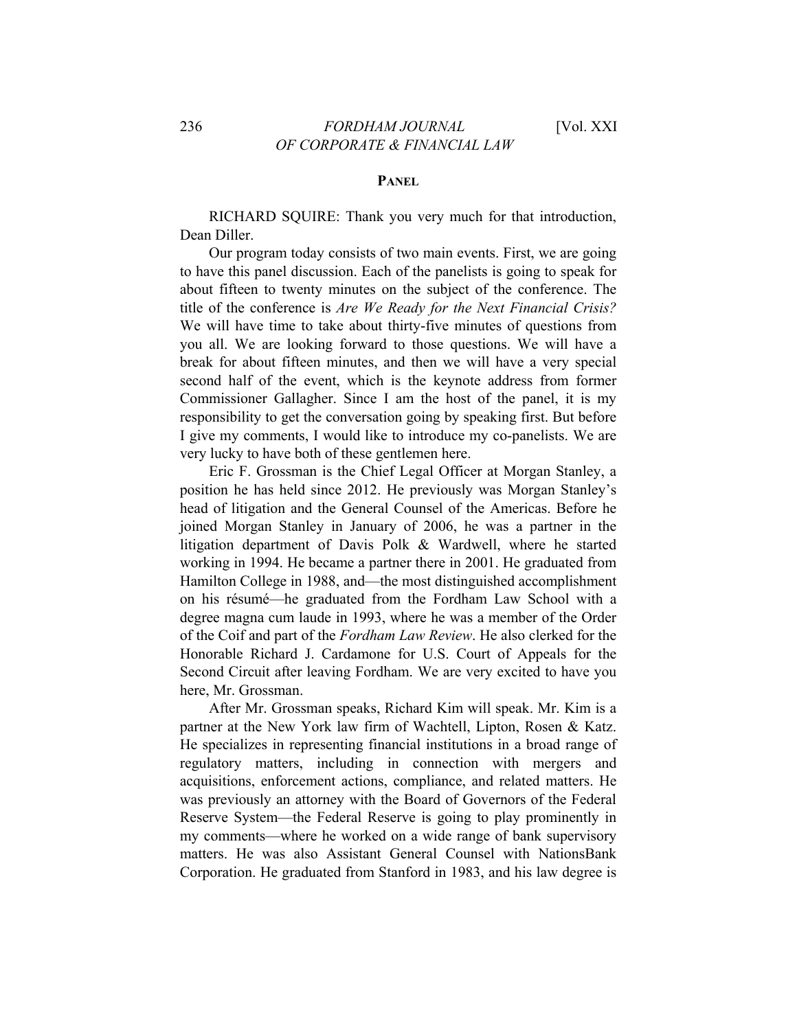## PANEL

RICHARD SQUIRE: Thank you very much for that introduction, Dean Diller.

Our program today consists of two main events. First, we are going to have this panel discussion. Each of the panelists is going to speak for about fifteen to twenty minutes on the subject of the conference. The title of the conference is *Are We Ready for the Next Financial Crisis?* We will have time to take about thirty-five minutes of questions from you all. We are looking forward to those questions. We will have a break for about fifteen minutes, and then we will have a very special second half of the event, which is the keynote address from former Commissioner Gallagher. Since I am the host of the panel, it is my responsibility to get the conversation going by speaking first. But before I give my comments, I would like to introduce my co-panelists. We are very lucky to have both of these gentlemen here.

Eric F. Grossman is the Chief Legal Officer at Morgan Stanley, a position he has held since 2012. He previously was Morgan Stanley's head of litigation and the General Counsel of the Americas. Before he joined Morgan Stanley in January of 2006, he was a partner in the litigation department of Davis Polk & Wardwell, where he started working in 1994. He became a partner there in 2001. He graduated from Hamilton College in 1988, and—the most distinguished accomplishment on his résumé—he graduated from the Fordham Law School with a degree magna cum laude in 1993, where he was a member of the Order of the Coif and part of the *Fordham Law Review*. He also clerked for the Honorable Richard J. Cardamone for U.S. Court of Appeals for the Second Circuit after leaving Fordham. We are very excited to have you here, Mr. Grossman.

After Mr. Grossman speaks, Richard Kim will speak. Mr. Kim is a partner at the New York law firm of Wachtell, Lipton, Rosen & Katz. He specializes in representing financial institutions in a broad range of regulatory matters, including in connection with mergers and acquisitions, enforcement actions, compliance, and related matters. He was previously an attorney with the Board of Governors of the Federal Reserve System—the Federal Reserve is going to play prominently in my comments—where he worked on a wide range of bank supervisory matters. He was also Assistant General Counsel with NationsBank Corporation. He graduated from Stanford in 1983, and his law degree is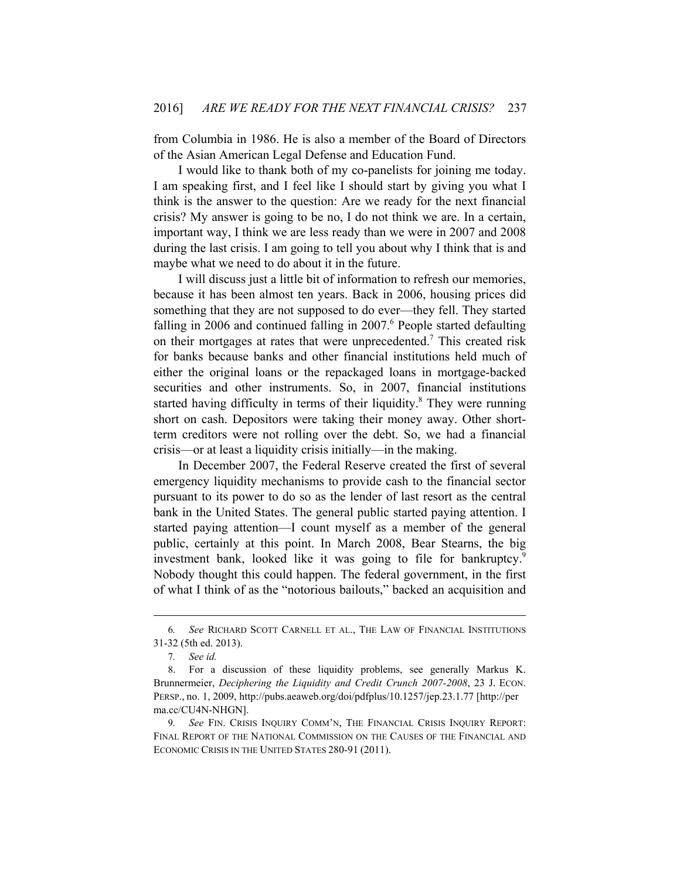from Columbia in 1986. He is also a member of the Board of Directors of the Asian American Legal Defense and Education Fund.

I would like to thank both of my co-panelists for joining me today. I am speaking first, and I feel like I should start by giving you what I think is the answer to the question: Are we ready for the next financial crisis? My answer is going to be no, I do not think we are. In a certain, important way, I think we are less ready than we were in 2007 and 2008 during the last crisis. I am going to tell you about why I think that is and maybe what we need to do about it in the future.

I will discuss just a little bit of information to refresh our memories, because it has been almost ten years. Back in 2006, housing prices did something that they are not supposed to do ever—they fell. They started falling in 2006 and continued falling in 2007.[6] People started defaulting on their mortgages at rates that were unprecedented.[7] This created risk for banks because banks and other financial institutions held much of either the original loans or the repackaged loans in mortgage-backed securities and other instruments. So, in 2007, financial institutions started having difficulty in terms of their liquidity.[8] They were running short on cash. Depositors were taking their money away. Other short-term creditors were not rolling over the debt. So, we had a financial crisis—or at least a liquidity crisis initially—in the making.

In December 2007, the Federal Reserve created the first of several emergency liquidity mechanisms to provide cash to the financial sector pursuant to its power to do so as the lender of last resort as the central bank in the United States. The general public started paying attention. I started paying attention—I count myself as a member of the general public, certainly at this point. In March 2008, Bear Stearns, the big investment bank, looked like it was going to file for bankruptcy.[9] Nobody thought this could happen. The federal government, in the first of what I think of as the "notorious bailouts," backed an acquisition and

---

6. *See* RICHARD SCOTT CARNELL ET AL., THE LAW OF FINANCIAL INSTITUTIONS 31-32 (5th ed. 2013).

7. *See id.*

8. For a discussion of these liquidity problems, see generally Markus K. Brunnermeier, *Deciphering the Liquidity and Credit Crunch 2007-2008*, 23 J. ECON. PERSP., no. 1, 2009, http://pubs.aeaweb.org/doi/pdfplus/10.1257/jep.23.1.77 [http://perma.cc/CU4N-NHGN].

9. *See* FIN. CRISIS INQUIRY COMM'N, THE FINANCIAL CRISIS INQUIRY REPORT: FINAL REPORT OF THE NATIONAL COMMISSION ON THE CAUSES OF THE FINANCIAL AND ECONOMIC CRISIS IN THE UNITED STATES 280-91 (2011).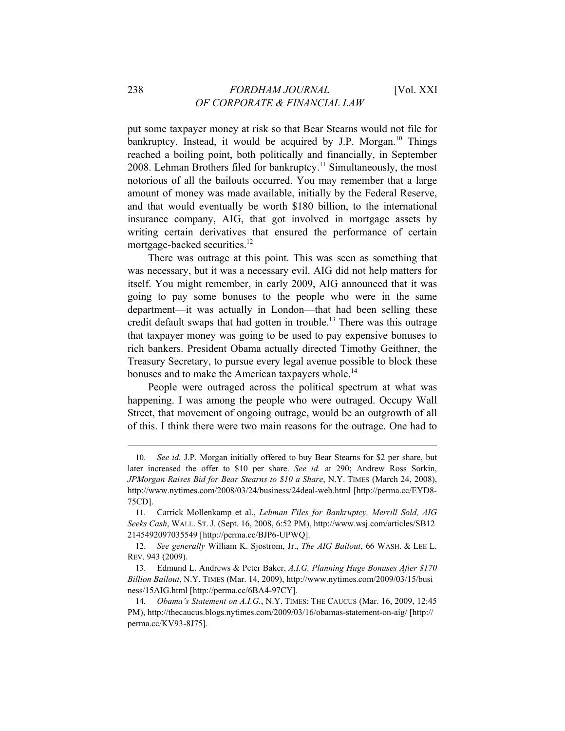put some taxpayer money at risk so that Bear Stearns would not file for bankruptcy. Instead, it would be acquired by J.P. Morgan.[10] Things reached a boiling point, both politically and financially, in September 2008. Lehman Brothers filed for bankruptcy.[11] Simultaneously, the most notorious of all the bailouts occurred. You may remember that a large amount of money was made available, initially by the Federal Reserve, and that would eventually be worth $180 billion, to the international insurance company, AIG, that got involved in mortgage assets by writing certain derivatives that ensured the performance of certain mortgage-backed securities.[12]

There was outrage at this point. This was seen as something that was necessary, but it was a necessary evil. AIG did not help matters for itself. You might remember, in early 2009, AIG announced that it was going to pay some bonuses to the people who were in the same department—it was actually in London—that had been selling these credit default swaps that had gotten in trouble.[13] There was this outrage that taxpayer money was going to be used to pay expensive bonuses to rich bankers. President Obama actually directed Timothy Geithner, the Treasury Secretary, to pursue every legal avenue possible to block these bonuses and to make the American taxpayers whole.[14]

People were outraged across the political spectrum at what was happening. I was among the people who were outraged. Occupy Wall Street, that movement of ongoing outrage, would be an outgrowth of all of this. I think there were two main reasons for the outrage. One had to

---

10. *See id.* J.P. Morgan initially offered to buy Bear Stearns for $2 per share, but later increased the offer to $10 per share. *See id.* at 290; Andrew Ross Sorkin, *JPMorgan Raises Bid for Bear Stearns to $10 a Share*, N.Y. TIMES (March 24, 2008), http://www.nytimes.com/2008/03/24/business/24deal-web.html [http://perma.cc/EYD8-75CD].

11. Carrick Mollenkamp et al., *Lehman Files for Bankruptcy, Merrill Sold, AIG Seeks Cash*, WALL. ST. J. (Sept. 16, 2008, 6:52 PM), http://www.wsj.com/articles/SB122145492097035549 [http://perma.cc/BJP6-UPWQ].

12. *See generally* William K. Sjostrom, Jr., *The AIG Bailout*, 66 WASH. & LEE L. REV. 943 (2009).

13. Edmund L. Andrews & Peter Baker, *A.I.G. Planning Huge Bonuses After $170 Billion Bailout*, N.Y. TIMES (Mar. 14, 2009), http://www.nytimes.com/2009/03/15/business/15AIG.html [http://perma.cc/6BA4-97CY].

14. *Obama's Statement on A.I.G.*, N.Y. TIMES: THE CAUCUS (Mar. 16, 2009, 12:45 PM), http://thecaucus.blogs.nytimes.com/2009/03/16/obamas-statement-on-aig/ [http://perma.cc/KV93-8J75].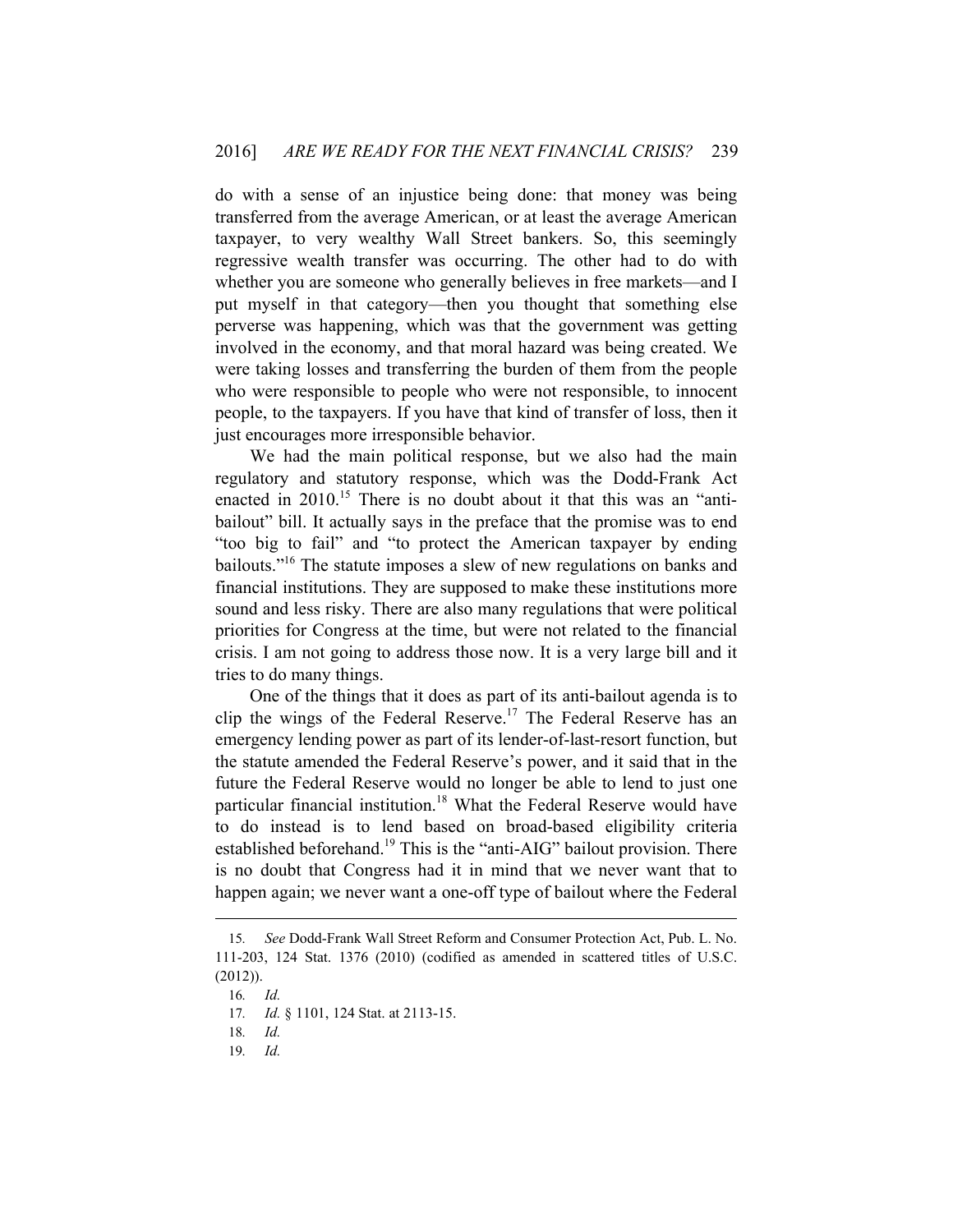do with a sense of an injustice being done: that money was being transferred from the average American, or at least the average American taxpayer, to very wealthy Wall Street bankers. So, this seemingly regressive wealth transfer was occurring. The other had to do with whether you are someone who generally believes in free markets—and I put myself in that category—then you thought that something else perverse was happening, which was that the government was getting involved in the economy, and that moral hazard was being created. We were taking losses and transferring the burden of them from the people who were responsible to people who were not responsible, to innocent people, to the taxpayers. If you have that kind of transfer of loss, then it just encourages more irresponsible behavior.

We had the main political response, but we also had the main regulatory and statutory response, which was the Dodd-Frank Act enacted in 2010.[15] There is no doubt about it that this was an "anti-bailout" bill. It actually says in the preface that the promise was to end "too big to fail" and "to protect the American taxpayer by ending bailouts."[16] The statute imposes a slew of new regulations on banks and financial institutions. They are supposed to make these institutions more sound and less risky. There are also many regulations that were political priorities for Congress at the time, but were not related to the financial crisis. I am not going to address those now. It is a very large bill and it tries to do many things.

One of the things that it does as part of its anti-bailout agenda is to clip the wings of the Federal Reserve.[17] The Federal Reserve has an emergency lending power as part of its lender-of-last-resort function, but the statute amended the Federal Reserve's power, and it said that in the future the Federal Reserve would no longer be able to lend to just one particular financial institution.[18] What the Federal Reserve would have to do instead is to lend based on broad-based eligibility criteria established beforehand.[19] This is the "anti-AIG" bailout provision. There is no doubt that Congress had it in mind that we never want that to happen again; we never want a one-off type of bailout where the Federal

---

15. *See* Dodd-Frank Wall Street Reform and Consumer Protection Act, Pub. L. No. 111-203, 124 Stat. 1376 (2010) (codified as amended in scattered titles of U.S.C. (2012)).

16. *Id.*

17. *Id.* § 1101, 124 Stat. at 2113-15.

18. *Id.*

19. *Id.*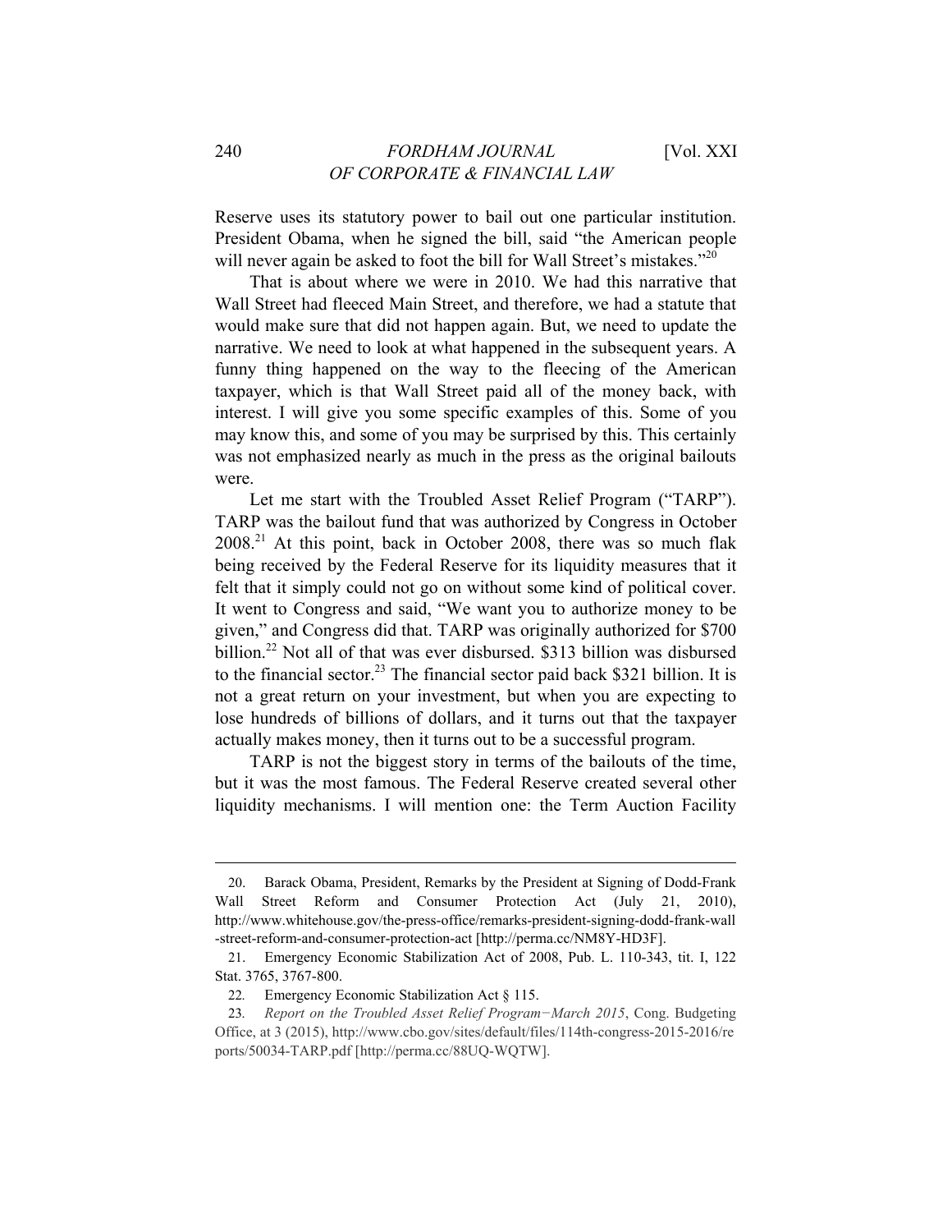Reserve uses its statutory power to bail out one particular institution. President Obama, when he signed the bill, said "the American people will never again be asked to foot the bill for Wall Street's mistakes."[20]

That is about where we were in 2010. We had this narrative that Wall Street had fleeced Main Street, and therefore, we had a statute that would make sure that did not happen again. But, we need to update the narrative. We need to look at what happened in the subsequent years. A funny thing happened on the way to the fleecing of the American taxpayer, which is that Wall Street paid all of the money back, with interest. I will give you some specific examples of this. Some of you may know this, and some of you may be surprised by this. This certainly was not emphasized nearly as much in the press as the original bailouts were.

Let me start with the Troubled Asset Relief Program ("TARP"). TARP was the bailout fund that was authorized by Congress in October 2008.[21] At this point, back in October 2008, there was so much flak being received by the Federal Reserve for its liquidity measures that it felt that it simply could not go on without some kind of political cover. It went to Congress and said, "We want you to authorize money to be given," and Congress did that. TARP was originally authorized for $700 billion.[22] Not all of that was ever disbursed. $313 billion was disbursed to the financial sector.[23] The financial sector paid back $321 billion. It is not a great return on your investment, but when you are expecting to lose hundreds of billions of dollars, and it turns out that the taxpayer actually makes money, then it turns out to be a successful program.

TARP is not the biggest story in terms of the bailouts of the time, but it was the most famous. The Federal Reserve created several other liquidity mechanisms. I will mention one: the Term Auction Facility

---

20. Barack Obama, President, Remarks by the President at Signing of Dodd-Frank Wall Street Reform and Consumer Protection Act (July 21, 2010), http://www.whitehouse.gov/the-press-office/remarks-president-signing-dodd-frank-wall-street-reform-and-consumer-protection-act [http://perma.cc/NM8Y-HD3F].

21. Emergency Economic Stabilization Act of 2008, Pub. L. 110-343, tit. I, 122 Stat. 3765, 3767-800.

22. Emergency Economic Stabilization Act § 115.

23. *Report on the Troubled Asset Relief Program−March 2015*, Cong. Budgeting Office, at 3 (2015), http://www.cbo.gov/sites/default/files/114th-congress-2015-2016/reports/50034-TARP.pdf [http://perma.cc/88UQ-WQTW].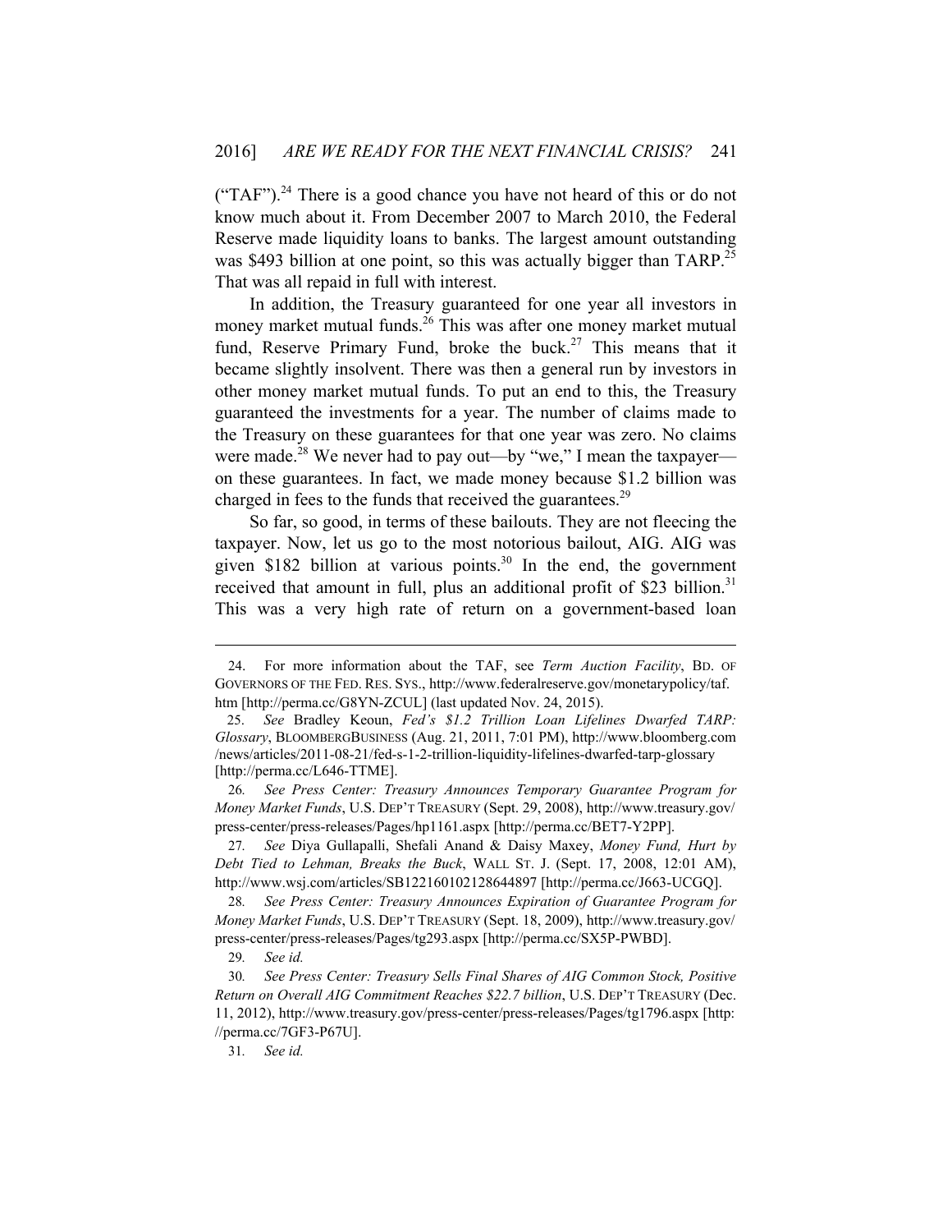("TAF").[24] There is a good chance you have not heard of this or do not know much about it. From December 2007 to March 2010, the Federal Reserve made liquidity loans to banks. The largest amount outstanding was $493 billion at one point, so this was actually bigger than TARP.[25] That was all repaid in full with interest.

In addition, the Treasury guaranteed for one year all investors in money market mutual funds.[26] This was after one money market mutual fund, Reserve Primary Fund, broke the buck.[27] This means that it became slightly insolvent. There was then a general run by investors in other money market mutual funds. To put an end to this, the Treasury guaranteed the investments for a year. The number of claims made to the Treasury on these guarantees for that one year was zero. No claims were made.[28] We never had to pay out—by "we," I mean the taxpayer—on these guarantees. In fact, we made money because $1.2 billion was charged in fees to the funds that received the guarantees.[29]

So far, so good, in terms of these bailouts. They are not fleecing the taxpayer. Now, let us go to the most notorious bailout, AIG. AIG was given $182 billion at various points.[30] In the end, the government received that amount in full, plus an additional profit of $23 billion.[31] This was a very high rate of return on a government-based loan

---

24. For more information about the TAF, see *Term Auction Facility*, BD. OF GOVERNORS OF THE FED. RES. SYS., http://www.federalreserve.gov/monetarypolicy/taf.htm [http://perma.cc/G8YN-ZCUL] (last updated Nov. 24, 2015).

25. *See* Bradley Keoun, *Fed's $1.2 Trillion Loan Lifelines Dwarfed TARP: Glossary*, BLOOMBERGBUSINESS (Aug. 21, 2011, 7:01 PM), http://www.bloomberg.com/news/articles/2011-08-21/fed-s-1-2-trillion-liquidity-lifelines-dwarfed-tarp-glossary [http://perma.cc/L646-TTME].

26. *See Press Center: Treasury Announces Temporary Guarantee Program for Money Market Funds*, U.S. DEP'T TREASURY (Sept. 29, 2008), http://www.treasury.gov/press-center/press-releases/Pages/hp1161.aspx [http://perma.cc/BET7-Y2PP].

27. *See* Diya Gullapalli, Shefali Anand & Daisy Maxey, *Money Fund, Hurt by Debt Tied to Lehman, Breaks the Buck*, WALL ST. J. (Sept. 17, 2008, 12:01 AM), http://www.wsj.com/articles/SB122160102128644897 [http://perma.cc/J663-UCGQ].

28. *See Press Center: Treasury Announces Expiration of Guarantee Program for Money Market Funds*, U.S. DEP'T TREASURY (Sept. 18, 2009), http://www.treasury.gov/press-center/press-releases/Pages/tg293.aspx [http://perma.cc/SX5P-PWBD].

29. *See id.*

30. *See Press Center: Treasury Sells Final Shares of AIG Common Stock, Positive Return on Overall AIG Commitment Reaches $22.7 billion*, U.S. DEP'T TREASURY (Dec. 11, 2012), http://www.treasury.gov/press-center/press-releases/Pages/tg1796.aspx [http://perma.cc/7GF3-P67U].

31. *See id.*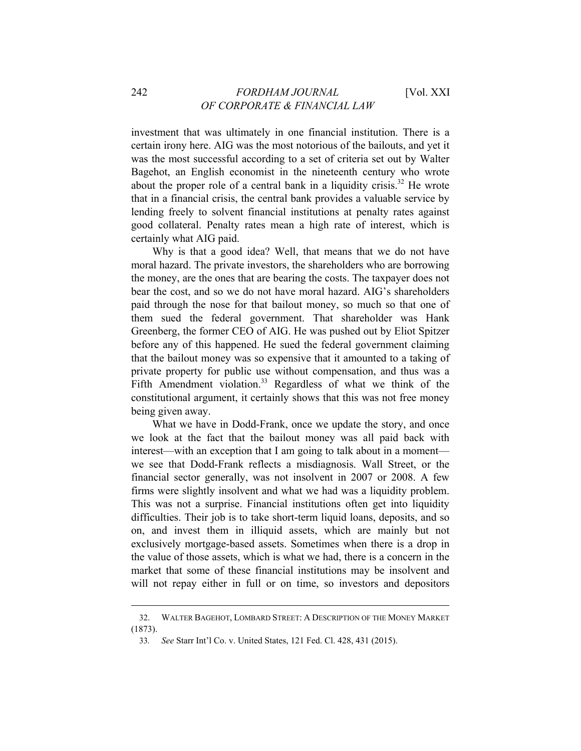investment that was ultimately in one financial institution. There is a certain irony here. AIG was the most notorious of the bailouts, and yet it was the most successful according to a set of criteria set out by Walter Bagehot, an English economist in the nineteenth century who wrote about the proper role of a central bank in a liquidity crisis.[32] He wrote that in a financial crisis, the central bank provides a valuable service by lending freely to solvent financial institutions at penalty rates against good collateral. Penalty rates mean a high rate of interest, which is certainly what AIG paid.

Why is that a good idea? Well, that means that we do not have moral hazard. The private investors, the shareholders who are borrowing the money, are the ones that are bearing the costs. The taxpayer does not bear the cost, and so we do not have moral hazard. AIG's shareholders paid through the nose for that bailout money, so much so that one of them sued the federal government. That shareholder was Hank Greenberg, the former CEO of AIG. He was pushed out by Eliot Spitzer before any of this happened. He sued the federal government claiming that the bailout money was so expensive that it amounted to a taking of private property for public use without compensation, and thus was a Fifth Amendment violation.[33] Regardless of what we think of the constitutional argument, it certainly shows that this was not free money being given away.

What we have in Dodd-Frank, once we update the story, and once we look at the fact that the bailout money was all paid back with interest—with an exception that I am going to talk about in a moment—we see that Dodd-Frank reflects a misdiagnosis. Wall Street, or the financial sector generally, was not insolvent in 2007 or 2008. A few firms were slightly insolvent and what we had was a liquidity problem. This was not a surprise. Financial institutions often get into liquidity difficulties. Their job is to take short-term liquid loans, deposits, and so on, and invest them in illiquid assets, which are mainly but not exclusively mortgage-based assets. Sometimes when there is a drop in the value of those assets, which is what we had, there is a concern in the market that some of these financial institutions may be insolvent and will not repay either in full or on time, so investors and depositors

---

32. WALTER BAGEHOT, LOMBARD STREET: A DESCRIPTION OF THE MONEY MARKET (1873).

33. *See* Starr Int'l Co. v. United States, 121 Fed. Cl. 428, 431 (2015).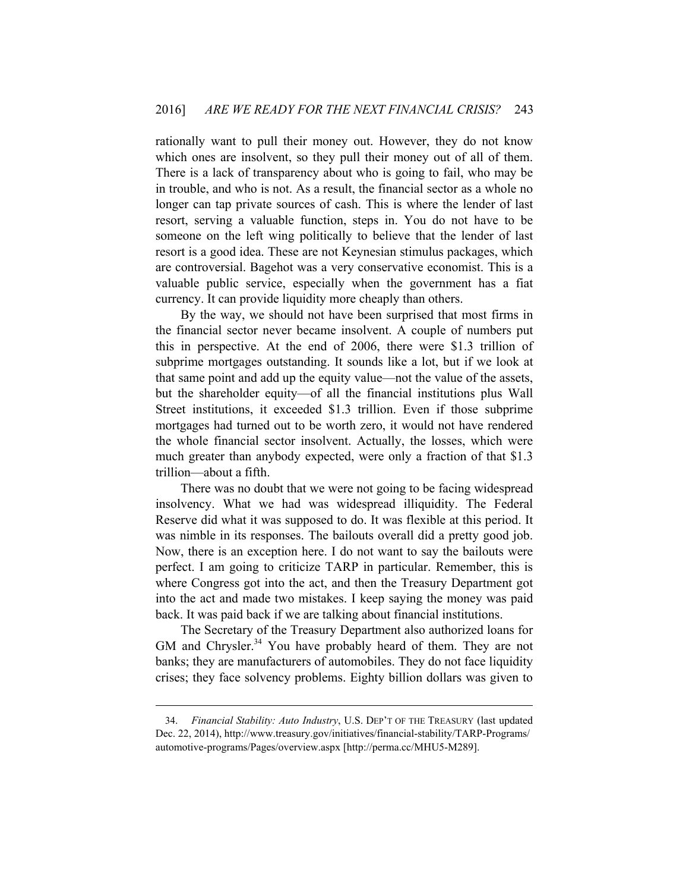rationally want to pull their money out. However, they do not know which ones are insolvent, so they pull their money out of all of them. There is a lack of transparency about who is going to fail, who may be in trouble, and who is not. As a result, the financial sector as a whole no longer can tap private sources of cash. This is where the lender of last resort, serving a valuable function, steps in. You do not have to be someone on the left wing politically to believe that the lender of last resort is a good idea. These are not Keynesian stimulus packages, which are controversial. Bagehot was a very conservative economist. This is a valuable public service, especially when the government has a fiat currency. It can provide liquidity more cheaply than others.

By the way, we should not have been surprised that most firms in the financial sector never became insolvent. A couple of numbers put this in perspective. At the end of 2006, there were $1.3 trillion of subprime mortgages outstanding. It sounds like a lot, but if we look at that same point and add up the equity value—not the value of the assets, but the shareholder equity—of all the financial institutions plus Wall Street institutions, it exceeded $1.3 trillion. Even if those subprime mortgages had turned out to be worth zero, it would not have rendered the whole financial sector insolvent. Actually, the losses, which were much greater than anybody expected, were only a fraction of that $1.3 trillion—about a fifth.

There was no doubt that we were not going to be facing widespread insolvency. What we had was widespread illiquidity. The Federal Reserve did what it was supposed to do. It was flexible at this period. It was nimble in its responses. The bailouts overall did a pretty good job. Now, there is an exception here. I do not want to say the bailouts were perfect. I am going to criticize TARP in particular. Remember, this is where Congress got into the act, and then the Treasury Department got into the act and made two mistakes. I keep saying the money was paid back. It was paid back if we are talking about financial institutions.

The Secretary of the Treasury Department also authorized loans for GM and Chrysler.[34] You have probably heard of them. They are not banks; they are manufacturers of automobiles. They do not face liquidity crises; they face solvency problems. Eighty billion dollars was given to

---

34. *Financial Stability: Auto Industry*, U.S. DEP'T OF THE TREASURY (last updated Dec. 22, 2014), http://www.treasury.gov/initiatives/financial-stability/TARP-Programs/automotive-programs/Pages/overview.aspx [http://perma.cc/MHU5-M289].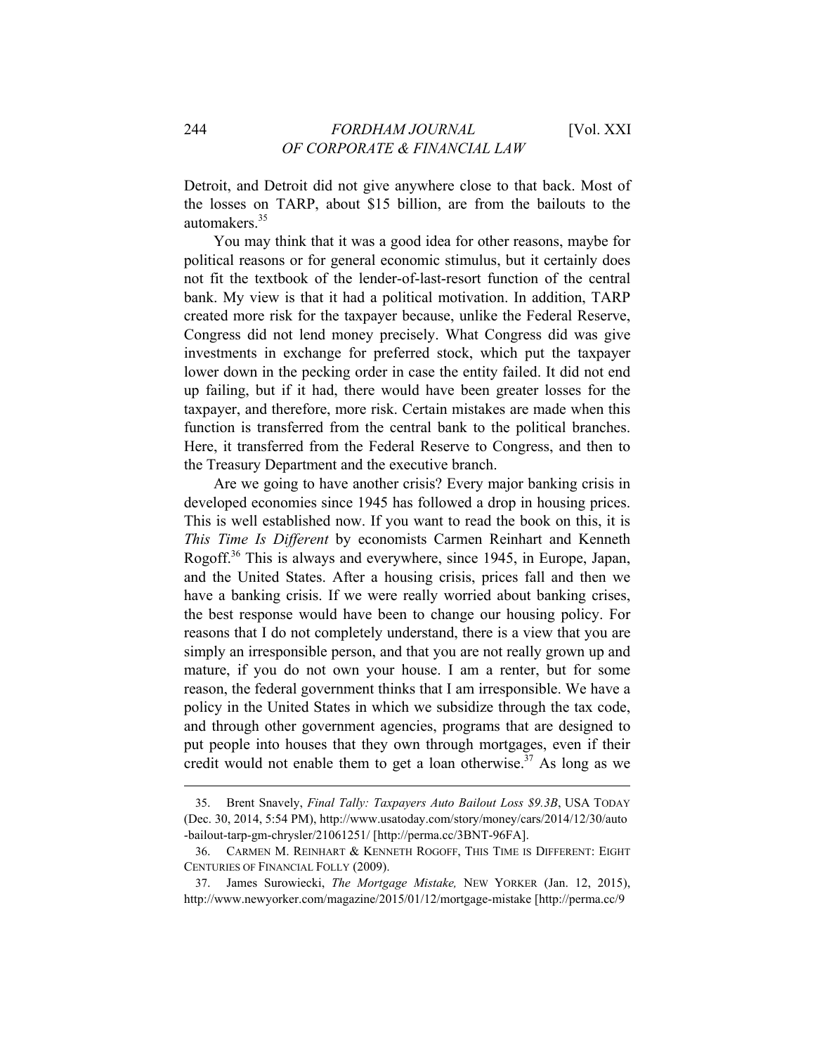Detroit, and Detroit did not give anywhere close to that back. Most of the losses on TARP, about $15 billion, are from the bailouts to the automakers.[35]

You may think that it was a good idea for other reasons, maybe for political reasons or for general economic stimulus, but it certainly does not fit the textbook of the lender-of-last-resort function of the central bank. My view is that it had a political motivation. In addition, TARP created more risk for the taxpayer because, unlike the Federal Reserve, Congress did not lend money precisely. What Congress did was give investments in exchange for preferred stock, which put the taxpayer lower down in the pecking order in case the entity failed. It did not end up failing, but if it had, there would have been greater losses for the taxpayer, and therefore, more risk. Certain mistakes are made when this function is transferred from the central bank to the political branches. Here, it transferred from the Federal Reserve to Congress, and then to the Treasury Department and the executive branch.

Are we going to have another crisis? Every major banking crisis in developed economies since 1945 has followed a drop in housing prices. This is well established now. If you want to read the book on this, it is *This Time Is Different* by economists Carmen Reinhart and Kenneth Rogoff.[36] This is always and everywhere, since 1945, in Europe, Japan, and the United States. After a housing crisis, prices fall and then we have a banking crisis. If we were really worried about banking crises, the best response would have been to change our housing policy. For reasons that I do not completely understand, there is a view that you are simply an irresponsible person, and that you are not really grown up and mature, if you do not own your house. I am a renter, but for some reason, the federal government thinks that I am irresponsible. We have a policy in the United States in which we subsidize through the tax code, and through other government agencies, programs that are designed to put people into houses that they own through mortgages, even if their credit would not enable them to get a loan otherwise.[37] As long as we

---

35. Brent Snavely, *Final Tally: Taxpayers Auto Bailout Loss $9.3B*, USA TODAY (Dec. 30, 2014, 5:54 PM), http://www.usatoday.com/story/money/cars/2014/12/30/auto-bailout-tarp-gm-chrysler/21061251/ [http://perma.cc/3BNT-96FA].

36. CARMEN M. REINHART & KENNETH ROGOFF, THIS TIME IS DIFFERENT: EIGHT CENTURIES OF FINANCIAL FOLLY (2009).

37. James Surowiecki, *The Mortgage Mistake,* NEW YORKER (Jan. 12, 2015), http://www.newyorker.com/magazine/2015/01/12/mortgage-mistake [http://perma.cc/9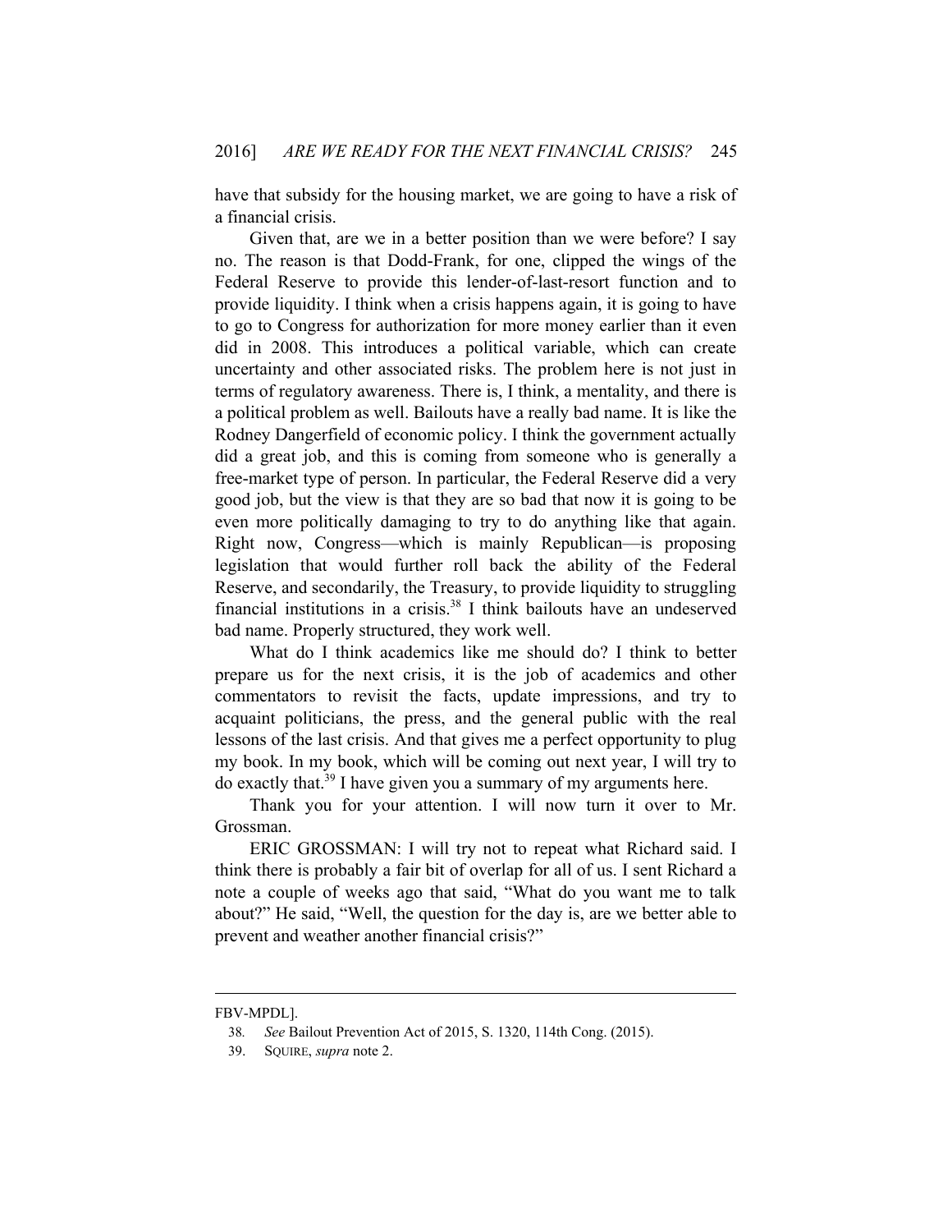have that subsidy for the housing market, we are going to have a risk of a financial crisis.

Given that, are we in a better position than we were before? I say no. The reason is that Dodd-Frank, for one, clipped the wings of the Federal Reserve to provide this lender-of-last-resort function and to provide liquidity. I think when a crisis happens again, it is going to have to go to Congress for authorization for more money earlier than it even did in 2008. This introduces a political variable, which can create uncertainty and other associated risks. The problem here is not just in terms of regulatory awareness. There is, I think, a mentality, and there is a political problem as well. Bailouts have a really bad name. It is like the Rodney Dangerfield of economic policy. I think the government actually did a great job, and this is coming from someone who is generally a free-market type of person. In particular, the Federal Reserve did a very good job, but the view is that they are so bad that now it is going to be even more politically damaging to try to do anything like that again. Right now, Congress—which is mainly Republican—is proposing legislation that would further roll back the ability of the Federal Reserve, and secondarily, the Treasury, to provide liquidity to struggling financial institutions in a crisis.[38] I think bailouts have an undeserved bad name. Properly structured, they work well.

What do I think academics like me should do? I think to better prepare us for the next crisis, it is the job of academics and other commentators to revisit the facts, update impressions, and try to acquaint politicians, the press, and the general public with the real lessons of the last crisis. And that gives me a perfect opportunity to plug my book. In my book, which will be coming out next year, I will try to do exactly that.[39] I have given you a summary of my arguments here.

Thank you for your attention. I will now turn it over to Mr. Grossman.

ERIC GROSSMAN: I will try not to repeat what Richard said. I think there is probably a fair bit of overlap for all of us. I sent Richard a note a couple of weeks ago that said, "What do you want me to talk about?" He said, "Well, the question for the day is, are we better able to prevent and weather another financial crisis?"

---

FBV-MPDL].

38. *See* Bailout Prevention Act of 2015, S. 1320, 114th Cong. (2015).

39. SQUIRE, *supra* note 2.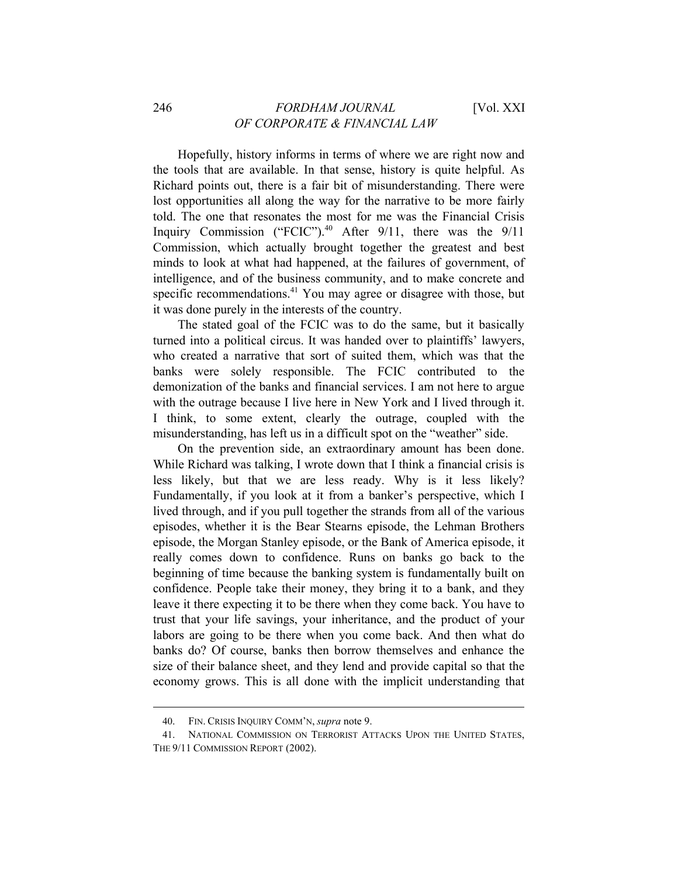Hopefully, history informs in terms of where we are right now and the tools that are available. In that sense, history is quite helpful. As Richard points out, there is a fair bit of misunderstanding. There were lost opportunities all along the way for the narrative to be more fairly told. The one that resonates the most for me was the Financial Crisis Inquiry Commission ("FCIC").[40] After 9/11, there was the 9/11 Commission, which actually brought together the greatest and best minds to look at what had happened, at the failures of government, of intelligence, and of the business community, and to make concrete and specific recommendations.[41] You may agree or disagree with those, but it was done purely in the interests of the country.

The stated goal of the FCIC was to do the same, but it basically turned into a political circus. It was handed over to plaintiffs' lawyers, who created a narrative that sort of suited them, which was that the banks were solely responsible. The FCIC contributed to the demonization of the banks and financial services. I am not here to argue with the outrage because I live here in New York and I lived through it. I think, to some extent, clearly the outrage, coupled with the misunderstanding, has left us in a difficult spot on the "weather" side.

On the prevention side, an extraordinary amount has been done. While Richard was talking, I wrote down that I think a financial crisis is less likely, but that we are less ready. Why is it less likely? Fundamentally, if you look at it from a banker's perspective, which I lived through, and if you pull together the strands from all of the various episodes, whether it is the Bear Stearns episode, the Lehman Brothers episode, the Morgan Stanley episode, or the Bank of America episode, it really comes down to confidence. Runs on banks go back to the beginning of time because the banking system is fundamentally built on confidence. People take their money, they bring it to a bank, and they leave it there expecting it to be there when they come back. You have to trust that your life savings, your inheritance, and the product of your labors are going to be there when you come back. And then what do banks do? Of course, banks then borrow themselves and enhance the size of their balance sheet, and they lend and provide capital so that the economy grows. This is all done with the implicit understanding that

40. FIN. CRISIS INQUIRY COMM'N, *supra* note 9.

41. NATIONAL COMMISSION ON TERRORIST ATTACKS UPON THE UNITED STATES, THE 9/11 COMMISSION REPORT (2002).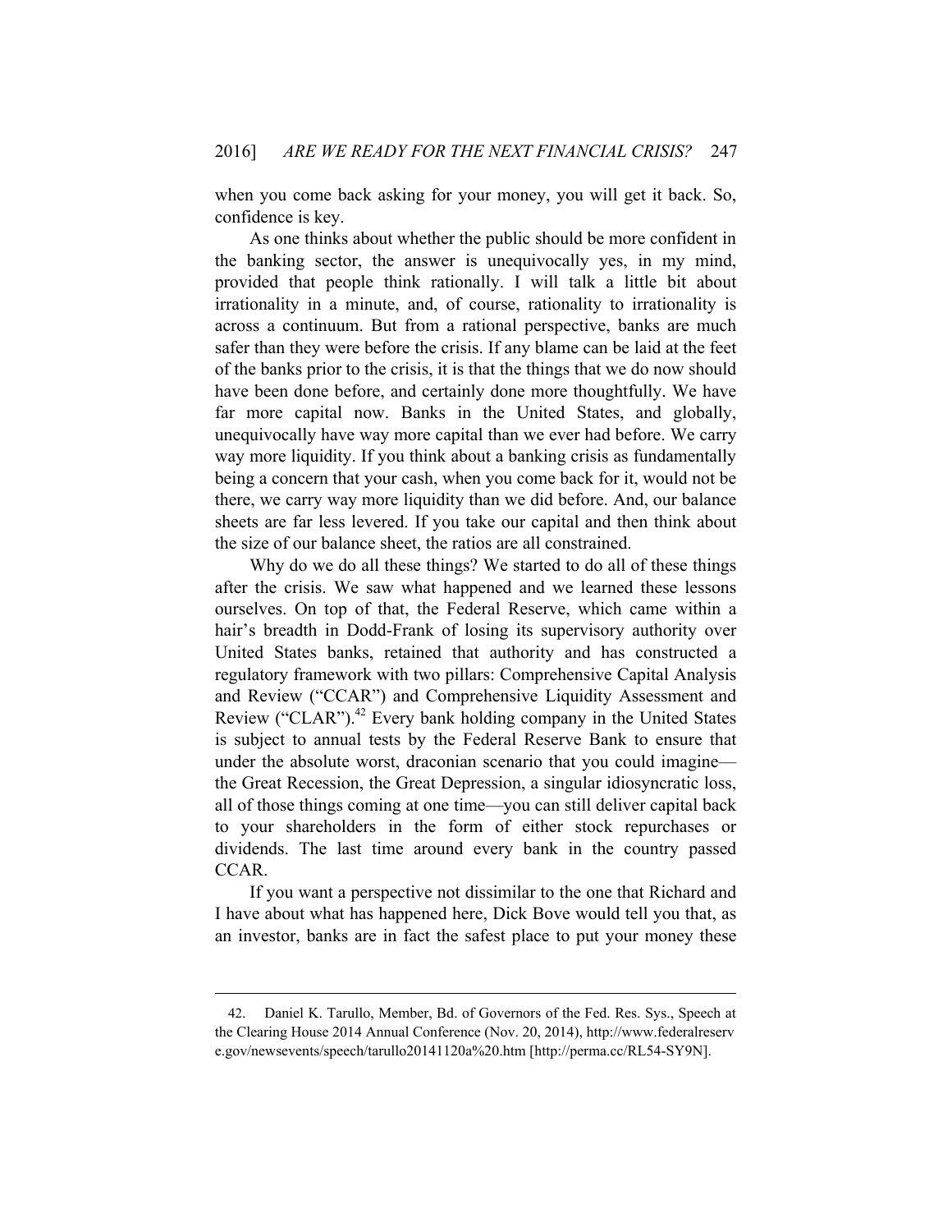when you come back asking for your money, you will get it back. So, confidence is key.

As one thinks about whether the public should be more confident in the banking sector, the answer is unequivocally yes, in my mind, provided that people think rationally. I will talk a little bit about irrationality in a minute, and, of course, rationality to irrationality is across a continuum. But from a rational perspective, banks are much safer than they were before the crisis. If any blame can be laid at the feet of the banks prior to the crisis, it is that the things that we do now should have been done before, and certainly done more thoughtfully. We have far more capital now. Banks in the United States, and globally, unequivocally have way more capital than we ever had before. We carry way more liquidity. If you think about a banking crisis as fundamentally being a concern that your cash, when you come back for it, would not be there, we carry way more liquidity than we did before. And, our balance sheets are far less levered. If you take our capital and then think about the size of our balance sheet, the ratios are all constrained.

Why do we do all these things? We started to do all of these things after the crisis. We saw what happened and we learned these lessons ourselves. On top of that, the Federal Reserve, which came within a hair's breadth in Dodd-Frank of losing its supervisory authority over United States banks, retained that authority and has constructed a regulatory framework with two pillars: Comprehensive Capital Analysis and Review ("CCAR") and Comprehensive Liquidity Assessment and Review ("CLAR").[42] Every bank holding company in the United States is subject to annual tests by the Federal Reserve Bank to ensure that under the absolute worst, draconian scenario that you could imagine—the Great Recession, the Great Depression, a singular idiosyncratic loss, all of those things coming at one time—you can still deliver capital back to your shareholders in the form of either stock repurchases or dividends. The last time around every bank in the country passed CCAR.

If you want a perspective not dissimilar to the one that Richard and I have about what has happened here, Dick Bove would tell you that, as an investor, banks are in fact the safest place to put your money these

---

42. Daniel K. Tarullo, Member, Bd. of Governors of the Fed. Res. Sys., Speech at the Clearing House 2014 Annual Conference (Nov. 20, 2014), http://www.federalreserve.gov/newsevents/speech/tarullo20141120a%20.htm [http://perma.cc/RL54-SY9N].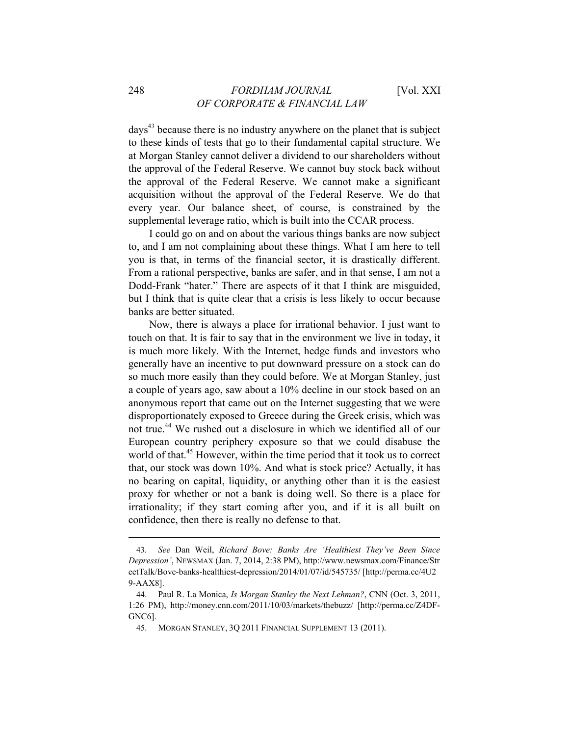days[43] because there is no industry anywhere on the planet that is subject to these kinds of tests that go to their fundamental capital structure. We at Morgan Stanley cannot deliver a dividend to our shareholders without the approval of the Federal Reserve. We cannot buy stock back without the approval of the Federal Reserve. We cannot make a significant acquisition without the approval of the Federal Reserve. We do that every year. Our balance sheet, of course, is constrained by the supplemental leverage ratio, which is built into the CCAR process.

I could go on and on about the various things banks are now subject to, and I am not complaining about these things. What I am here to tell you is that, in terms of the financial sector, it is drastically different. From a rational perspective, banks are safer, and in that sense, I am not a Dodd-Frank "hater." There are aspects of it that I think are misguided, but I think that is quite clear that a crisis is less likely to occur because banks are better situated.

Now, there is always a place for irrational behavior. I just want to touch on that. It is fair to say that in the environment we live in today, it is much more likely. With the Internet, hedge funds and investors who generally have an incentive to put downward pressure on a stock can do so much more easily than they could before. We at Morgan Stanley, just a couple of years ago, saw about a 10% decline in our stock based on an anonymous report that came out on the Internet suggesting that we were disproportionately exposed to Greece during the Greek crisis, which was not true.[44] We rushed out a disclosure in which we identified all of our European country periphery exposure so that we could disabuse the world of that.[45] However, within the time period that it took us to correct that, our stock was down 10%. And what is stock price? Actually, it has no bearing on capital, liquidity, or anything other than it is the easiest proxy for whether or not a bank is doing well. So there is a place for irrationality; if they start coming after you, and if it is all built on confidence, then there is really no defense to that.

---

43. *See* Dan Weil, *Richard Bove: Banks Are 'Healthiest They've Been Since Depression'*, NEWSMAX (Jan. 7, 2014, 2:38 PM), http://www.newsmax.com/Finance/StreetTalk/Bove-banks-healthiest-depression/2014/01/07/id/545735/ [http://perma.cc/4U29-AAX8].

44. Paul R. La Monica, *Is Morgan Stanley the Next Lehman?*, CNN (Oct. 3, 2011, 1:26 PM), http://money.cnn.com/2011/10/03/markets/thebuzz/ [http://perma.cc/Z4DF-GNC6].

45. MORGAN STANLEY, 3Q 2011 FINANCIAL SUPPLEMENT 13 (2011).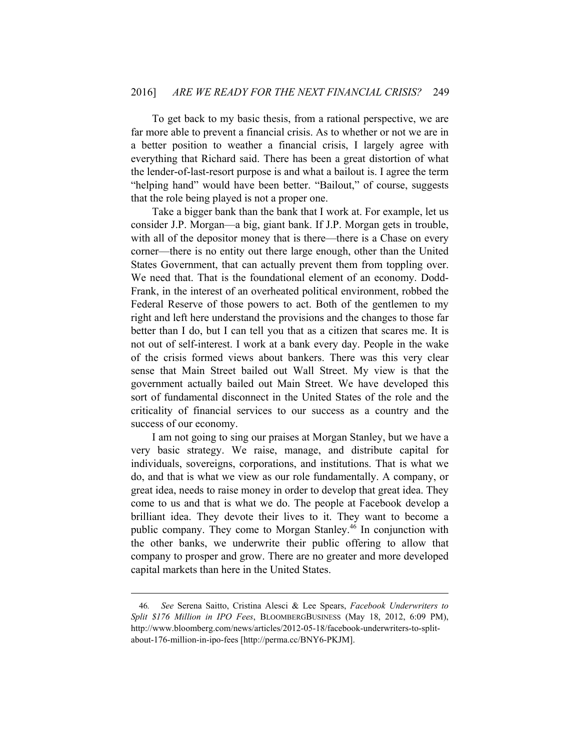To get back to my basic thesis, from a rational perspective, we are far more able to prevent a financial crisis. As to whether or not we are in a better position to weather a financial crisis, I largely agree with everything that Richard said. There has been a great distortion of what the lender-of-last-resort purpose is and what a bailout is. I agree the term "helping hand" would have been better. "Bailout," of course, suggests that the role being played is not a proper one.

Take a bigger bank than the bank that I work at. For example, let us consider J.P. Morgan—a big, giant bank. If J.P. Morgan gets in trouble, with all of the depositor money that is there—there is a Chase on every corner—there is no entity out there large enough, other than the United States Government, that can actually prevent them from toppling over. We need that. That is the foundational element of an economy. Dodd-Frank, in the interest of an overheated political environment, robbed the Federal Reserve of those powers to act. Both of the gentlemen to my right and left here understand the provisions and the changes to those far better than I do, but I can tell you that as a citizen that scares me. It is not out of self-interest. I work at a bank every day. People in the wake of the crisis formed views about bankers. There was this very clear sense that Main Street bailed out Wall Street. My view is that the government actually bailed out Main Street. We have developed this sort of fundamental disconnect in the United States of the role and the criticality of financial services to our success as a country and the success of our economy.

I am not going to sing our praises at Morgan Stanley, but we have a very basic strategy. We raise, manage, and distribute capital for individuals, sovereigns, corporations, and institutions. That is what we do, and that is what we view as our role fundamentally. A company, or great idea, needs to raise money in order to develop that great idea. They come to us and that is what we do. The people at Facebook develop a brilliant idea. They devote their lives to it. They want to become a public company. They come to Morgan Stanley.[46] In conjunction with the other banks, we underwrite their public offering to allow that company to prosper and grow. There are no greater and more developed capital markets than here in the United States.

---

46. *See* Serena Saitto, Cristina Alesci & Lee Spears, *Facebook Underwriters to Split $176 Million in IPO Fees*, BLOOMBERGBUSINESS (May 18, 2012, 6:09 PM), http://www.bloomberg.com/news/articles/2012-05-18/facebook-underwriters-to-split-about-176-million-in-ipo-fees [http://perma.cc/BNY6-PKJM].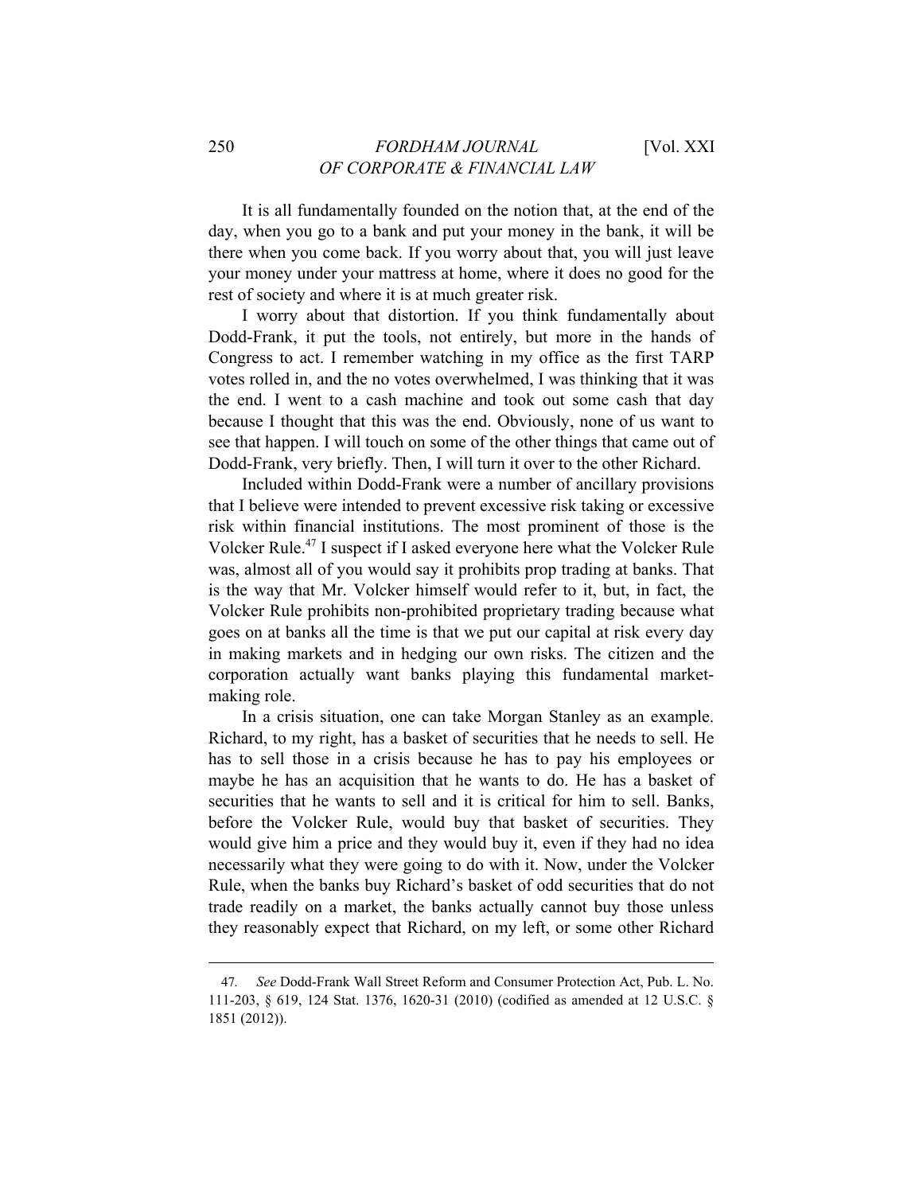It is all fundamentally founded on the notion that, at the end of the day, when you go to a bank and put your money in the bank, it will be there when you come back. If you worry about that, you will just leave your money under your mattress at home, where it does no good for the rest of society and where it is at much greater risk.

I worry about that distortion. If you think fundamentally about Dodd-Frank, it put the tools, not entirely, but more in the hands of Congress to act. I remember watching in my office as the first TARP votes rolled in, and the no votes overwhelmed, I was thinking that it was the end. I went to a cash machine and took out some cash that day because I thought that this was the end. Obviously, none of us want to see that happen. I will touch on some of the other things that came out of Dodd-Frank, very briefly. Then, I will turn it over to the other Richard.

Included within Dodd-Frank were a number of ancillary provisions that I believe were intended to prevent excessive risk taking or excessive risk within financial institutions. The most prominent of those is the Volcker Rule.[47] I suspect if I asked everyone here what the Volcker Rule was, almost all of you would say it prohibits prop trading at banks. That is the way that Mr. Volcker himself would refer to it, but, in fact, the Volcker Rule prohibits non-prohibited proprietary trading because what goes on at banks all the time is that we put our capital at risk every day in making markets and in hedging our own risks. The citizen and the corporation actually want banks playing this fundamental market-making role.

In a crisis situation, one can take Morgan Stanley as an example. Richard, to my right, has a basket of securities that he needs to sell. He has to sell those in a crisis because he has to pay his employees or maybe he has an acquisition that he wants to do. He has a basket of securities that he wants to sell and it is critical for him to sell. Banks, before the Volcker Rule, would buy that basket of securities. They would give him a price and they would buy it, even if they had no idea necessarily what they were going to do with it. Now, under the Volcker Rule, when the banks buy Richard's basket of odd securities that do not trade readily on a market, the banks actually cannot buy those unless they reasonably expect that Richard, on my left, or some other Richard

---

47. *See* Dodd-Frank Wall Street Reform and Consumer Protection Act, Pub. L. No. 111-203, § 619, 124 Stat. 1376, 1620-31 (2010) (codified as amended at 12 U.S.C. § 1851 (2012)).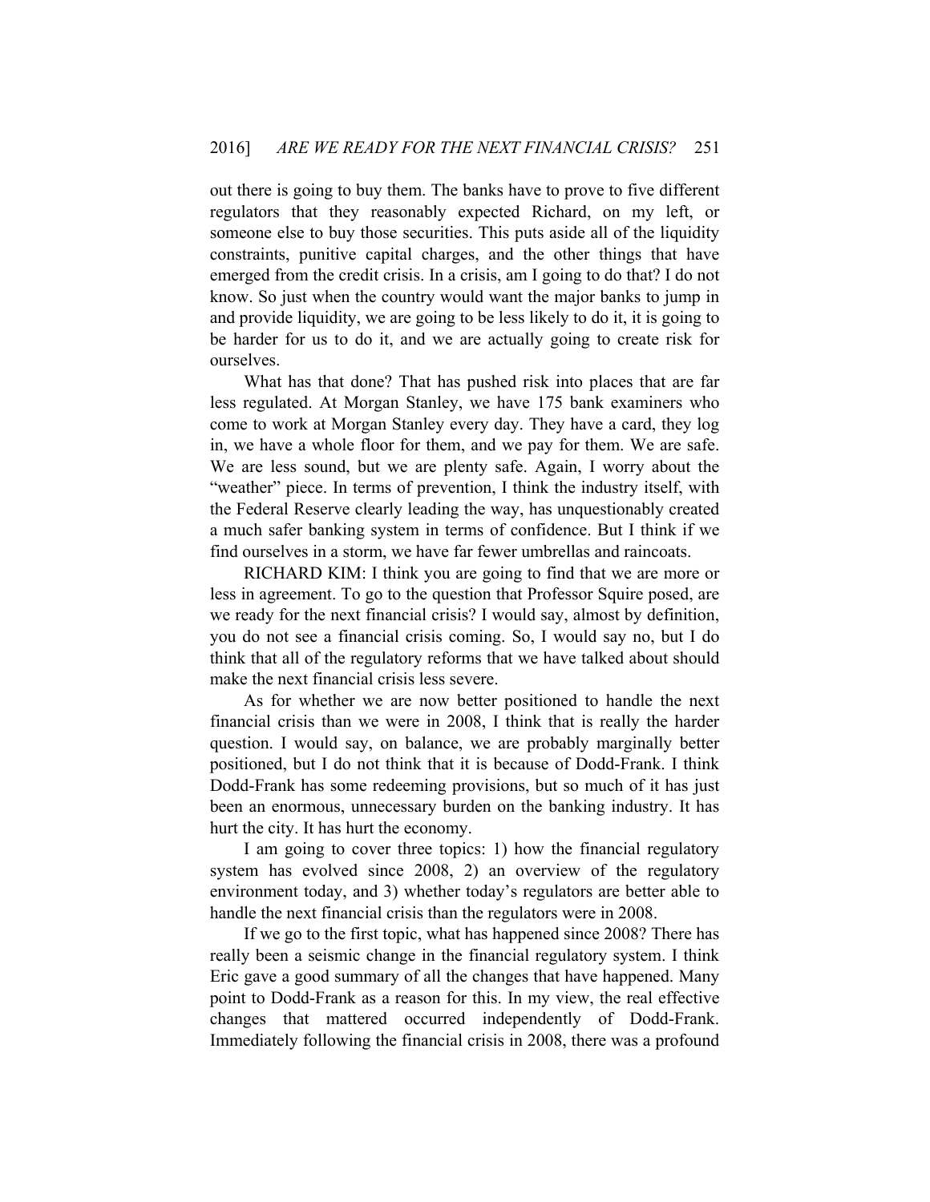out there is going to buy them. The banks have to prove to five different regulators that they reasonably expected Richard, on my left, or someone else to buy those securities. This puts aside all of the liquidity constraints, punitive capital charges, and the other things that have emerged from the credit crisis. In a crisis, am I going to do that? I do not know. So just when the country would want the major banks to jump in and provide liquidity, we are going to be less likely to do it, it is going to be harder for us to do it, and we are actually going to create risk for ourselves.

What has that done? That has pushed risk into places that are far less regulated. At Morgan Stanley, we have 175 bank examiners who come to work at Morgan Stanley every day. They have a card, they log in, we have a whole floor for them, and we pay for them. We are safe. We are less sound, but we are plenty safe. Again, I worry about the "weather" piece. In terms of prevention, I think the industry itself, with the Federal Reserve clearly leading the way, has unquestionably created a much safer banking system in terms of confidence. But I think if we find ourselves in a storm, we have far fewer umbrellas and raincoats.

RICHARD KIM: I think you are going to find that we are more or less in agreement. To go to the question that Professor Squire posed, are we ready for the next financial crisis? I would say, almost by definition, you do not see a financial crisis coming. So, I would say no, but I do think that all of the regulatory reforms that we have talked about should make the next financial crisis less severe.

As for whether we are now better positioned to handle the next financial crisis than we were in 2008, I think that is really the harder question. I would say, on balance, we are probably marginally better positioned, but I do not think that it is because of Dodd-Frank. I think Dodd-Frank has some redeeming provisions, but so much of it has just been an enormous, unnecessary burden on the banking industry. It has hurt the city. It has hurt the economy.

I am going to cover three topics: 1) how the financial regulatory system has evolved since 2008, 2) an overview of the regulatory environment today, and 3) whether today's regulators are better able to handle the next financial crisis than the regulators were in 2008.

If we go to the first topic, what has happened since 2008? There has really been a seismic change in the financial regulatory system. I think Eric gave a good summary of all the changes that have happened. Many point to Dodd-Frank as a reason for this. In my view, the real effective changes that mattered occurred independently of Dodd-Frank. Immediately following the financial crisis in 2008, there was a profound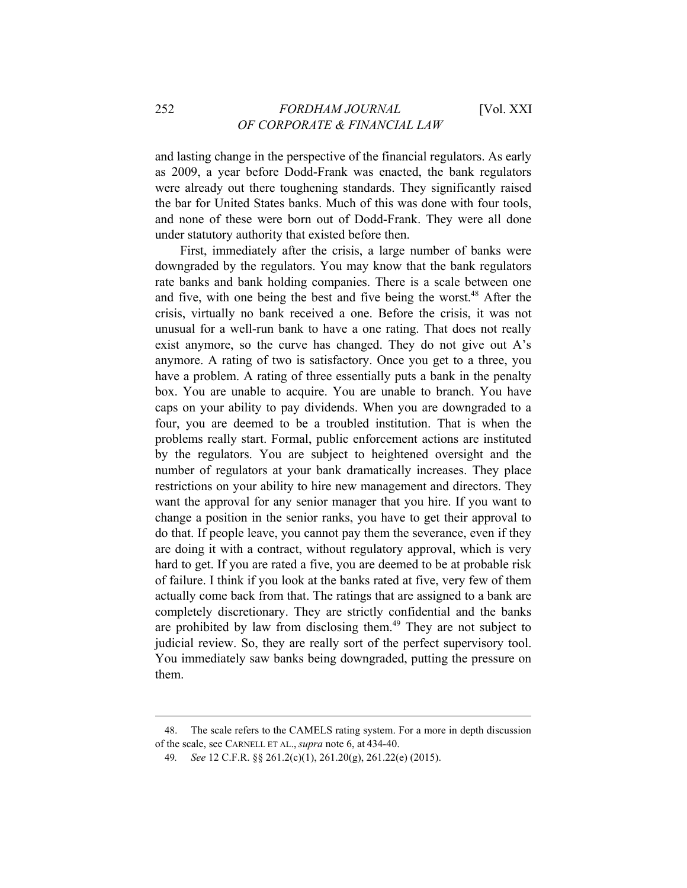and lasting change in the perspective of the financial regulators. As early as 2009, a year before Dodd-Frank was enacted, the bank regulators were already out there toughening standards. They significantly raised the bar for United States banks. Much of this was done with four tools, and none of these were born out of Dodd-Frank. They were all done under statutory authority that existed before then.

First, immediately after the crisis, a large number of banks were downgraded by the regulators. You may know that the bank regulators rate banks and bank holding companies. There is a scale between one and five, with one being the best and five being the worst.[48] After the crisis, virtually no bank received a one. Before the crisis, it was not unusual for a well-run bank to have a one rating. That does not really exist anymore, so the curve has changed. They do not give out A's anymore. A rating of two is satisfactory. Once you get to a three, you have a problem. A rating of three essentially puts a bank in the penalty box. You are unable to acquire. You are unable to branch. You have caps on your ability to pay dividends. When you are downgraded to a four, you are deemed to be a troubled institution. That is when the problems really start. Formal, public enforcement actions are instituted by the regulators. You are subject to heightened oversight and the number of regulators at your bank dramatically increases. They place restrictions on your ability to hire new management and directors. They want the approval for any senior manager that you hire. If you want to change a position in the senior ranks, you have to get their approval to do that. If people leave, you cannot pay them the severance, even if they are doing it with a contract, without regulatory approval, which is very hard to get. If you are rated a five, you are deemed to be at probable risk of failure. I think if you look at the banks rated at five, very few of them actually come back from that. The ratings that are assigned to a bank are completely discretionary. They are strictly confidential and the banks are prohibited by law from disclosing them.[49] They are not subject to judicial review. So, they are really sort of the perfect supervisory tool. You immediately saw banks being downgraded, putting the pressure on them.

---

48. The scale refers to the CAMELS rating system. For a more in depth discussion of the scale, see CARNELL ET AL., *supra* note 6, at 434-40.

49. *See* 12 C.F.R. §§ 261.2(c)(1), 261.20(g), 261.22(e) (2015).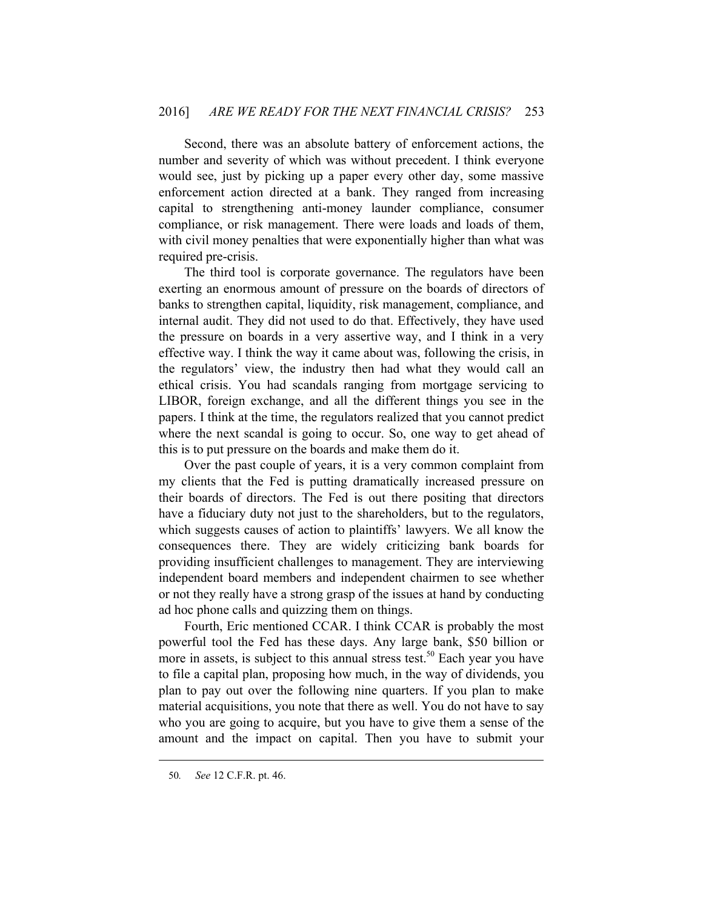Second, there was an absolute battery of enforcement actions, the number and severity of which was without precedent. I think everyone would see, just by picking up a paper every other day, some massive enforcement action directed at a bank. They ranged from increasing capital to strengthening anti-money launder compliance, consumer compliance, or risk management. There were loads and loads of them, with civil money penalties that were exponentially higher than what was required pre-crisis.

The third tool is corporate governance. The regulators have been exerting an enormous amount of pressure on the boards of directors of banks to strengthen capital, liquidity, risk management, compliance, and internal audit. They did not used to do that. Effectively, they have used the pressure on boards in a very assertive way, and I think in a very effective way. I think the way it came about was, following the crisis, in the regulators' view, the industry then had what they would call an ethical crisis. You had scandals ranging from mortgage servicing to LIBOR, foreign exchange, and all the different things you see in the papers. I think at the time, the regulators realized that you cannot predict where the next scandal is going to occur. So, one way to get ahead of this is to put pressure on the boards and make them do it.

Over the past couple of years, it is a very common complaint from my clients that the Fed is putting dramatically increased pressure on their boards of directors. The Fed is out there positing that directors have a fiduciary duty not just to the shareholders, but to the regulators, which suggests causes of action to plaintiffs' lawyers. We all know the consequences there. They are widely criticizing bank boards for providing insufficient challenges to management. They are interviewing independent board members and independent chairmen to see whether or not they really have a strong grasp of the issues at hand by conducting ad hoc phone calls and quizzing them on things.

Fourth, Eric mentioned CCAR. I think CCAR is probably the most powerful tool the Fed has these days. Any large bank, $50 billion or more in assets, is subject to this annual stress test.[50] Each year you have to file a capital plan, proposing how much, in the way of dividends, you plan to pay out over the following nine quarters. If you plan to make material acquisitions, you note that there as well. You do not have to say who you are going to acquire, but you have to give them a sense of the amount and the impact on capital. Then you have to submit your

---

50. *See* 12 C.F.R. pt. 46.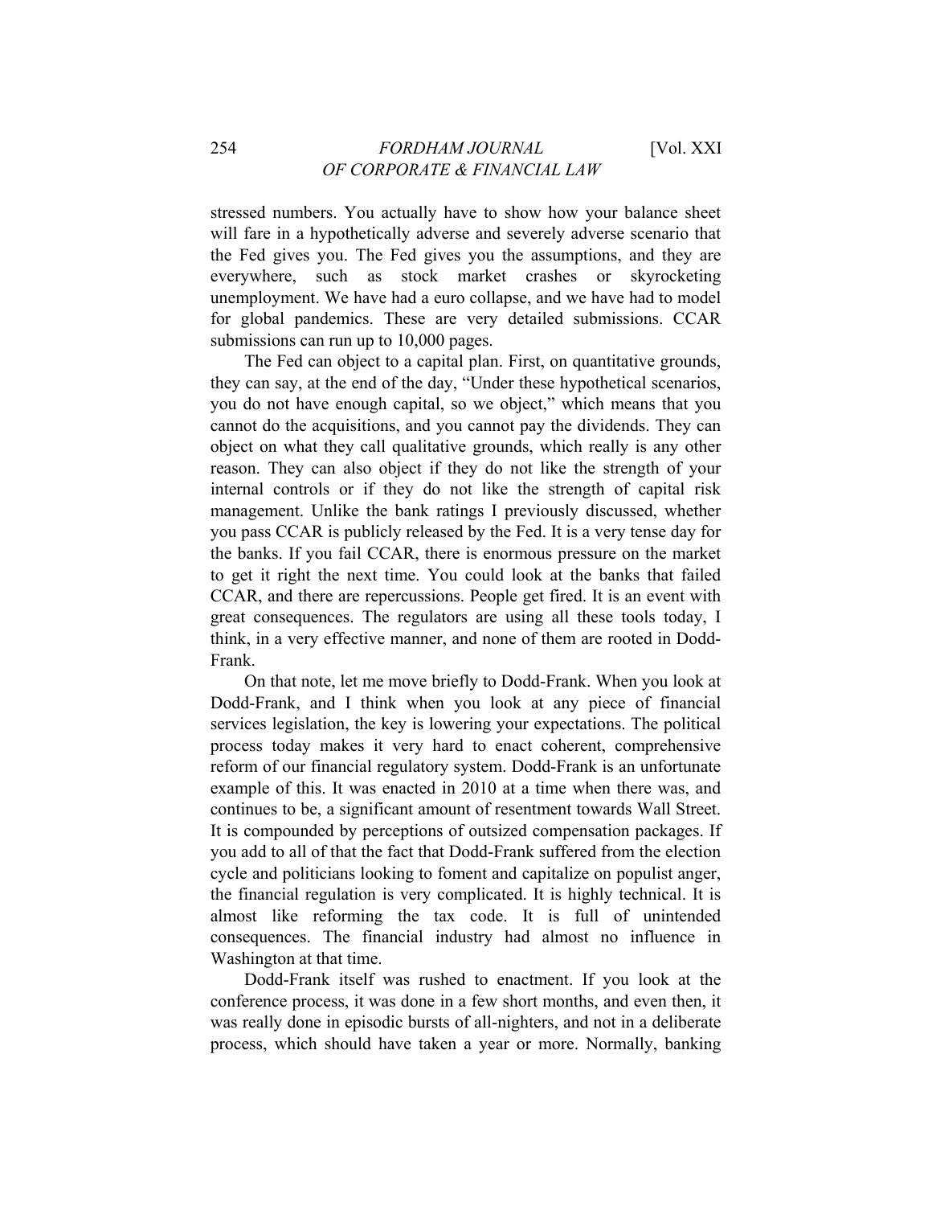stressed numbers. You actually have to show how your balance sheet will fare in a hypothetically adverse and severely adverse scenario that the Fed gives you. The Fed gives you the assumptions, and they are everywhere, such as stock market crashes or skyrocketing unemployment. We have had a euro collapse, and we have had to model for global pandemics. These are very detailed submissions. CCAR submissions can run up to 10,000 pages.

The Fed can object to a capital plan. First, on quantitative grounds, they can say, at the end of the day, "Under these hypothetical scenarios, you do not have enough capital, so we object," which means that you cannot do the acquisitions, and you cannot pay the dividends. They can object on what they call qualitative grounds, which really is any other reason. They can also object if they do not like the strength of your internal controls or if they do not like the strength of capital risk management. Unlike the bank ratings I previously discussed, whether you pass CCAR is publicly released by the Fed. It is a very tense day for the banks. If you fail CCAR, there is enormous pressure on the market to get it right the next time. You could look at the banks that failed CCAR, and there are repercussions. People get fired. It is an event with great consequences. The regulators are using all these tools today, I think, in a very effective manner, and none of them are rooted in Dodd-Frank.

On that note, let me move briefly to Dodd-Frank. When you look at Dodd-Frank, and I think when you look at any piece of financial services legislation, the key is lowering your expectations. The political process today makes it very hard to enact coherent, comprehensive reform of our financial regulatory system. Dodd-Frank is an unfortunate example of this. It was enacted in 2010 at a time when there was, and continues to be, a significant amount of resentment towards Wall Street. It is compounded by perceptions of outsized compensation packages. If you add to all of that the fact that Dodd-Frank suffered from the election cycle and politicians looking to foment and capitalize on populist anger, the financial regulation is very complicated. It is highly technical. It is almost like reforming the tax code. It is full of unintended consequences. The financial industry had almost no influence in Washington at that time.

Dodd-Frank itself was rushed to enactment. If you look at the conference process, it was done in a few short months, and even then, it was really done in episodic bursts of all-nighters, and not in a deliberate process, which should have taken a year or more. Normally, banking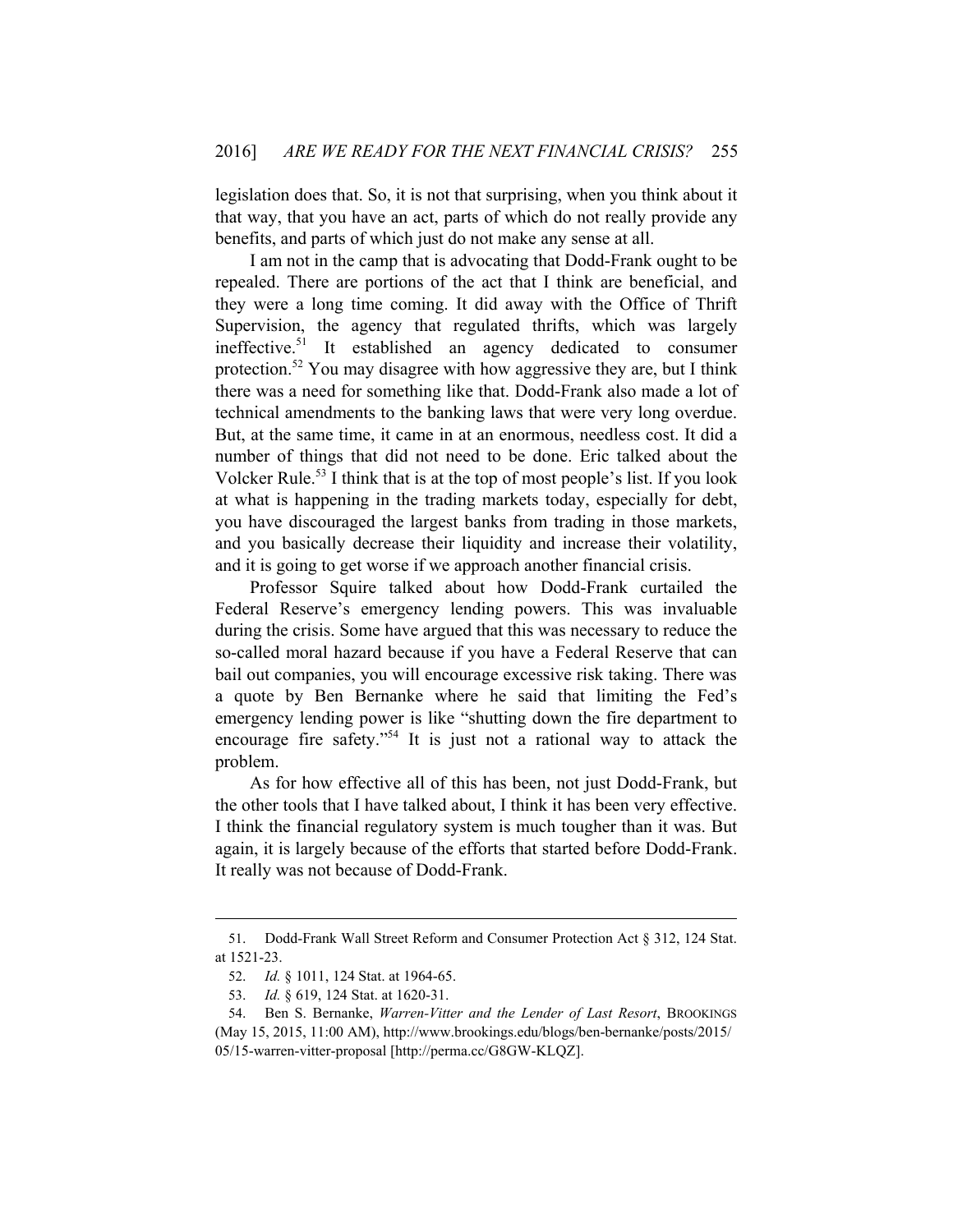legislation does that. So, it is not that surprising, when you think about it that way, that you have an act, parts of which do not really provide any benefits, and parts of which just do not make any sense at all.

I am not in the camp that is advocating that Dodd-Frank ought to be repealed. There are portions of the act that I think are beneficial, and they were a long time coming. It did away with the Office of Thrift Supervision, the agency that regulated thrifts, which was largely ineffective.[51] It established an agency dedicated to consumer protection.[52] You may disagree with how aggressive they are, but I think there was a need for something like that. Dodd-Frank also made a lot of technical amendments to the banking laws that were very long overdue. But, at the same time, it came in at an enormous, needless cost. It did a number of things that did not need to be done. Eric talked about the Volcker Rule.[53] I think that is at the top of most people's list. If you look at what is happening in the trading markets today, especially for debt, you have discouraged the largest banks from trading in those markets, and you basically decrease their liquidity and increase their volatility, and it is going to get worse if we approach another financial crisis.

Professor Squire talked about how Dodd-Frank curtailed the Federal Reserve's emergency lending powers. This was invaluable during the crisis. Some have argued that this was necessary to reduce the so-called moral hazard because if you have a Federal Reserve that can bail out companies, you will encourage excessive risk taking. There was a quote by Ben Bernanke where he said that limiting the Fed's emergency lending power is like "shutting down the fire department to encourage fire safety."[54] It is just not a rational way to attack the problem.

As for how effective all of this has been, not just Dodd-Frank, but the other tools that I have talked about, I think it has been very effective. I think the financial regulatory system is much tougher than it was. But again, it is largely because of the efforts that started before Dodd-Frank. It really was not because of Dodd-Frank.

---

51. Dodd-Frank Wall Street Reform and Consumer Protection Act § 312, 124 Stat. at 1521-23.

52. *Id.* § 1011, 124 Stat. at 1964-65.

53. *Id.* § 619, 124 Stat. at 1620-31.

54. Ben S. Bernanke, *Warren-Vitter and the Lender of Last Resort*, BROOKINGS (May 15, 2015, 11:00 AM), http://www.brookings.edu/blogs/ben-bernanke/posts/2015/05/15-warren-vitter-proposal [http://perma.cc/G8GW-KLQZ].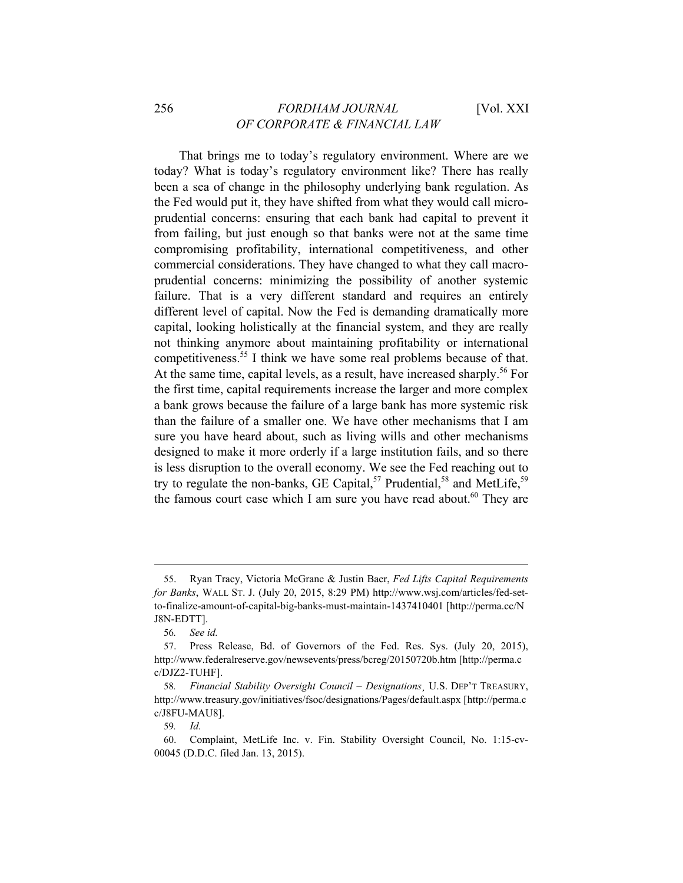That brings me to today's regulatory environment. Where are we today? What is today's regulatory environment like? There has really been a sea of change in the philosophy underlying bank regulation. As the Fed would put it, they have shifted from what they would call micro-prudential concerns: ensuring that each bank had capital to prevent it from failing, but just enough so that banks were not at the same time compromising profitability, international competitiveness, and other commercial considerations. They have changed to what they call macro-prudential concerns: minimizing the possibility of another systemic failure. That is a very different standard and requires an entirely different level of capital. Now the Fed is demanding dramatically more capital, looking holistically at the financial system, and they are really not thinking anymore about maintaining profitability or international competitiveness.[55] I think we have some real problems because of that. At the same time, capital levels, as a result, have increased sharply.[56] For the first time, capital requirements increase the larger and more complex a bank grows because the failure of a large bank has more systemic risk than the failure of a smaller one. We have other mechanisms that I am sure you have heard about, such as living wills and other mechanisms designed to make it more orderly if a large institution fails, and so there is less disruption to the overall economy. We see the Fed reaching out to try to regulate the non-banks, GE Capital,[57] Prudential,[58] and MetLife,[59] the famous court case which I am sure you have read about.[60] They are

---

55. Ryan Tracy, Victoria McGrane & Justin Baer, *Fed Lifts Capital Requirements for Banks*, WALL ST. J. (July 20, 2015, 8:29 PM) http://www.wsj.com/articles/fed-set-to-finalize-amount-of-capital-big-banks-must-maintain-1437410401 [http://perma.cc/NJ8N-EDTT].

56. *See id.*

57. Press Release, Bd. of Governors of the Fed. Res. Sys. (July 20, 2015), http://www.federalreserve.gov/newsevents/press/bcreg/20150720b.htm [http://perma.cc/DJZ2-TUHF].

58. *Financial Stability Oversight Council – Designations*, U.S. DEP'T TREASURY, http://www.treasury.gov/initiatives/fsoc/designations/Pages/default.aspx [http://perma.cc/J8FU-MAU8].

59. *Id.*

60. Complaint, MetLife Inc. v. Fin. Stability Oversight Council, No. 1:15-cv-00045 (D.D.C. filed Jan. 13, 2015).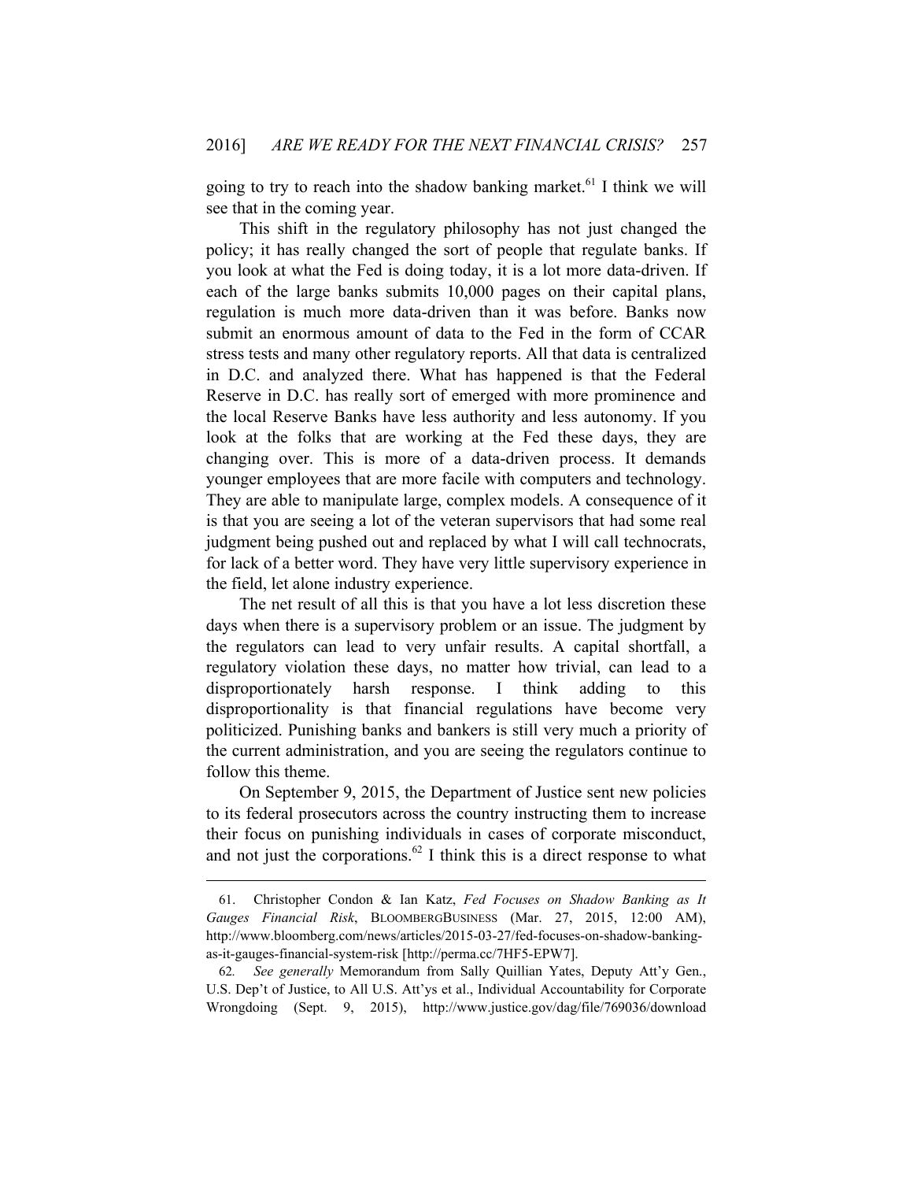going to try to reach into the shadow banking market.[61] I think we will see that in the coming year.

This shift in the regulatory philosophy has not just changed the policy; it has really changed the sort of people that regulate banks. If you look at what the Fed is doing today, it is a lot more data-driven. If each of the large banks submits 10,000 pages on their capital plans, regulation is much more data-driven than it was before. Banks now submit an enormous amount of data to the Fed in the form of CCAR stress tests and many other regulatory reports. All that data is centralized in D.C. and analyzed there. What has happened is that the Federal Reserve in D.C. has really sort of emerged with more prominence and the local Reserve Banks have less authority and less autonomy. If you look at the folks that are working at the Fed these days, they are changing over. This is more of a data-driven process. It demands younger employees that are more facile with computers and technology. They are able to manipulate large, complex models. A consequence of it is that you are seeing a lot of the veteran supervisors that had some real judgment being pushed out and replaced by what I will call technocrats, for lack of a better word. They have very little supervisory experience in the field, let alone industry experience.

The net result of all this is that you have a lot less discretion these days when there is a supervisory problem or an issue. The judgment by the regulators can lead to very unfair results. A capital shortfall, a regulatory violation these days, no matter how trivial, can lead to a disproportionately harsh response. I think adding to this disproportionality is that financial regulations have become very politicized. Punishing banks and bankers is still very much a priority of the current administration, and you are seeing the regulators continue to follow this theme.

On September 9, 2015, the Department of Justice sent new policies to its federal prosecutors across the country instructing them to increase their focus on punishing individuals in cases of corporate misconduct, and not just the corporations.[62] I think this is a direct response to what

---

61. Christopher Condon & Ian Katz, *Fed Focuses on Shadow Banking as It Gauges Financial Risk*, BLOOMBERGBUSINESS (Mar. 27, 2015, 12:00 AM), http://www.bloomberg.com/news/articles/2015-03-27/fed-focuses-on-shadow-banking-as-it-gauges-financial-system-risk [http://perma.cc/7HF5-EPW7].

62. *See generally* Memorandum from Sally Quillian Yates, Deputy Att'y Gen., U.S. Dep't of Justice, to All U.S. Att'ys et al., Individual Accountability for Corporate Wrongdoing (Sept. 9, 2015), http://www.justice.gov/dag/file/769036/download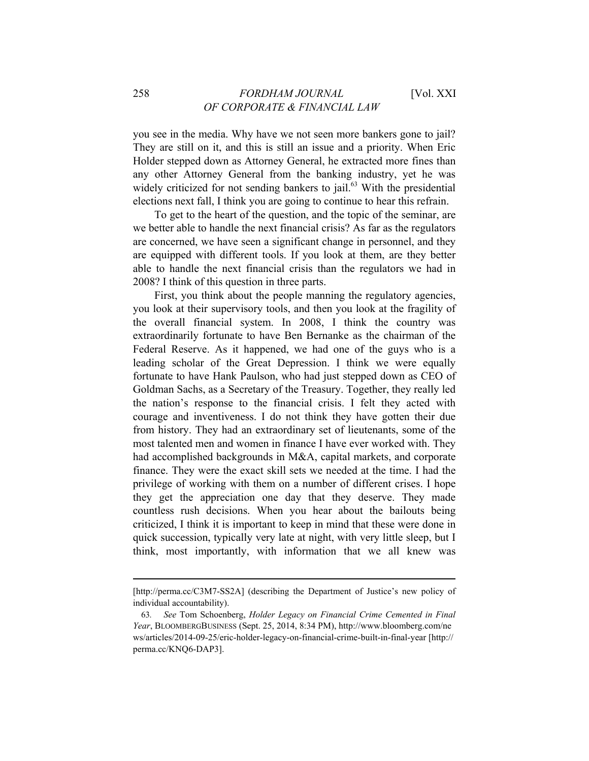you see in the media. Why have we not seen more bankers gone to jail? They are still on it, and this is still an issue and a priority. When Eric Holder stepped down as Attorney General, he extracted more fines than any other Attorney General from the banking industry, yet he was widely criticized for not sending bankers to jail.[63] With the presidential elections next fall, I think you are going to continue to hear this refrain.

To get to the heart of the question, and the topic of the seminar, are we better able to handle the next financial crisis? As far as the regulators are concerned, we have seen a significant change in personnel, and they are equipped with different tools. If you look at them, are they better able to handle the next financial crisis than the regulators we had in 2008? I think of this question in three parts.

First, you think about the people manning the regulatory agencies, you look at their supervisory tools, and then you look at the fragility of the overall financial system. In 2008, I think the country was extraordinarily fortunate to have Ben Bernanke as the chairman of the Federal Reserve. As it happened, we had one of the guys who is a leading scholar of the Great Depression. I think we were equally fortunate to have Hank Paulson, who had just stepped down as CEO of Goldman Sachs, as a Secretary of the Treasury. Together, they really led the nation's response to the financial crisis. I felt they acted with courage and inventiveness. I do not think they have gotten their due from history. They had an extraordinary set of lieutenants, some of the most talented men and women in finance I have ever worked with. They had accomplished backgrounds in M&A, capital markets, and corporate finance. They were the exact skill sets we needed at the time. I had the privilege of working with them on a number of different crises. I hope they get the appreciation one day that they deserve. They made countless rush decisions. When you hear about the bailouts being criticized, I think it is important to keep in mind that these were done in quick succession, typically very late at night, with very little sleep, but I think, most importantly, with information that we all knew was

---

[http://perma.cc/C3M7-SS2A] (describing the Department of Justice's new policy of individual accountability).

63. *See* Tom Schoenberg, *Holder Legacy on Financial Crime Cemented in Final Year*, BLOOMBERGBUSINESS (Sept. 25, 2014, 8:34 PM), http://www.bloomberg.com/news/articles/2014-09-25/eric-holder-legacy-on-financial-crime-built-in-final-year [http://perma.cc/KNQ6-DAP3].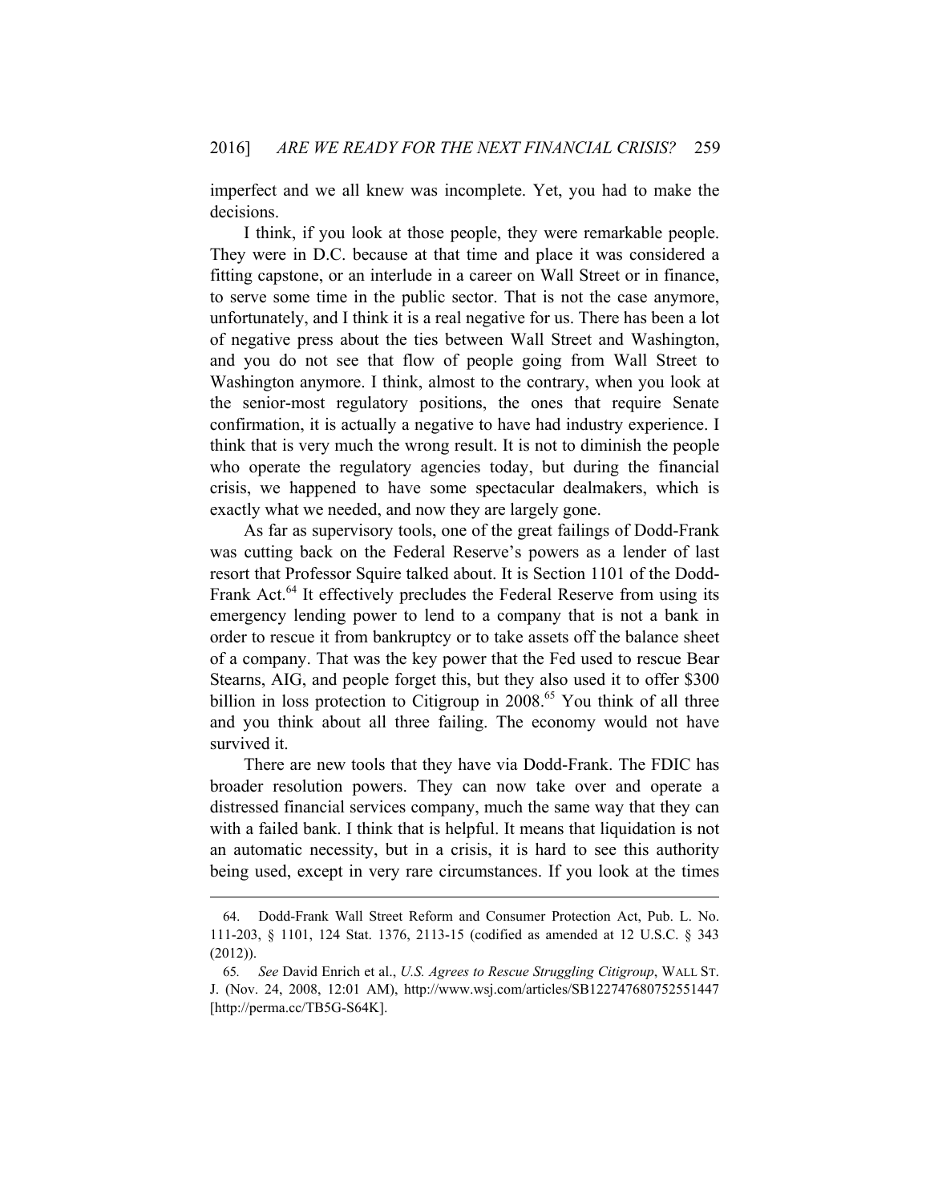imperfect and we all knew was incomplete. Yet, you had to make the decisions.

I think, if you look at those people, they were remarkable people. They were in D.C. because at that time and place it was considered a fitting capstone, or an interlude in a career on Wall Street or in finance, to serve some time in the public sector. That is not the case anymore, unfortunately, and I think it is a real negative for us. There has been a lot of negative press about the ties between Wall Street and Washington, and you do not see that flow of people going from Wall Street to Washington anymore. I think, almost to the contrary, when you look at the senior-most regulatory positions, the ones that require Senate confirmation, it is actually a negative to have had industry experience. I think that is very much the wrong result. It is not to diminish the people who operate the regulatory agencies today, but during the financial crisis, we happened to have some spectacular dealmakers, which is exactly what we needed, and now they are largely gone.

As far as supervisory tools, one of the great failings of Dodd-Frank was cutting back on the Federal Reserve's powers as a lender of last resort that Professor Squire talked about. It is Section 1101 of the Dodd-Frank Act.[64] It effectively precludes the Federal Reserve from using its emergency lending power to lend to a company that is not a bank in order to rescue it from bankruptcy or to take assets off the balance sheet of a company. That was the key power that the Fed used to rescue Bear Stearns, AIG, and people forget this, but they also used it to offer $300 billion in loss protection to Citigroup in 2008.[65] You think of all three and you think about all three failing. The economy would not have survived it.

There are new tools that they have via Dodd-Frank. The FDIC has broader resolution powers. They can now take over and operate a distressed financial services company, much the same way that they can with a failed bank. I think that is helpful. It means that liquidation is not an automatic necessity, but in a crisis, it is hard to see this authority being used, except in very rare circumstances. If you look at the times

---

64. Dodd-Frank Wall Street Reform and Consumer Protection Act, Pub. L. No. 111-203, § 1101, 124 Stat. 1376, 2113-15 (codified as amended at 12 U.S.C. § 343 (2012)).

65. *See* David Enrich et al., *U.S. Agrees to Rescue Struggling Citigroup*, WALL ST. J. (Nov. 24, 2008, 12:01 AM), http://www.wsj.com/articles/SB122747680752551447 [http://perma.cc/TB5G-S64K].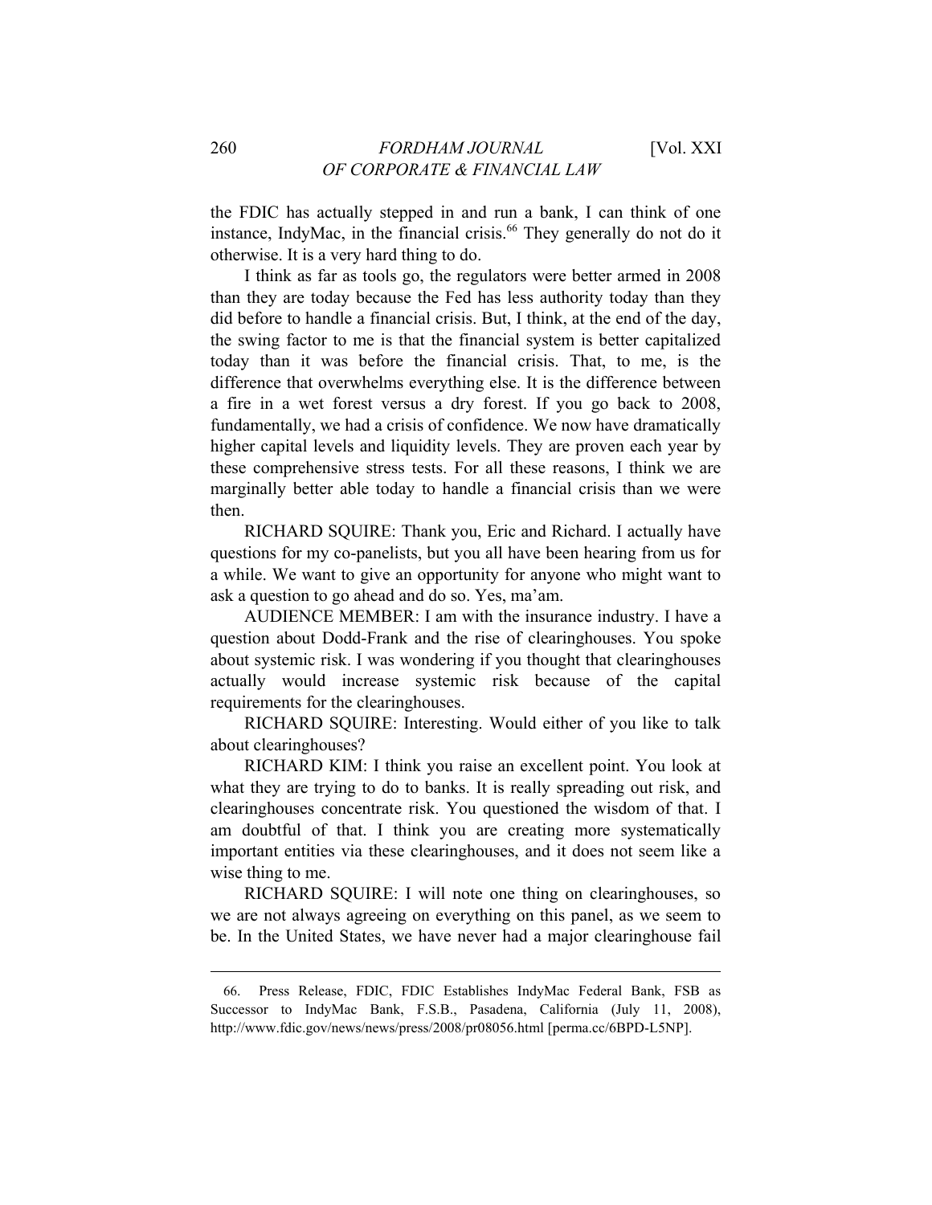the FDIC has actually stepped in and run a bank, I can think of one instance, IndyMac, in the financial crisis.[66] They generally do not do it otherwise. It is a very hard thing to do.

I think as far as tools go, the regulators were better armed in 2008 than they are today because the Fed has less authority today than they did before to handle a financial crisis. But, I think, at the end of the day, the swing factor to me is that the financial system is better capitalized today than it was before the financial crisis. That, to me, is the difference that overwhelms everything else. It is the difference between a fire in a wet forest versus a dry forest. If you go back to 2008, fundamentally, we had a crisis of confidence. We now have dramatically higher capital levels and liquidity levels. They are proven each year by these comprehensive stress tests. For all these reasons, I think we are marginally better able today to handle a financial crisis than we were then.

RICHARD SQUIRE: Thank you, Eric and Richard. I actually have questions for my co-panelists, but you all have been hearing from us for a while. We want to give an opportunity for anyone who might want to ask a question to go ahead and do so. Yes, ma'am.

AUDIENCE MEMBER: I am with the insurance industry. I have a question about Dodd-Frank and the rise of clearinghouses. You spoke about systemic risk. I was wondering if you thought that clearinghouses actually would increase systemic risk because of the capital requirements for the clearinghouses.

RICHARD SQUIRE: Interesting. Would either of you like to talk about clearinghouses?

RICHARD KIM: I think you raise an excellent point. You look at what they are trying to do to banks. It is really spreading out risk, and clearinghouses concentrate risk. You questioned the wisdom of that. I am doubtful of that. I think you are creating more systematically important entities via these clearinghouses, and it does not seem like a wise thing to me.

RICHARD SQUIRE: I will note one thing on clearinghouses, so we are not always agreeing on everything on this panel, as we seem to be. In the United States, we have never had a major clearinghouse fail

---

66. Press Release, FDIC, FDIC Establishes IndyMac Federal Bank, FSB as Successor to IndyMac Bank, F.S.B., Pasadena, California (July 11, 2008), http://www.fdic.gov/news/news/press/2008/pr08056.html [perma.cc/6BPD-L5NP].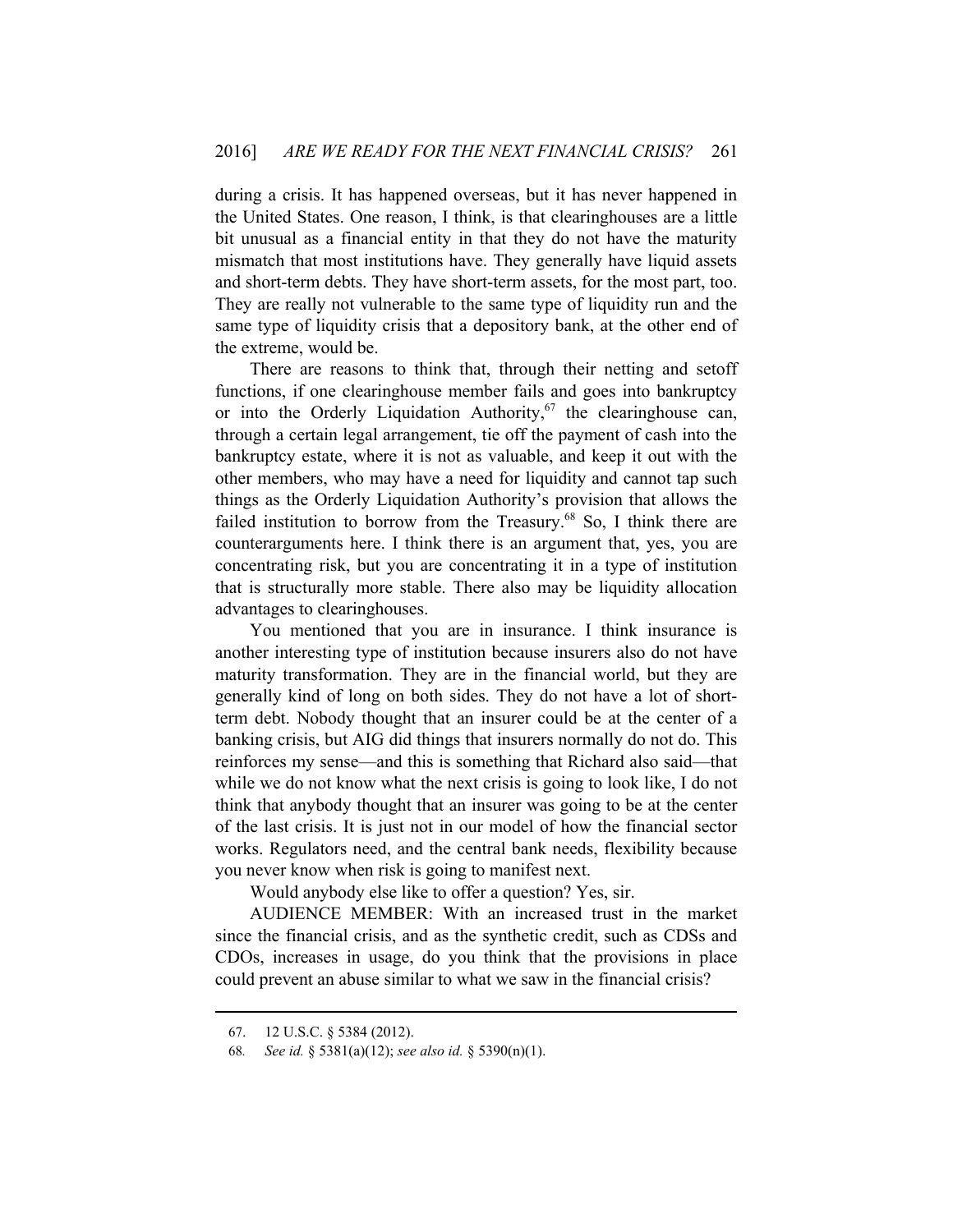during a crisis. It has happened overseas, but it has never happened in the United States. One reason, I think, is that clearinghouses are a little bit unusual as a financial entity in that they do not have the maturity mismatch that most institutions have. They generally have liquid assets and short-term debts. They have short-term assets, for the most part, too. They are really not vulnerable to the same type of liquidity run and the same type of liquidity crisis that a depository bank, at the other end of the extreme, would be.

There are reasons to think that, through their netting and setoff functions, if one clearinghouse member fails and goes into bankruptcy or into the Orderly Liquidation Authority,[67] the clearinghouse can, through a certain legal arrangement, tie off the payment of cash into the bankruptcy estate, where it is not as valuable, and keep it out with the other members, who may have a need for liquidity and cannot tap such things as the Orderly Liquidation Authority's provision that allows the failed institution to borrow from the Treasury.[68] So, I think there are counterarguments here. I think there is an argument that, yes, you are concentrating risk, but you are concentrating it in a type of institution that is structurally more stable. There also may be liquidity allocation advantages to clearinghouses.

You mentioned that you are in insurance. I think insurance is another interesting type of institution because insurers also do not have maturity transformation. They are in the financial world, but they are generally kind of long on both sides. They do not have a lot of short-term debt. Nobody thought that an insurer could be at the center of a banking crisis, but AIG did things that insurers normally do not do. This reinforces my sense—and this is something that Richard also said—that while we do not know what the next crisis is going to look like, I do not think that anybody thought that an insurer was going to be at the center of the last crisis. It is just not in our model of how the financial sector works. Regulators need, and the central bank needs, flexibility because you never know when risk is going to manifest next.

Would anybody else like to offer a question? Yes, sir.

AUDIENCE MEMBER: With an increased trust in the market since the financial crisis, and as the synthetic credit, such as CDSs and CDOs, increases in usage, do you think that the provisions in place could prevent an abuse similar to what we saw in the financial crisis?

---

67. 12 U.S.C. § 5384 (2012).

68. *See id.* § 5381(a)(12); *see also id.* § 5390(n)(1).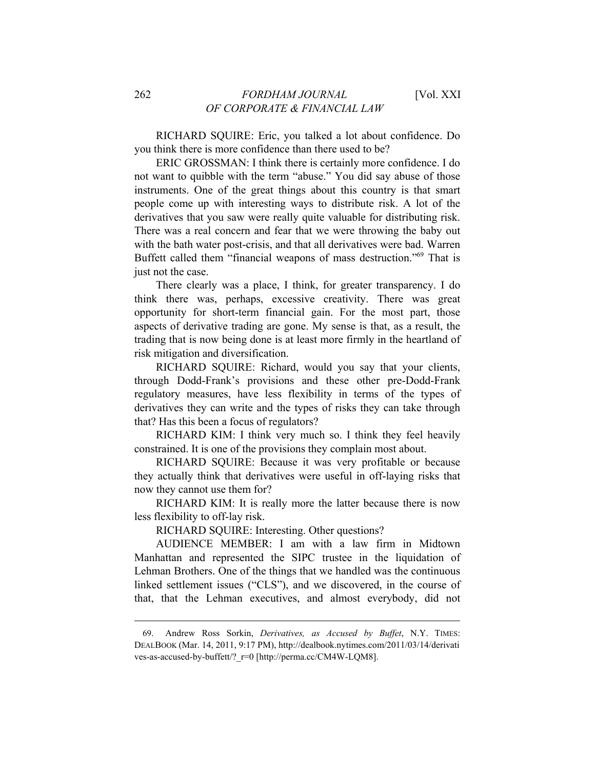RICHARD SQUIRE: Eric, you talked a lot about confidence. Do you think there is more confidence than there used to be?

ERIC GROSSMAN: I think there is certainly more confidence. I do not want to quibble with the term "abuse." You did say abuse of those instruments. One of the great things about this country is that smart people come up with interesting ways to distribute risk. A lot of the derivatives that you saw were really quite valuable for distributing risk. There was a real concern and fear that we were throwing the baby out with the bath water post-crisis, and that all derivatives were bad. Warren Buffett called them "financial weapons of mass destruction."[69] That is just not the case.

There clearly was a place, I think, for greater transparency. I do think there was, perhaps, excessive creativity. There was great opportunity for short-term financial gain. For the most part, those aspects of derivative trading are gone. My sense is that, as a result, the trading that is now being done is at least more firmly in the heartland of risk mitigation and diversification.

RICHARD SQUIRE: Richard, would you say that your clients, through Dodd-Frank's provisions and these other pre-Dodd-Frank regulatory measures, have less flexibility in terms of the types of derivatives they can write and the types of risks they can take through that? Has this been a focus of regulators?

RICHARD KIM: I think very much so. I think they feel heavily constrained. It is one of the provisions they complain most about.

RICHARD SQUIRE: Because it was very profitable or because they actually think that derivatives were useful in off-laying risks that now they cannot use them for?

RICHARD KIM: It is really more the latter because there is now less flexibility to off-lay risk.

RICHARD SQUIRE: Interesting. Other questions?

AUDIENCE MEMBER: I am with a law firm in Midtown Manhattan and represented the SIPC trustee in the liquidation of Lehman Brothers. One of the things that we handled was the continuous linked settlement issues ("CLS"), and we discovered, in the course of that, that the Lehman executives, and almost everybody, did not

---

69. Andrew Ross Sorkin, *Derivatives, as Accused by Buffet*, N.Y. TIMES: DEALBOOK (Mar. 14, 2011, 9:17 PM), http://dealbook.nytimes.com/2011/03/14/derivatives-as-accused-by-buffett/?_r=0 [http://perma.cc/CM4W-LQM8].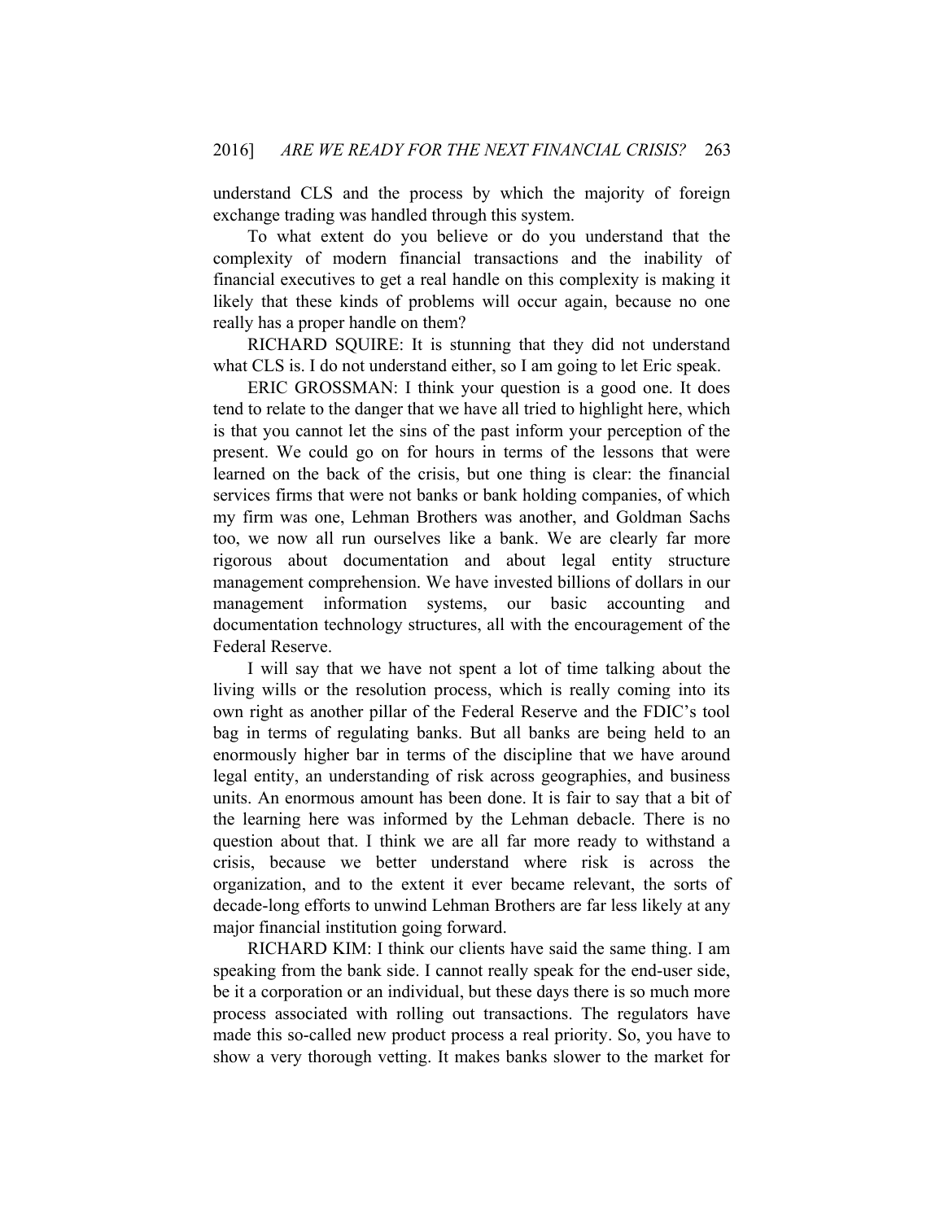understand CLS and the process by which the majority of foreign exchange trading was handled through this system.

To what extent do you believe or do you understand that the complexity of modern financial transactions and the inability of financial executives to get a real handle on this complexity is making it likely that these kinds of problems will occur again, because no one really has a proper handle on them?

RICHARD SQUIRE: It is stunning that they did not understand what CLS is. I do not understand either, so I am going to let Eric speak.

ERIC GROSSMAN: I think your question is a good one. It does tend to relate to the danger that we have all tried to highlight here, which is that you cannot let the sins of the past inform your perception of the present. We could go on for hours in terms of the lessons that were learned on the back of the crisis, but one thing is clear: the financial services firms that were not banks or bank holding companies, of which my firm was one, Lehman Brothers was another, and Goldman Sachs too, we now all run ourselves like a bank. We are clearly far more rigorous about documentation and about legal entity structure management comprehension. We have invested billions of dollars in our management information systems, our basic accounting and documentation technology structures, all with the encouragement of the Federal Reserve.

I will say that we have not spent a lot of time talking about the living wills or the resolution process, which is really coming into its own right as another pillar of the Federal Reserve and the FDIC's tool bag in terms of regulating banks. But all banks are being held to an enormously higher bar in terms of the discipline that we have around legal entity, an understanding of risk across geographies, and business units. An enormous amount has been done. It is fair to say that a bit of the learning here was informed by the Lehman debacle. There is no question about that. I think we are all far more ready to withstand a crisis, because we better understand where risk is across the organization, and to the extent it ever became relevant, the sorts of decade-long efforts to unwind Lehman Brothers are far less likely at any major financial institution going forward.

RICHARD KIM: I think our clients have said the same thing. I am speaking from the bank side. I cannot really speak for the end-user side, be it a corporation or an individual, but these days there is so much more process associated with rolling out transactions. The regulators have made this so-called new product process a real priority. So, you have to show a very thorough vetting. It makes banks slower to the market for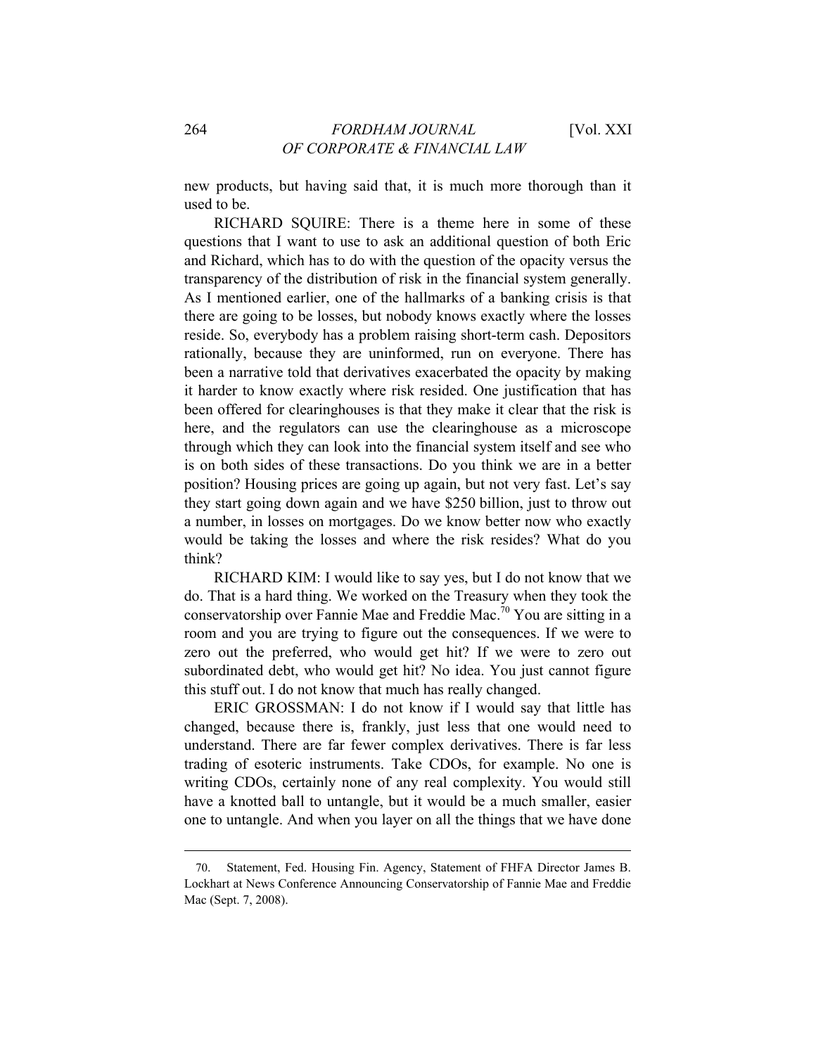new products, but having said that, it is much more thorough than it used to be.

RICHARD SQUIRE: There is a theme here in some of these questions that I want to use to ask an additional question of both Eric and Richard, which has to do with the question of the opacity versus the transparency of the distribution of risk in the financial system generally. As I mentioned earlier, one of the hallmarks of a banking crisis is that there are going to be losses, but nobody knows exactly where the losses reside. So, everybody has a problem raising short-term cash. Depositors rationally, because they are uninformed, run on everyone. There has been a narrative told that derivatives exacerbated the opacity by making it harder to know exactly where risk resided. One justification that has been offered for clearinghouses is that they make it clear that the risk is here, and the regulators can use the clearinghouse as a microscope through which they can look into the financial system itself and see who is on both sides of these transactions. Do you think we are in a better position? Housing prices are going up again, but not very fast. Let's say they start going down again and we have $250 billion, just to throw out a number, in losses on mortgages. Do we know better now who exactly would be taking the losses and where the risk resides? What do you think?

RICHARD KIM: I would like to say yes, but I do not know that we do. That is a hard thing. We worked on the Treasury when they took the conservatorship over Fannie Mae and Freddie Mac.[70] You are sitting in a room and you are trying to figure out the consequences. If we were to zero out the preferred, who would get hit? If we were to zero out subordinated debt, who would get hit? No idea. You just cannot figure this stuff out. I do not know that much has really changed.

ERIC GROSSMAN: I do not know if I would say that little has changed, because there is, frankly, just less that one would need to understand. There are far fewer complex derivatives. There is far less trading of esoteric instruments. Take CDOs, for example. No one is writing CDOs, certainly none of any real complexity. You would still have a knotted ball to untangle, but it would be a much smaller, easier one to untangle. And when you layer on all the things that we have done

---

70. Statement, Fed. Housing Fin. Agency, Statement of FHFA Director James B. Lockhart at News Conference Announcing Conservatorship of Fannie Mae and Freddie Mac (Sept. 7, 2008).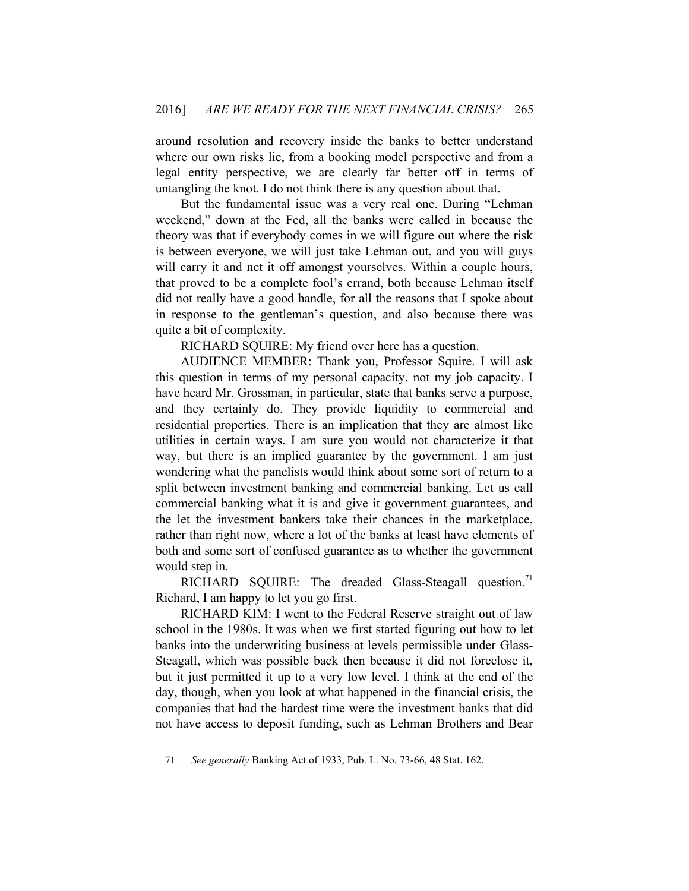around resolution and recovery inside the banks to better understand where our own risks lie, from a booking model perspective and from a legal entity perspective, we are clearly far better off in terms of untangling the knot. I do not think there is any question about that.

But the fundamental issue was a very real one. During "Lehman weekend," down at the Fed, all the banks were called in because the theory was that if everybody comes in we will figure out where the risk is between everyone, we will just take Lehman out, and you will guys will carry it and net it off amongst yourselves. Within a couple hours, that proved to be a complete fool's errand, both because Lehman itself did not really have a good handle, for all the reasons that I spoke about in response to the gentleman's question, and also because there was quite a bit of complexity.

RICHARD SQUIRE: My friend over here has a question.

AUDIENCE MEMBER: Thank you, Professor Squire. I will ask this question in terms of my personal capacity, not my job capacity. I have heard Mr. Grossman, in particular, state that banks serve a purpose, and they certainly do. They provide liquidity to commercial and residential properties. There is an implication that they are almost like utilities in certain ways. I am sure you would not characterize it that way, but there is an implied guarantee by the government. I am just wondering what the panelists would think about some sort of return to a split between investment banking and commercial banking. Let us call commercial banking what it is and give it government guarantees, and the let the investment bankers take their chances in the marketplace, rather than right now, where a lot of the banks at least have elements of both and some sort of confused guarantee as to whether the government would step in.

RICHARD SQUIRE: The dreaded Glass-Steagall question.[71] Richard, I am happy to let you go first.

RICHARD KIM: I went to the Federal Reserve straight out of law school in the 1980s. It was when we first started figuring out how to let banks into the underwriting business at levels permissible under Glass-Steagall, which was possible back then because it did not foreclose it, but it just permitted it up to a very low level. I think at the end of the day, though, when you look at what happened in the financial crisis, the companies that had the hardest time were the investment banks that did not have access to deposit funding, such as Lehman Brothers and Bear

---

71. *See generally* Banking Act of 1933, Pub. L. No. 73-66, 48 Stat. 162.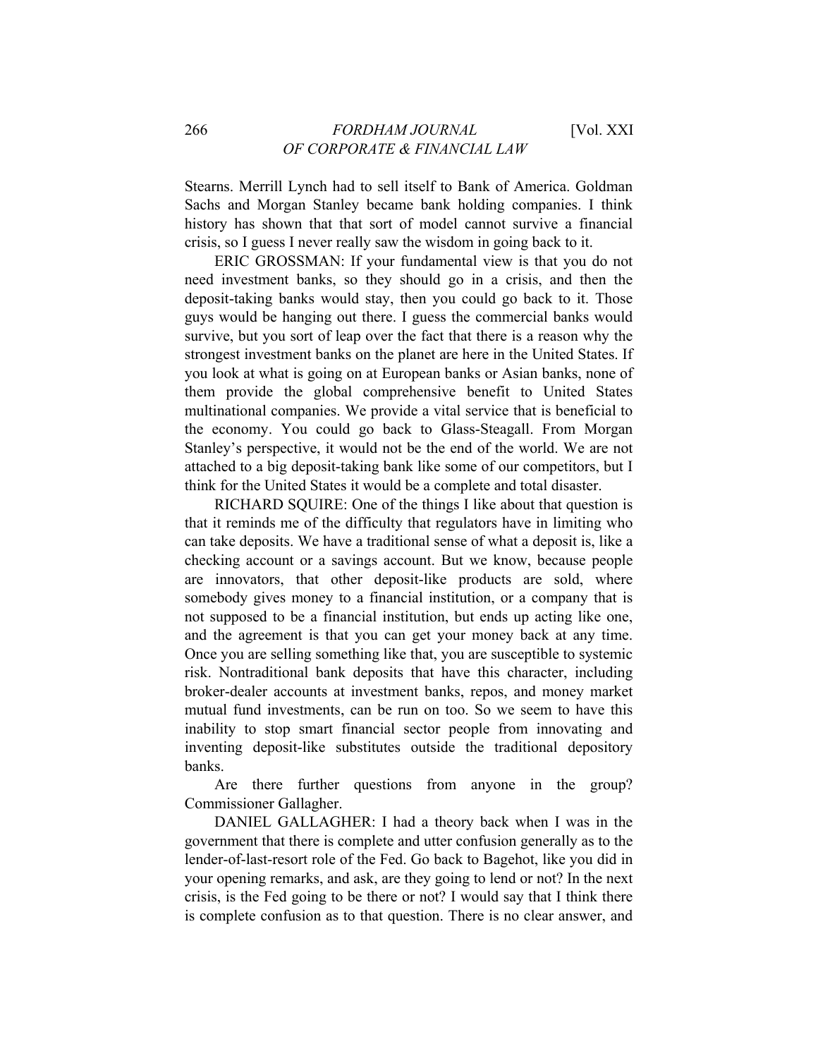Stearns. Merrill Lynch had to sell itself to Bank of America. Goldman Sachs and Morgan Stanley became bank holding companies. I think history has shown that that sort of model cannot survive a financial crisis, so I guess I never really saw the wisdom in going back to it.

ERIC GROSSMAN: If your fundamental view is that you do not need investment banks, so they should go in a crisis, and then the deposit-taking banks would stay, then you could go back to it. Those guys would be hanging out there. I guess the commercial banks would survive, but you sort of leap over the fact that there is a reason why the strongest investment banks on the planet are here in the United States. If you look at what is going on at European banks or Asian banks, none of them provide the global comprehensive benefit to United States multinational companies. We provide a vital service that is beneficial to the economy. You could go back to Glass-Steagall. From Morgan Stanley's perspective, it would not be the end of the world. We are not attached to a big deposit-taking bank like some of our competitors, but I think for the United States it would be a complete and total disaster.

RICHARD SQUIRE: One of the things I like about that question is that it reminds me of the difficulty that regulators have in limiting who can take deposits. We have a traditional sense of what a deposit is, like a checking account or a savings account. But we know, because people are innovators, that other deposit-like products are sold, where somebody gives money to a financial institution, or a company that is not supposed to be a financial institution, but ends up acting like one, and the agreement is that you can get your money back at any time. Once you are selling something like that, you are susceptible to systemic risk. Nontraditional bank deposits that have this character, including broker-dealer accounts at investment banks, repos, and money market mutual fund investments, can be run on too. So we seem to have this inability to stop smart financial sector people from innovating and inventing deposit-like substitutes outside the traditional depository banks.

Are there further questions from anyone in the group? Commissioner Gallagher.

DANIEL GALLAGHER: I had a theory back when I was in the government that there is complete and utter confusion generally as to the lender-of-last-resort role of the Fed. Go back to Bagehot, like you did in your opening remarks, and ask, are they going to lend or not? In the next crisis, is the Fed going to be there or not? I would say that I think there is complete confusion as to that question. There is no clear answer, and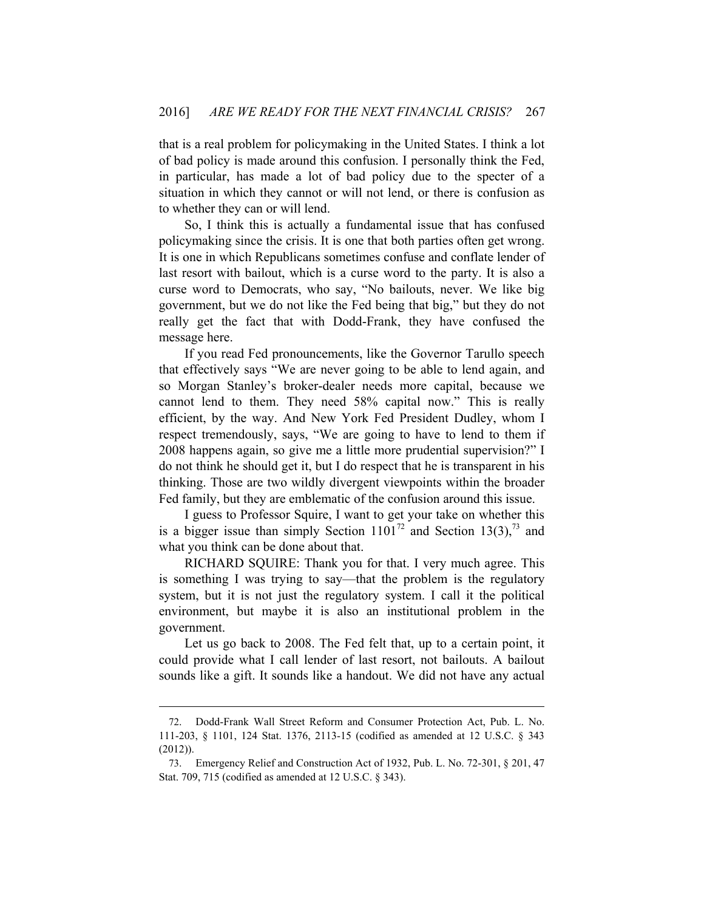that is a real problem for policymaking in the United States. I think a lot of bad policy is made around this confusion. I personally think the Fed, in particular, has made a lot of bad policy due to the specter of a situation in which they cannot or will not lend, or there is confusion as to whether they can or will lend.

So, I think this is actually a fundamental issue that has confused policymaking since the crisis. It is one that both parties often get wrong. It is one in which Republicans sometimes confuse and conflate lender of last resort with bailout, which is a curse word to the party. It is also a curse word to Democrats, who say, "No bailouts, never. We like big government, but we do not like the Fed being that big," but they do not really get the fact that with Dodd-Frank, they have confused the message here.

If you read Fed pronouncements, like the Governor Tarullo speech that effectively says "We are never going to be able to lend again, and so Morgan Stanley's broker-dealer needs more capital, because we cannot lend to them. They need 58% capital now." This is really efficient, by the way. And New York Fed President Dudley, whom I respect tremendously, says, "We are going to have to lend to them if 2008 happens again, so give me a little more prudential supervision?" I do not think he should get it, but I do respect that he is transparent in his thinking. Those are two wildly divergent viewpoints within the broader Fed family, but they are emblematic of the confusion around this issue.

I guess to Professor Squire, I want to get your take on whether this is a bigger issue than simply Section 1101[72] and Section 13(3),[73] and what you think can be done about that.

RICHARD SQUIRE: Thank you for that. I very much agree. This is something I was trying to say—that the problem is the regulatory system, but it is not just the regulatory system. I call it the political environment, but maybe it is also an institutional problem in the government.

Let us go back to 2008. The Fed felt that, up to a certain point, it could provide what I call lender of last resort, not bailouts. A bailout sounds like a gift. It sounds like a handout. We did not have any actual

---

72. Dodd-Frank Wall Street Reform and Consumer Protection Act, Pub. L. No. 111-203, § 1101, 124 Stat. 1376, 2113-15 (codified as amended at 12 U.S.C. § 343 (2012)).

73. Emergency Relief and Construction Act of 1932, Pub. L. No. 72-301, § 201, 47 Stat. 709, 715 (codified as amended at 12 U.S.C. § 343).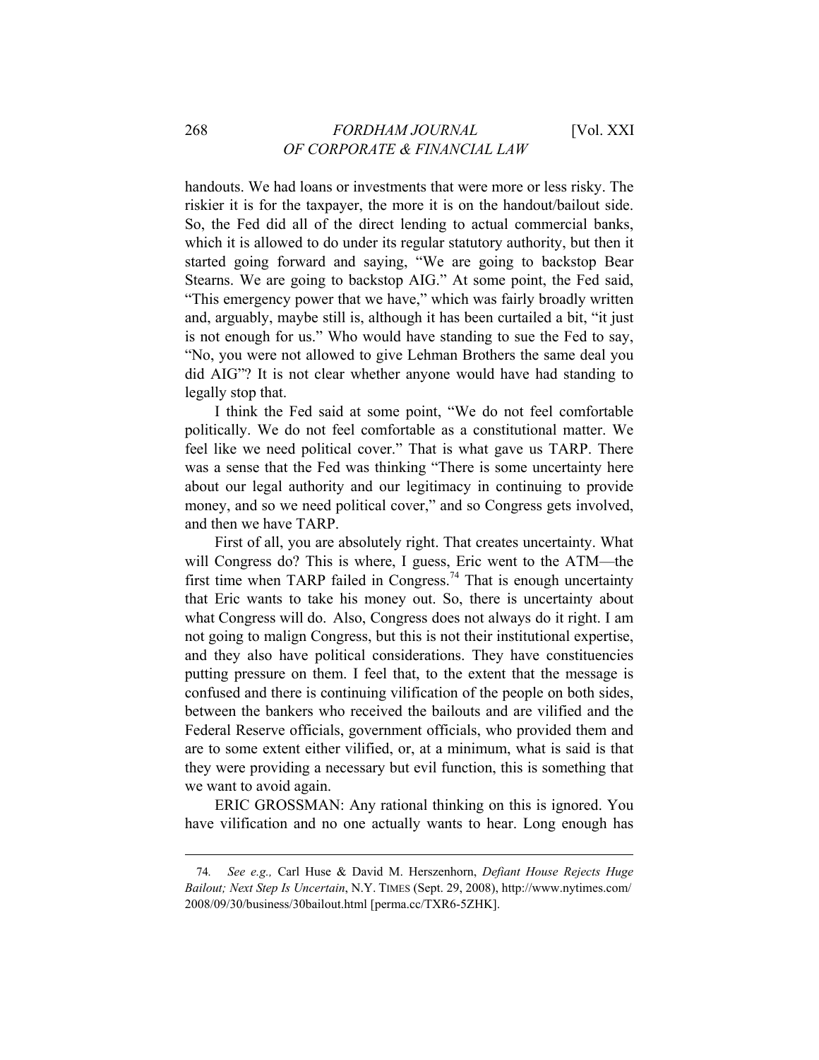handouts. We had loans or investments that were more or less risky. The riskier it is for the taxpayer, the more it is on the handout/bailout side. So, the Fed did all of the direct lending to actual commercial banks, which it is allowed to do under its regular statutory authority, but then it started going forward and saying, "We are going to backstop Bear Stearns. We are going to backstop AIG." At some point, the Fed said, "This emergency power that we have," which was fairly broadly written and, arguably, maybe still is, although it has been curtailed a bit, "it just is not enough for us." Who would have standing to sue the Fed to say, "No, you were not allowed to give Lehman Brothers the same deal you did AIG"? It is not clear whether anyone would have had standing to legally stop that.

I think the Fed said at some point, "We do not feel comfortable politically. We do not feel comfortable as a constitutional matter. We feel like we need political cover." That is what gave us TARP. There was a sense that the Fed was thinking "There is some uncertainty here about our legal authority and our legitimacy in continuing to provide money, and so we need political cover," and so Congress gets involved, and then we have TARP.

First of all, you are absolutely right. That creates uncertainty. What will Congress do? This is where, I guess, Eric went to the ATM—the first time when TARP failed in Congress.[74] That is enough uncertainty that Eric wants to take his money out. So, there is uncertainty about what Congress will do. Also, Congress does not always do it right. I am not going to malign Congress, but this is not their institutional expertise, and they also have political considerations. They have constituencies putting pressure on them. I feel that, to the extent that the message is confused and there is continuing vilification of the people on both sides, between the bankers who received the bailouts and are vilified and the Federal Reserve officials, government officials, who provided them and are to some extent either vilified, or, at a minimum, what is said is that they were providing a necessary but evil function, this is something that we want to avoid again.

ERIC GROSSMAN: Any rational thinking on this is ignored. You have vilification and no one actually wants to hear. Long enough has

---

74. *See e.g.,* Carl Huse & David M. Herszenhorn, *Defiant House Rejects Huge Bailout; Next Step Is Uncertain*, N.Y. TIMES (Sept. 29, 2008), http://www.nytimes.com/2008/09/30/business/30bailout.html [perma.cc/TXR6-5ZHK].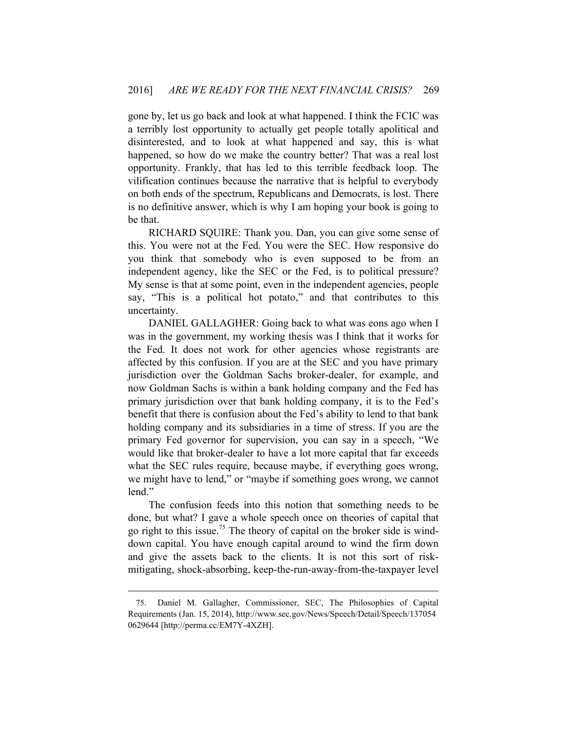gone by, let us go back and look at what happened. I think the FCIC was a terribly lost opportunity to actually get people totally apolitical and disinterested, and to look at what happened and say, this is what happened, so how do we make the country better? That was a real lost opportunity. Frankly, that has led to this terrible feedback loop. The vilification continues because the narrative that is helpful to everybody on both ends of the spectrum, Republicans and Democrats, is lost. There is no definitive answer, which is why I am hoping your book is going to be that.

RICHARD SQUIRE: Thank you. Dan, you can give some sense of this. You were not at the Fed. You were the SEC. How responsive do you think that somebody who is even supposed to be from an independent agency, like the SEC or the Fed, is to political pressure? My sense is that at some point, even in the independent agencies, people say, "This is a political hot potato," and that contributes to this uncertainty.

DANIEL GALLAGHER: Going back to what was eons ago when I was in the government, my working thesis was I think that it works for the Fed. It does not work for other agencies whose registrants are affected by this confusion. If you are at the SEC and you have primary jurisdiction over the Goldman Sachs broker-dealer, for example, and now Goldman Sachs is within a bank holding company and the Fed has primary jurisdiction over that bank holding company, it is to the Fed's benefit that there is confusion about the Fed's ability to lend to that bank holding company and its subsidiaries in a time of stress. If you are the primary Fed governor for supervision, you can say in a speech, "We would like that broker-dealer to have a lot more capital that far exceeds what the SEC rules require, because maybe, if everything goes wrong, we might have to lend," or "maybe if something goes wrong, we cannot lend."

The confusion feeds into this notion that something needs to be done, but what? I gave a whole speech once on theories of capital that go right to this issue.[75] The theory of capital on the broker side is wind-down capital. You have enough capital around to wind the firm down and give the assets back to the clients. It is not this sort of risk-mitigating, shock-absorbing, keep-the-run-away-from-the-taxpayer level

75. Daniel M. Gallagher, Commissioner, SEC, The Philosophies of Capital Requirements (Jan. 15, 2014), http://www.sec.gov/News/Speech/Detail/Speech/1370540629644 [http://perma.cc/EM7Y-4XZH].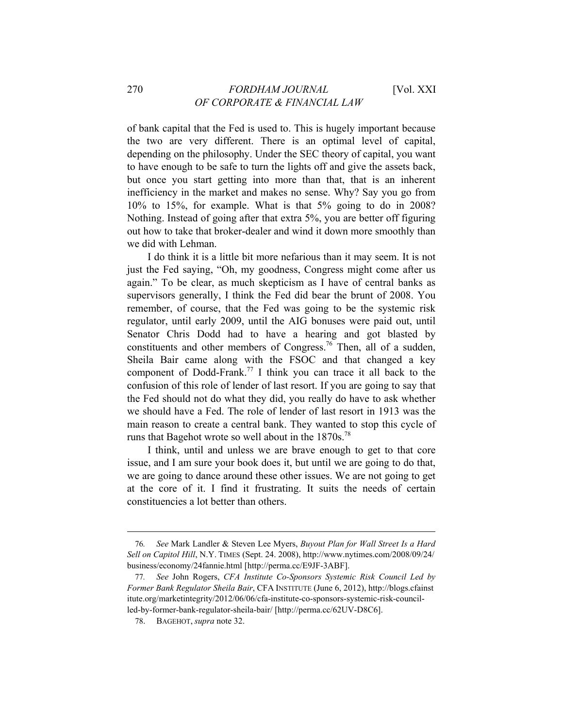of bank capital that the Fed is used to. This is hugely important because the two are very different. There is an optimal level of capital, depending on the philosophy. Under the SEC theory of capital, you want to have enough to be safe to turn the lights off and give the assets back, but once you start getting into more than that, that is an inherent inefficiency in the market and makes no sense. Why? Say you go from 10% to 15%, for example. What is that 5% going to do in 2008? Nothing. Instead of going after that extra 5%, you are better off figuring out how to take that broker-dealer and wind it down more smoothly than we did with Lehman.

I do think it is a little bit more nefarious than it may seem. It is not just the Fed saying, "Oh, my goodness, Congress might come after us again." To be clear, as much skepticism as I have of central banks as supervisors generally, I think the Fed did bear the brunt of 2008. You remember, of course, that the Fed was going to be the systemic risk regulator, until early 2009, until the AIG bonuses were paid out, until Senator Chris Dodd had to have a hearing and got blasted by constituents and other members of Congress.[76] Then, all of a sudden, Sheila Bair came along with the FSOC and that changed a key component of Dodd-Frank.[77] I think you can trace it all back to the confusion of this role of lender of last resort. If you are going to say that the Fed should not do what they did, you really do have to ask whether we should have a Fed. The role of lender of last resort in 1913 was the main reason to create a central bank. They wanted to stop this cycle of runs that Bagehot wrote so well about in the 1870s.[78]

I think, until and unless we are brave enough to get to that core issue, and I am sure your book does it, but until we are going to do that, we are going to dance around these other issues. We are not going to get at the core of it. I find it frustrating. It suits the needs of certain constituencies a lot better than others.

---

76. *See* Mark Landler & Steven Lee Myers, *Buyout Plan for Wall Street Is a Hard Sell on Capitol Hill*, N.Y. TIMES (Sept. 24. 2008), http://www.nytimes.com/2008/09/24/business/economy/24fannie.html [http://perma.cc/E9JF-3ABF].

77. *See* John Rogers, *CFA Institute Co-Sponsors Systemic Risk Council Led by Former Bank Regulator Sheila Bair*, CFA INSTITUTE (June 6, 2012), http://blogs.cfainstitute.org/marketintegrity/2012/06/06/cfa-institute-co-sponsors-systemic-risk-council-led-by-former-bank-regulator-sheila-bair/ [http://perma.cc/62UV-D8C6].

78. BAGEHOT, *supra* note 32.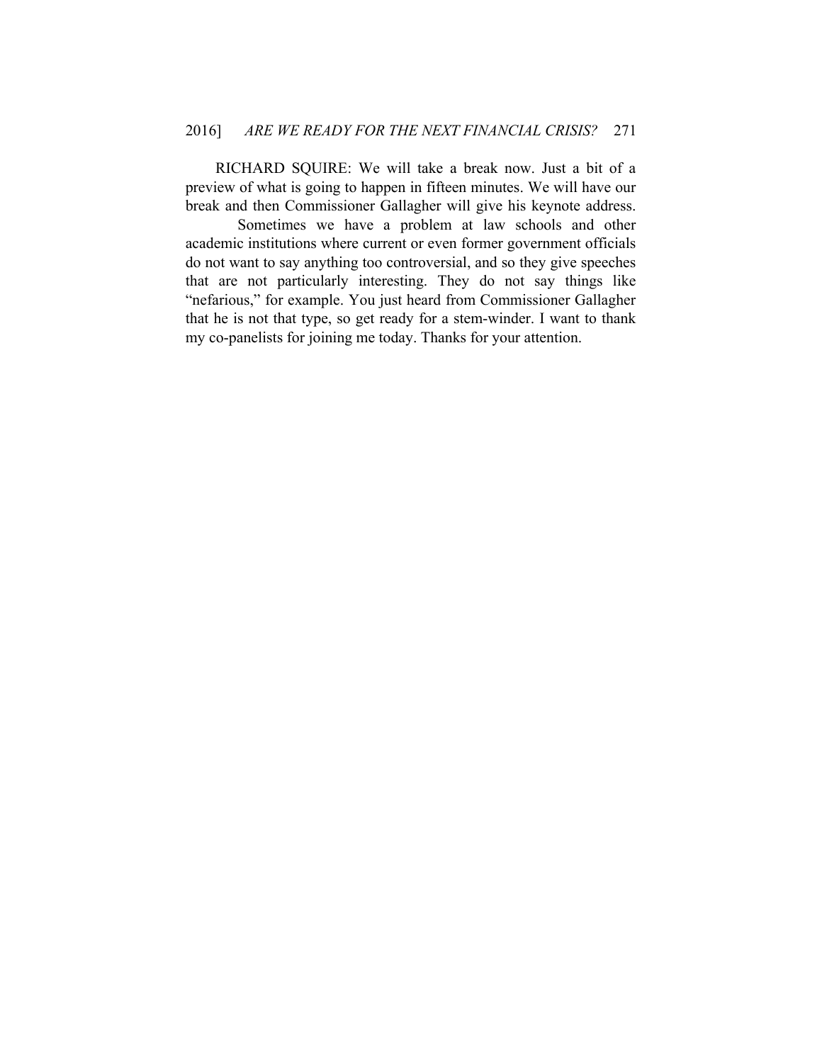RICHARD SQUIRE: We will take a break now. Just a bit of a preview of what is going to happen in fifteen minutes. We will have our break and then Commissioner Gallagher will give his keynote address.

Sometimes we have a problem at law schools and other academic institutions where current or even former government officials do not want to say anything too controversial, and so they give speeches that are not particularly interesting. They do not say things like "nefarious," for example. You just heard from Commissioner Gallagher that he is not that type, so get ready for a stem-winder. I want to thank my co-panelists for joining me today. Thanks for your attention.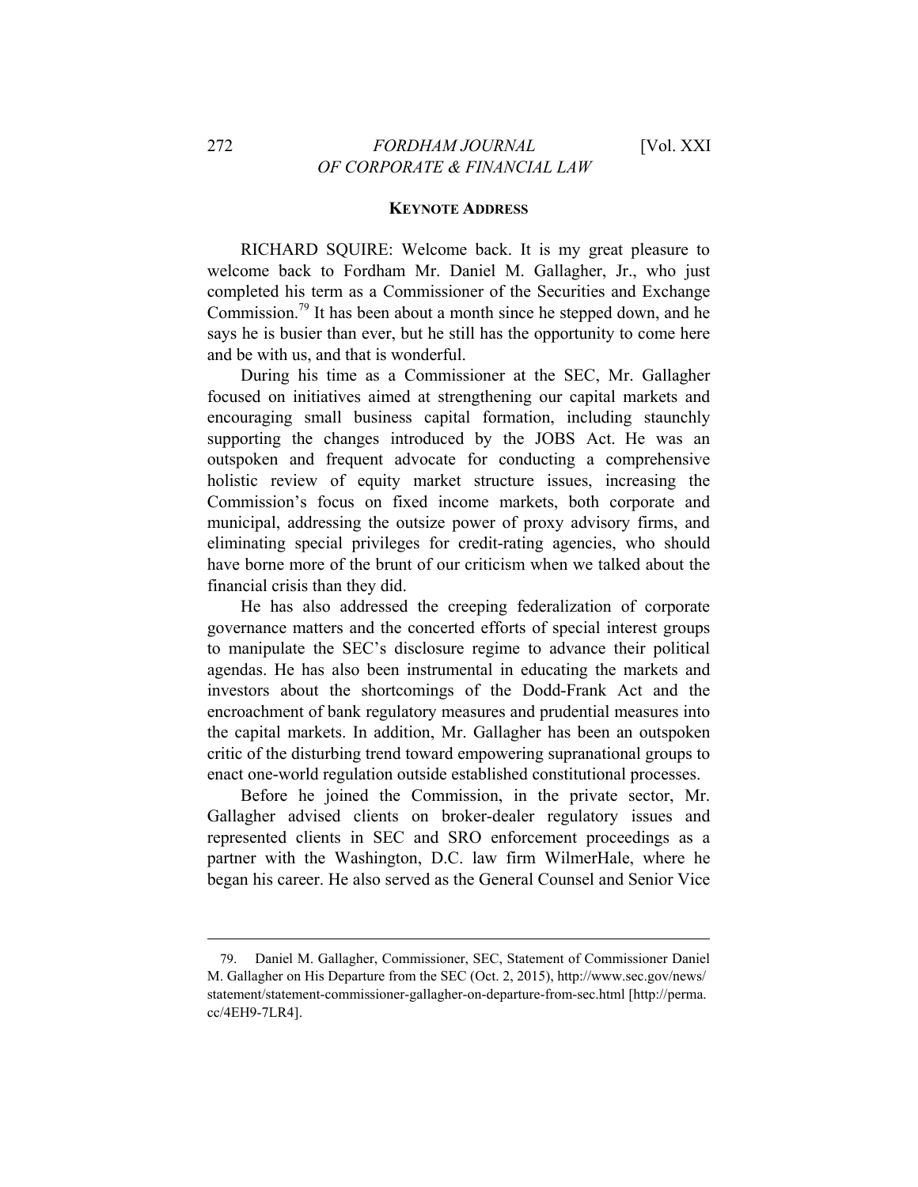**KEYNOTE ADDRESS**

RICHARD SQUIRE: Welcome back. It is my great pleasure to welcome back to Fordham Mr. Daniel M. Gallagher, Jr., who just completed his term as a Commissioner of the Securities and Exchange Commission.[79] It has been about a month since he stepped down, and he says he is busier than ever, but he still has the opportunity to come here and be with us, and that is wonderful.

During his time as a Commissioner at the SEC, Mr. Gallagher focused on initiatives aimed at strengthening our capital markets and encouraging small business capital formation, including staunchly supporting the changes introduced by the JOBS Act. He was an outspoken and frequent advocate for conducting a comprehensive holistic review of equity market structure issues, increasing the Commission's focus on fixed income markets, both corporate and municipal, addressing the outsize power of proxy advisory firms, and eliminating special privileges for credit-rating agencies, who should have borne more of the brunt of our criticism when we talked about the financial crisis than they did.

He has also addressed the creeping federalization of corporate governance matters and the concerted efforts of special interest groups to manipulate the SEC's disclosure regime to advance their political agendas. He has also been instrumental in educating the markets and investors about the shortcomings of the Dodd-Frank Act and the encroachment of bank regulatory measures and prudential measures into the capital markets. In addition, Mr. Gallagher has been an outspoken critic of the disturbing trend toward empowering supranational groups to enact one-world regulation outside established constitutional processes.

Before he joined the Commission, in the private sector, Mr. Gallagher advised clients on broker-dealer regulatory issues and represented clients in SEC and SRO enforcement proceedings as a partner with the Washington, D.C. law firm WilmerHale, where he began his career. He also served as the General Counsel and Senior Vice

---

79. Daniel M. Gallagher, Commissioner, SEC, Statement of Commissioner Daniel M. Gallagher on His Departure from the SEC (Oct. 2, 2015), http://www.sec.gov/news/statement/statement-commissioner-gallagher-on-departure-from-sec.html [http://perma.cc/4EH9-7LR4].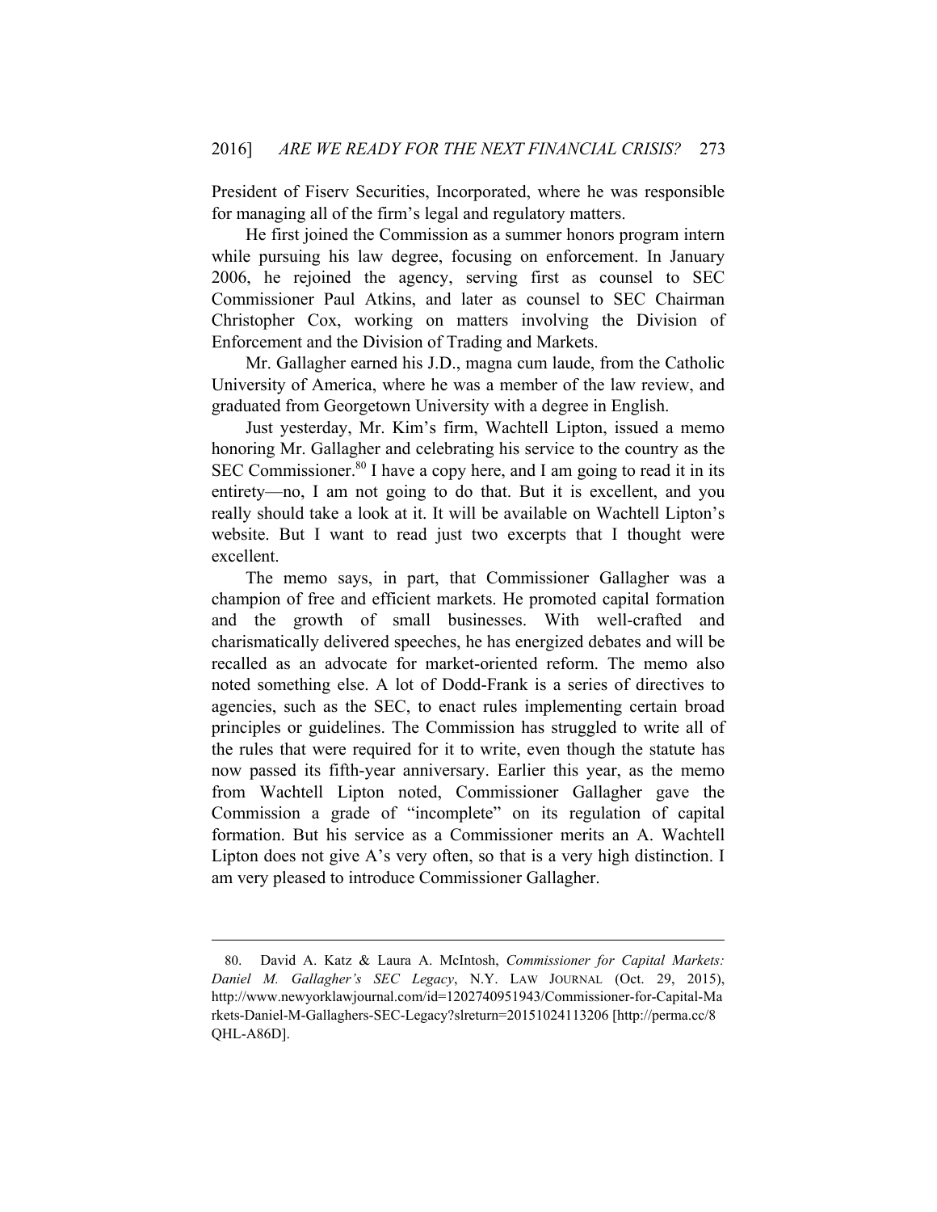President of Fiserv Securities, Incorporated, where he was responsible for managing all of the firm's legal and regulatory matters.

He first joined the Commission as a summer honors program intern while pursuing his law degree, focusing on enforcement. In January 2006, he rejoined the agency, serving first as counsel to SEC Commissioner Paul Atkins, and later as counsel to SEC Chairman Christopher Cox, working on matters involving the Division of Enforcement and the Division of Trading and Markets.

Mr. Gallagher earned his J.D., magna cum laude, from the Catholic University of America, where he was a member of the law review, and graduated from Georgetown University with a degree in English.

Just yesterday, Mr. Kim's firm, Wachtell Lipton, issued a memo honoring Mr. Gallagher and celebrating his service to the country as the SEC Commissioner.[80] I have a copy here, and I am going to read it in its entirety—no, I am not going to do that. But it is excellent, and you really should take a look at it. It will be available on Wachtell Lipton's website. But I want to read just two excerpts that I thought were excellent.

The memo says, in part, that Commissioner Gallagher was a champion of free and efficient markets. He promoted capital formation and the growth of small businesses. With well-crafted and charismatically delivered speeches, he has energized debates and will be recalled as an advocate for market-oriented reform. The memo also noted something else. A lot of Dodd-Frank is a series of directives to agencies, such as the SEC, to enact rules implementing certain broad principles or guidelines. The Commission has struggled to write all of the rules that were required for it to write, even though the statute has now passed its fifth-year anniversary. Earlier this year, as the memo from Wachtell Lipton noted, Commissioner Gallagher gave the Commission a grade of "incomplete" on its regulation of capital formation. But his service as a Commissioner merits an A. Wachtell Lipton does not give A's very often, so that is a very high distinction. I am very pleased to introduce Commissioner Gallagher.

---

80. David A. Katz & Laura A. McIntosh, *Commissioner for Capital Markets: Daniel M. Gallagher's SEC Legacy*, N.Y. LAW JOURNAL (Oct. 29, 2015), http://www.newyorklawjournal.com/id=1202740951943/Commissioner-for-Capital-Markets-Daniel-M-Gallaghers-SEC-Legacy?slreturn=20151024113206 [http://perma.cc/8QHL-A86D].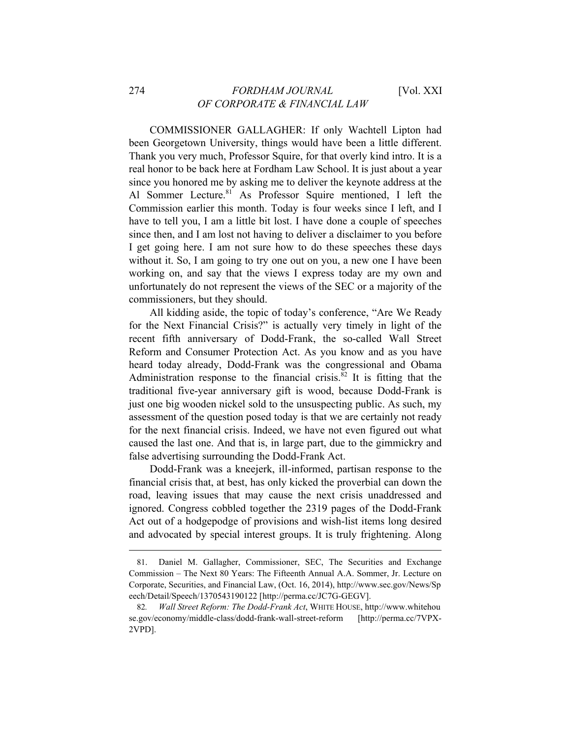COMMISSIONER GALLAGHER: If only Wachtell Lipton had been Georgetown University, things would have been a little different. Thank you very much, Professor Squire, for that overly kind intro. It is a real honor to be back here at Fordham Law School. It is just about a year since you honored me by asking me to deliver the keynote address at the Al Sommer Lecture.[81] As Professor Squire mentioned, I left the Commission earlier this month. Today is four weeks since I left, and I have to tell you, I am a little bit lost. I have done a couple of speeches since then, and I am lost not having to deliver a disclaimer to you before I get going here. I am not sure how to do these speeches these days without it. So, I am going to try one out on you, a new one I have been working on, and say that the views I express today are my own and unfortunately do not represent the views of the SEC or a majority of the commissioners, but they should.

All kidding aside, the topic of today's conference, "Are We Ready for the Next Financial Crisis?" is actually very timely in light of the recent fifth anniversary of Dodd-Frank, the so-called Wall Street Reform and Consumer Protection Act. As you know and as you have heard today already, Dodd-Frank was the congressional and Obama Administration response to the financial crisis.[82] It is fitting that the traditional five-year anniversary gift is wood, because Dodd-Frank is just one big wooden nickel sold to the unsuspecting public. As such, my assessment of the question posed today is that we are certainly not ready for the next financial crisis. Indeed, we have not even figured out what caused the last one. And that is, in large part, due to the gimmickry and false advertising surrounding the Dodd-Frank Act.

Dodd-Frank was a kneejerk, ill-informed, partisan response to the financial crisis that, at best, has only kicked the proverbial can down the road, leaving issues that may cause the next crisis unaddressed and ignored. Congress cobbled together the 2319 pages of the Dodd-Frank Act out of a hodgepodge of provisions and wish-list items long desired and advocated by special interest groups. It is truly frightening. Along

---

81. Daniel M. Gallagher, Commissioner, SEC, The Securities and Exchange Commission – The Next 80 Years: The Fifteenth Annual A.A. Sommer, Jr. Lecture on Corporate, Securities, and Financial Law, (Oct. 16, 2014), http://www.sec.gov/News/Speech/Detail/Speech/1370543190122 [http://perma.cc/JC7G-GEGV].

82. *Wall Street Reform: The Dodd-Frank Act*, WHITE HOUSE, http://www.whitehouse.gov/economy/middle-class/dodd-frank-wall-street-reform [http://perma.cc/7VPX-2VPD].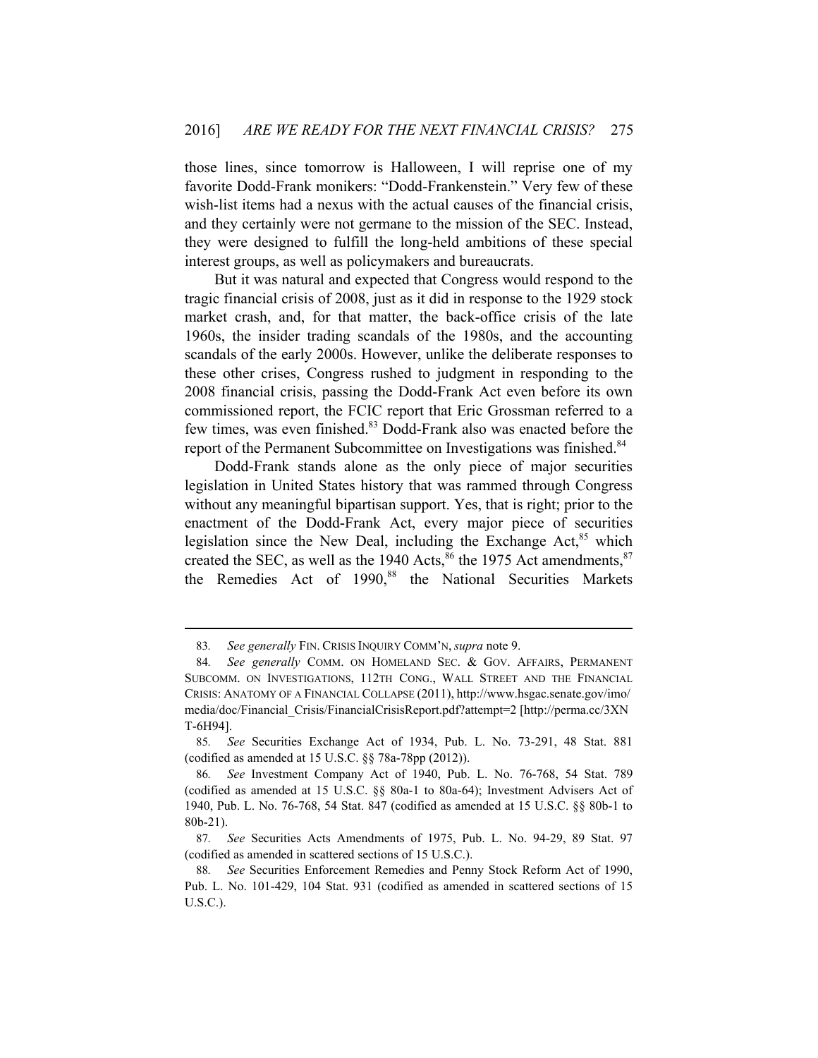those lines, since tomorrow is Halloween, I will reprise one of my favorite Dodd-Frank monikers: "Dodd-Frankenstein." Very few of these wish-list items had a nexus with the actual causes of the financial crisis, and they certainly were not germane to the mission of the SEC. Instead, they were designed to fulfill the long-held ambitions of these special interest groups, as well as policymakers and bureaucrats.

But it was natural and expected that Congress would respond to the tragic financial crisis of 2008, just as it did in response to the 1929 stock market crash, and, for that matter, the back-office crisis of the late 1960s, the insider trading scandals of the 1980s, and the accounting scandals of the early 2000s. However, unlike the deliberate responses to these other crises, Congress rushed to judgment in responding to the 2008 financial crisis, passing the Dodd-Frank Act even before its own commissioned report, the FCIC report that Eric Grossman referred to a few times, was even finished.[83] Dodd-Frank also was enacted before the report of the Permanent Subcommittee on Investigations was finished.[84]

Dodd-Frank stands alone as the only piece of major securities legislation in United States history that was rammed through Congress without any meaningful bipartisan support. Yes, that is right; prior to the enactment of the Dodd-Frank Act, every major piece of securities legislation since the New Deal, including the Exchange Act,[85] which created the SEC, as well as the 1940 Acts,[86] the 1975 Act amendments,[87] the Remedies Act of 1990,[88] the National Securities Markets

---

83. *See generally* FIN. CRISIS INQUIRY COMM'N, *supra* note 9.

84. *See generally* COMM. ON HOMELAND SEC. & GOV. AFFAIRS, PERMANENT SUBCOMM. ON INVESTIGATIONS, 112TH CONG., WALL STREET AND THE FINANCIAL CRISIS: ANATOMY OF A FINANCIAL COLLAPSE (2011), http://www.hsgac.senate.gov/imo/media/doc/Financial_Crisis/FinancialCrisisReport.pdf?attempt=2 [http://perma.cc/3XNT-6H94].

85. *See* Securities Exchange Act of 1934, Pub. L. No. 73-291, 48 Stat. 881 (codified as amended at 15 U.S.C. §§ 78a-78pp (2012)).

86. *See* Investment Company Act of 1940, Pub. L. No. 76-768, 54 Stat. 789 (codified as amended at 15 U.S.C. §§ 80a-1 to 80a-64); Investment Advisers Act of 1940, Pub. L. No. 76-768, 54 Stat. 847 (codified as amended at 15 U.S.C. §§ 80b-1 to 80b-21).

87. *See* Securities Acts Amendments of 1975, Pub. L. No. 94-29, 89 Stat. 97 (codified as amended in scattered sections of 15 U.S.C.).

88. *See* Securities Enforcement Remedies and Penny Stock Reform Act of 1990, Pub. L. No. 101-429, 104 Stat. 931 (codified as amended in scattered sections of 15 U.S.C.).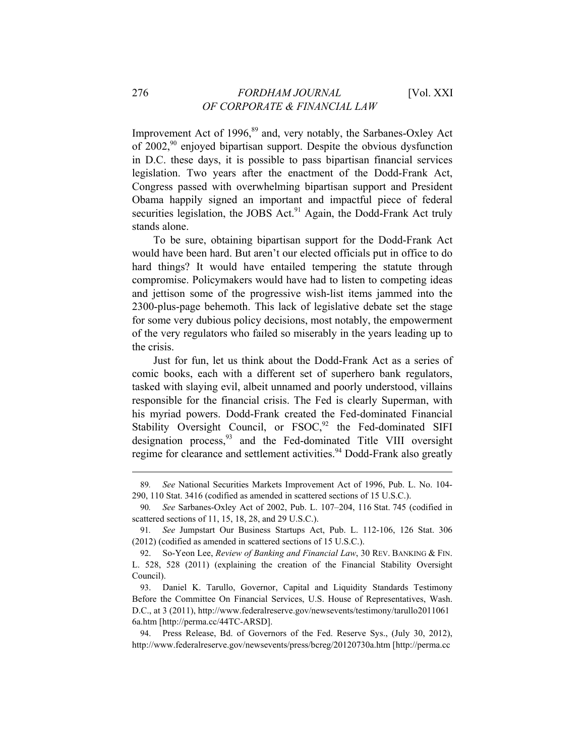Improvement Act of 1996,[89] and, very notably, the Sarbanes-Oxley Act of 2002,[90] enjoyed bipartisan support. Despite the obvious dysfunction in D.C. these days, it is possible to pass bipartisan financial services legislation. Two years after the enactment of the Dodd-Frank Act, Congress passed with overwhelming bipartisan support and President Obama happily signed an important and impactful piece of federal securities legislation, the JOBS Act.[91] Again, the Dodd-Frank Act truly stands alone.

To be sure, obtaining bipartisan support for the Dodd-Frank Act would have been hard. But aren't our elected officials put in office to do hard things? It would have entailed tempering the statute through compromise. Policymakers would have had to listen to competing ideas and jettison some of the progressive wish-list items jammed into the 2300-plus-page behemoth. This lack of legislative debate set the stage for some very dubious policy decisions, most notably, the empowerment of the very regulators who failed so miserably in the years leading up to the crisis.

Just for fun, let us think about the Dodd-Frank Act as a series of comic books, each with a different set of superhero bank regulators, tasked with slaying evil, albeit unnamed and poorly understood, villains responsible for the financial crisis. The Fed is clearly Superman, with his myriad powers. Dodd-Frank created the Fed-dominated Financial Stability Oversight Council, or FSOC,[92] the Fed-dominated SIFI designation process,[93] and the Fed-dominated Title VIII oversight regime for clearance and settlement activities.[94] Dodd-Frank also greatly

---

89. *See* National Securities Markets Improvement Act of 1996, Pub. L. No. 104-290, 110 Stat. 3416 (codified as amended in scattered sections of 15 U.S.C.).

90. *See* Sarbanes-Oxley Act of 2002, Pub. L. 107–204, 116 Stat. 745 (codified in scattered sections of 11, 15, 18, 28, and 29 U.S.C.).

91. *See* Jumpstart Our Business Startups Act, Pub. L. 112-106, 126 Stat. 306 (2012) (codified as amended in scattered sections of 15 U.S.C.).

92. So-Yeon Lee, *Review of Banking and Financial Law*, 30 REV. BANKING & FIN. L. 528, 528 (2011) (explaining the creation of the Financial Stability Oversight Council).

93. Daniel K. Tarullo, Governor, Capital and Liquidity Standards Testimony Before the Committee On Financial Services, U.S. House of Representatives, Wash. D.C., at 3 (2011), http://www.federalreserve.gov/newsevents/testimony/tarullo20110616a.htm [http://perma.cc/44TC-ARSD].

94. Press Release, Bd. of Governors of the Fed. Reserve Sys., (July 30, 2012), http://www.federalreserve.gov/newsevents/press/bcreg/20120730a.htm [http://perma.cc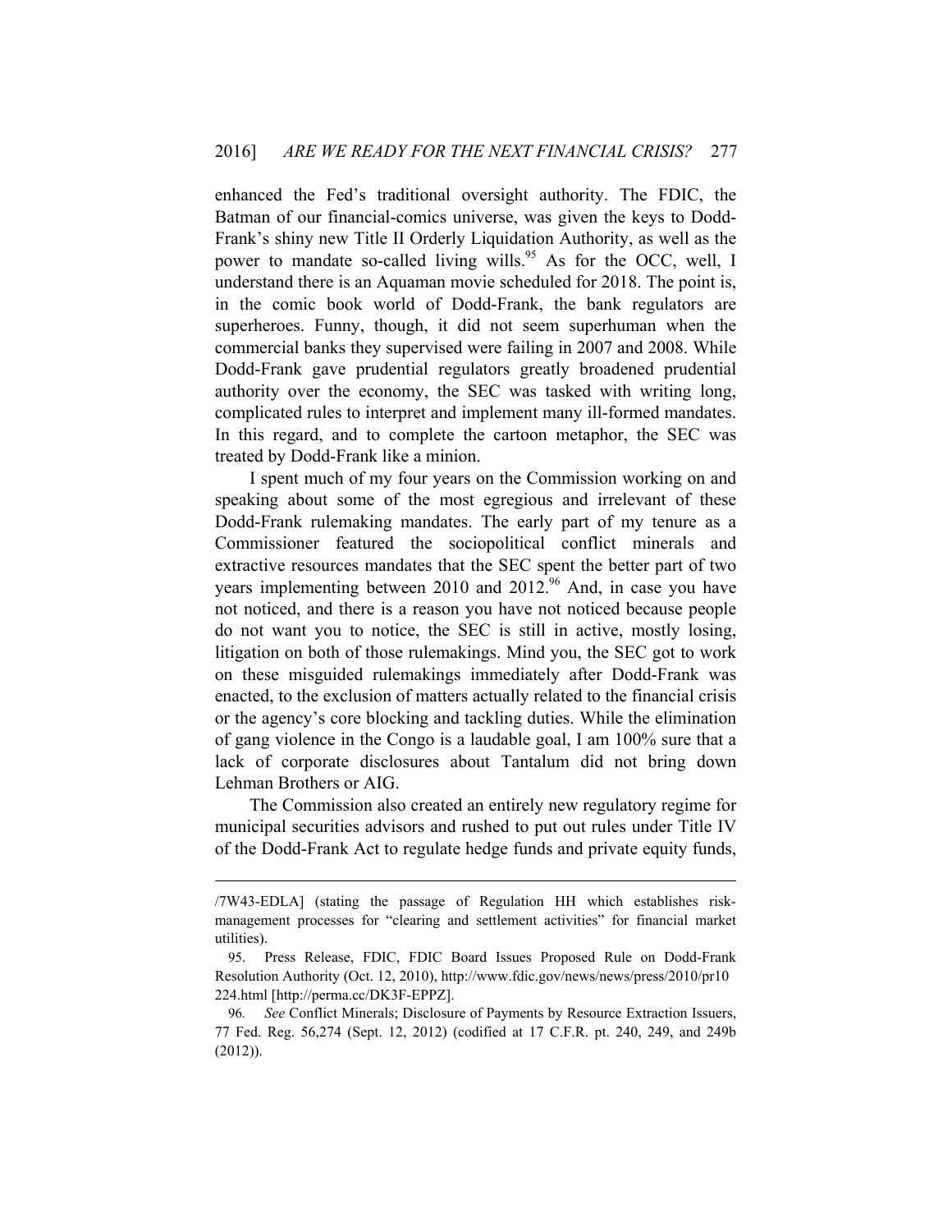enhanced the Fed's traditional oversight authority. The FDIC, the Batman of our financial-comics universe, was given the keys to Dodd-Frank's shiny new Title II Orderly Liquidation Authority, as well as the power to mandate so-called living wills.[95] As for the OCC, well, I understand there is an Aquaman movie scheduled for 2018. The point is, in the comic book world of Dodd-Frank, the bank regulators are superheroes. Funny, though, it did not seem superhuman when the commercial banks they supervised were failing in 2007 and 2008. While Dodd-Frank gave prudential regulators greatly broadened prudential authority over the economy, the SEC was tasked with writing long, complicated rules to interpret and implement many ill-formed mandates. In this regard, and to complete the cartoon metaphor, the SEC was treated by Dodd-Frank like a minion.

I spent much of my four years on the Commission working on and speaking about some of the most egregious and irrelevant of these Dodd-Frank rulemaking mandates. The early part of my tenure as a Commissioner featured the sociopolitical conflict minerals and extractive resources mandates that the SEC spent the better part of two years implementing between 2010 and 2012.[96] And, in case you have not noticed, and there is a reason you have not noticed because people do not want you to notice, the SEC is still in active, mostly losing, litigation on both of those rulemakings. Mind you, the SEC got to work on these misguided rulemakings immediately after Dodd-Frank was enacted, to the exclusion of matters actually related to the financial crisis or the agency's core blocking and tackling duties. While the elimination of gang violence in the Congo is a laudable goal, I am 100% sure that a lack of corporate disclosures about Tantalum did not bring down Lehman Brothers or AIG.

The Commission also created an entirely new regulatory regime for municipal securities advisors and rushed to put out rules under Title IV of the Dodd-Frank Act to regulate hedge funds and private equity funds,

---

/7W43-EDLA] (stating the passage of Regulation HH which establishes risk-management processes for "clearing and settlement activities" for financial market utilities).

95. Press Release, FDIC, FDIC Board Issues Proposed Rule on Dodd-Frank Resolution Authority (Oct. 12, 2010), http://www.fdic.gov/news/news/press/2010/pr10224.html [http://perma.cc/DK3F-EPPZ].

96. *See* Conflict Minerals; Disclosure of Payments by Resource Extraction Issuers, 77 Fed. Reg. 56,274 (Sept. 12, 2012) (codified at 17 C.F.R. pt. 240, 249, and 249b (2012)).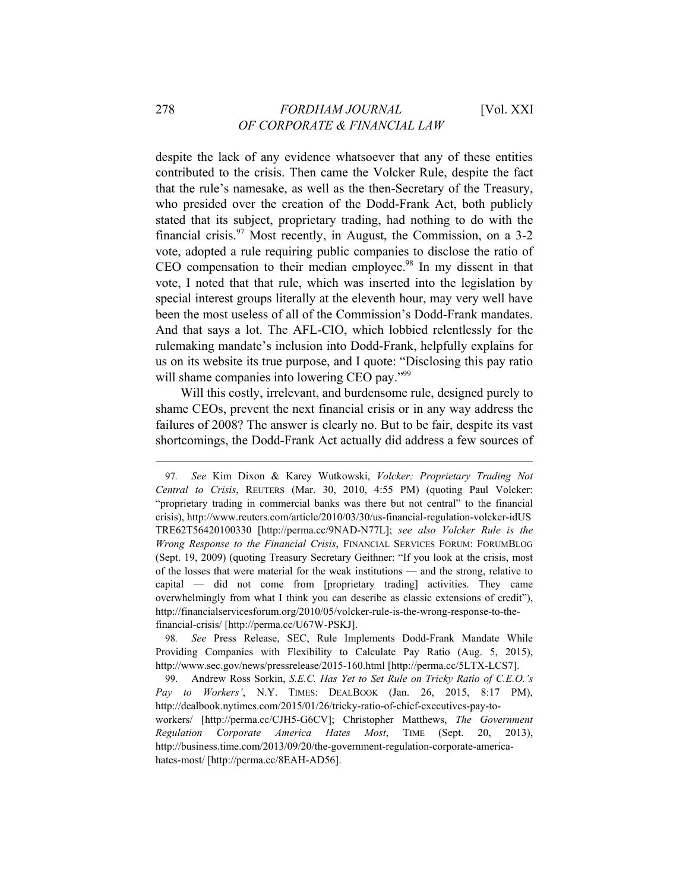despite the lack of any evidence whatsoever that any of these entities contributed to the crisis. Then came the Volcker Rule, despite the fact that the rule's namesake, as well as the then-Secretary of the Treasury, who presided over the creation of the Dodd-Frank Act, both publicly stated that its subject, proprietary trading, had nothing to do with the financial crisis.[97] Most recently, in August, the Commission, on a 3-2 vote, adopted a rule requiring public companies to disclose the ratio of CEO compensation to their median employee.[98] In my dissent in that vote, I noted that that rule, which was inserted into the legislation by special interest groups literally at the eleventh hour, may very well have been the most useless of all of the Commission's Dodd-Frank mandates. And that says a lot. The AFL-CIO, which lobbied relentlessly for the rulemaking mandate's inclusion into Dodd-Frank, helpfully explains for us on its website its true purpose, and I quote: "Disclosing this pay ratio will shame companies into lowering CEO pay."[99]

Will this costly, irrelevant, and burdensome rule, designed purely to shame CEOs, prevent the next financial crisis or in any way address the failures of 2008? The answer is clearly no. But to be fair, despite its vast shortcomings, the Dodd-Frank Act actually did address a few sources of

---

97. *See* Kim Dixon & Karey Wutkowski, *Volcker: Proprietary Trading Not Central to Crisis*, REUTERS (Mar. 30, 2010, 4:55 PM) (quoting Paul Volcker: "proprietary trading in commercial banks was there but not central" to the financial crisis), http://www.reuters.com/article/2010/03/30/us-financial-regulation-volcker-idUSTRE62T56420100330 [http://perma.cc/9NAD-N77L]; *see also Volcker Rule is the Wrong Response to the Financial Crisis*, FINANCIAL SERVICES FORUM: FORUMBLOG (Sept. 19, 2009) (quoting Treasury Secretary Geithner: "If you look at the crisis, most of the losses that were material for the weak institutions — and the strong, relative to capital — did not come from [proprietary trading] activities. They came overwhelmingly from what I think you can describe as classic extensions of credit"), http://financialservicesforum.org/2010/05/volcker-rule-is-the-wrong-response-to-the-financial-crisis/ [http://perma.cc/U67W-PSKJ].

98. *See* Press Release, SEC, Rule Implements Dodd-Frank Mandate While Providing Companies with Flexibility to Calculate Pay Ratio (Aug. 5, 2015), http://www.sec.gov/news/pressrelease/2015-160.html [http://perma.cc/5LTX-LCS7].

99. Andrew Ross Sorkin, *S.E.C. Has Yet to Set Rule on Tricky Ratio of C.E.O.'s Pay to Workers'*, N.Y. TIMES: DEALBOOK (Jan. 26, 2015, 8:17 PM), http://dealbook.nytimes.com/2015/01/26/tricky-ratio-of-chief-executives-pay-to-workers/ [http://perma.cc/CJH5-G6CV]; Christopher Matthews, *The Government Regulation Corporate America Hates Most*, TIME (Sept. 20, 2013), http://business.time.com/2013/09/20/the-government-regulation-corporate-america-hates-most/ [http://perma.cc/8EAH-AD56].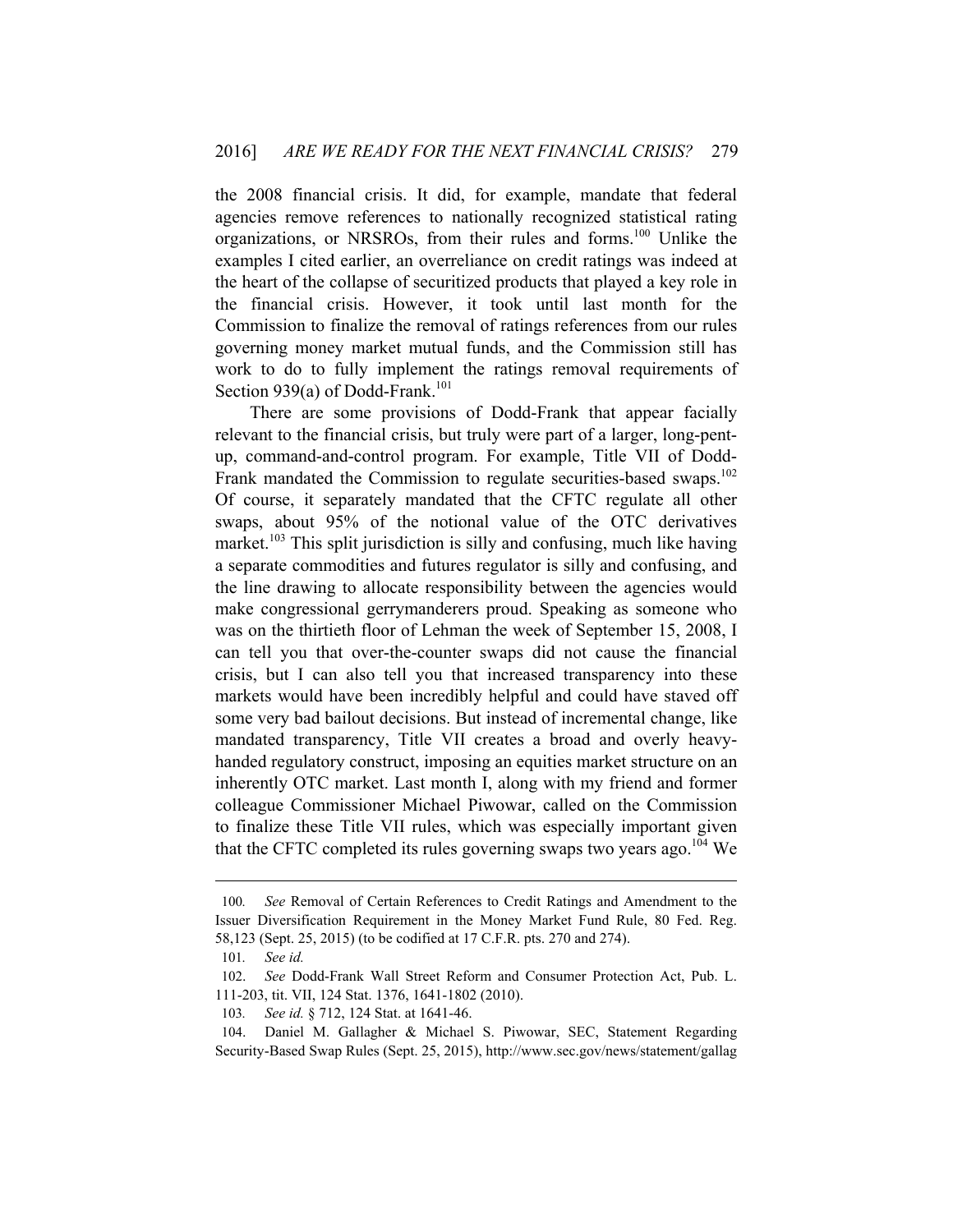the 2008 financial crisis. It did, for example, mandate that federal agencies remove references to nationally recognized statistical rating organizations, or NRSROs, from their rules and forms.[100] Unlike the examples I cited earlier, an overreliance on credit ratings was indeed at the heart of the collapse of securitized products that played a key role in the financial crisis. However, it took until last month for the Commission to finalize the removal of ratings references from our rules governing money market mutual funds, and the Commission still has work to do to fully implement the ratings removal requirements of Section 939(a) of Dodd-Frank.[101]

There are some provisions of Dodd-Frank that appear facially relevant to the financial crisis, but truly were part of a larger, long-pent-up, command-and-control program. For example, Title VII of Dodd-Frank mandated the Commission to regulate securities-based swaps.[102] Of course, it separately mandated that the CFTC regulate all other swaps, about 95% of the notional value of the OTC derivatives market.[103] This split jurisdiction is silly and confusing, much like having a separate commodities and futures regulator is silly and confusing, and the line drawing to allocate responsibility between the agencies would make congressional gerrymanderers proud. Speaking as someone who was on the thirtieth floor of Lehman the week of September 15, 2008, I can tell you that over-the-counter swaps did not cause the financial crisis, but I can also tell you that increased transparency into these markets would have been incredibly helpful and could have staved off some very bad bailout decisions. But instead of incremental change, like mandated transparency, Title VII creates a broad and overly heavy-handed regulatory construct, imposing an equities market structure on an inherently OTC market. Last month I, along with my friend and former colleague Commissioner Michael Piwowar, called on the Commission to finalize these Title VII rules, which was especially important given that the CFTC completed its rules governing swaps two years ago.[104] We

---

100. *See* Removal of Certain References to Credit Ratings and Amendment to the Issuer Diversification Requirement in the Money Market Fund Rule, 80 Fed. Reg. 58,123 (Sept. 25, 2015) (to be codified at 17 C.F.R. pts. 270 and 274).

101. *See id.*

102. *See* Dodd-Frank Wall Street Reform and Consumer Protection Act, Pub. L. 111-203, tit. VII, 124 Stat. 1376, 1641-1802 (2010).

103. *See id.* § 712, 124 Stat. at 1641-46.

104. Daniel M. Gallagher & Michael S. Piwowar, SEC, Statement Regarding Security-Based Swap Rules (Sept. 25, 2015), http://www.sec.gov/news/statement/gallag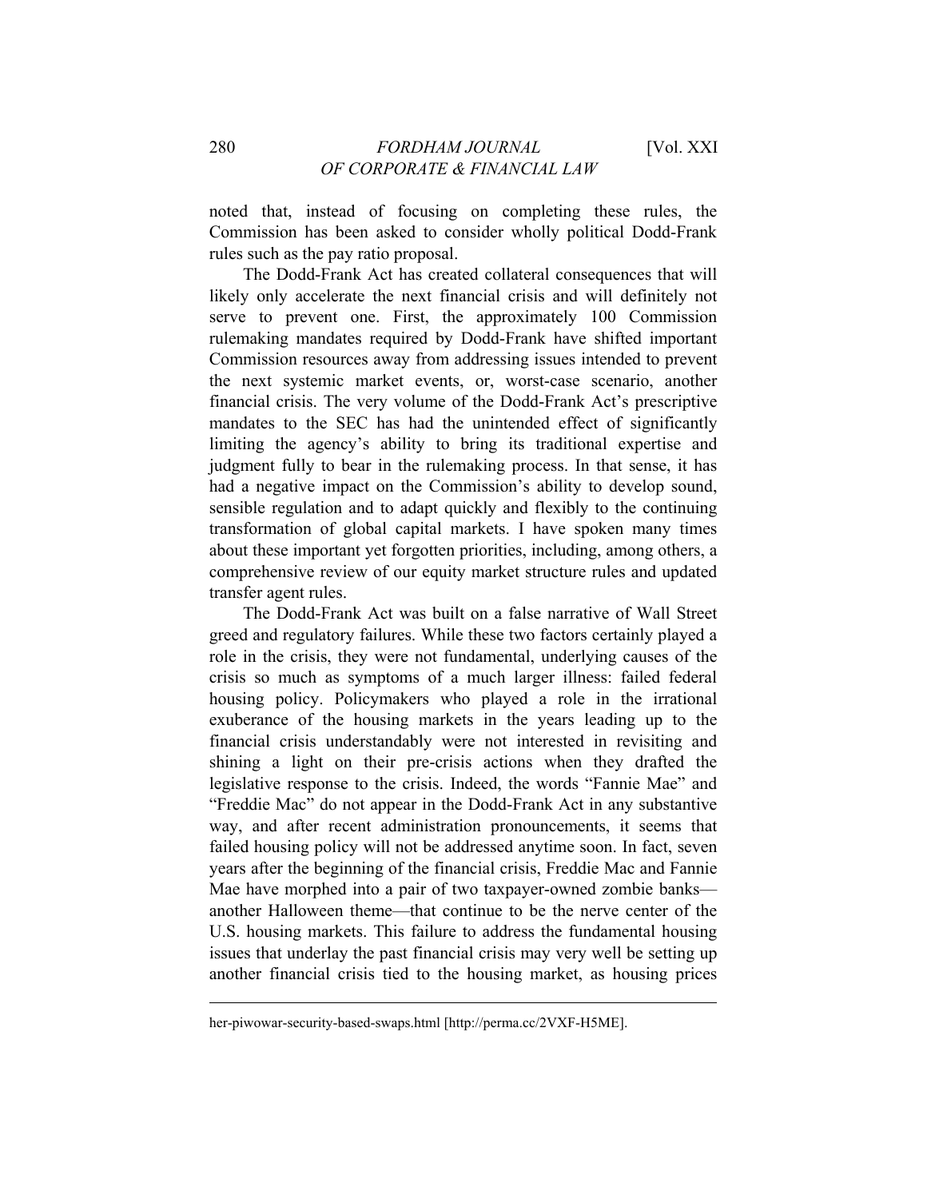noted that, instead of focusing on completing these rules, the Commission has been asked to consider wholly political Dodd-Frank rules such as the pay ratio proposal.

The Dodd-Frank Act has created collateral consequences that will likely only accelerate the next financial crisis and will definitely not serve to prevent one. First, the approximately 100 Commission rulemaking mandates required by Dodd-Frank have shifted important Commission resources away from addressing issues intended to prevent the next systemic market events, or, worst-case scenario, another financial crisis. The very volume of the Dodd-Frank Act's prescriptive mandates to the SEC has had the unintended effect of significantly limiting the agency's ability to bring its traditional expertise and judgment fully to bear in the rulemaking process. In that sense, it has had a negative impact on the Commission's ability to develop sound, sensible regulation and to adapt quickly and flexibly to the continuing transformation of global capital markets. I have spoken many times about these important yet forgotten priorities, including, among others, a comprehensive review of our equity market structure rules and updated transfer agent rules.

The Dodd-Frank Act was built on a false narrative of Wall Street greed and regulatory failures. While these two factors certainly played a role in the crisis, they were not fundamental, underlying causes of the crisis so much as symptoms of a much larger illness: failed federal housing policy. Policymakers who played a role in the irrational exuberance of the housing markets in the years leading up to the financial crisis understandably were not interested in revisiting and shining a light on their pre-crisis actions when they drafted the legislative response to the crisis. Indeed, the words "Fannie Mae" and "Freddie Mac" do not appear in the Dodd-Frank Act in any substantive way, and after recent administration pronouncements, it seems that failed housing policy will not be addressed anytime soon. In fact, seven years after the beginning of the financial crisis, Freddie Mac and Fannie Mae have morphed into a pair of two taxpayer-owned zombie banks—another Halloween theme—that continue to be the nerve center of the U.S. housing markets. This failure to address the fundamental housing issues that underlay the past financial crisis may very well be setting up another financial crisis tied to the housing market, as housing prices

---

her-piwowar-security-based-swaps.html [http://perma.cc/2VXF-H5ME].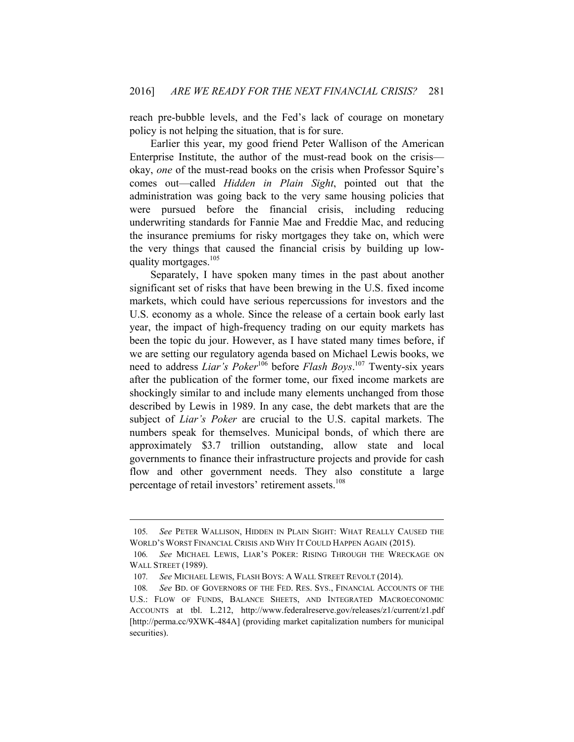reach pre-bubble levels, and the Fed's lack of courage on monetary policy is not helping the situation, that is for sure.

Earlier this year, my good friend Peter Wallison of the American Enterprise Institute, the author of the must-read book on the crisis—okay, *one* of the must-read books on the crisis when Professor Squire's comes out—called *Hidden in Plain Sight*, pointed out that the administration was going back to the very same housing policies that were pursued before the financial crisis, including reducing underwriting standards for Fannie Mae and Freddie Mac, and reducing the insurance premiums for risky mortgages they take on, which were the very things that caused the financial crisis by building up low-quality mortgages.[105]

Separately, I have spoken many times in the past about another significant set of risks that have been brewing in the U.S. fixed income markets, which could have serious repercussions for investors and the U.S. economy as a whole. Since the release of a certain book early last year, the impact of high-frequency trading on our equity markets has been the topic du jour. However, as I have stated many times before, if we are setting our regulatory agenda based on Michael Lewis books, we need to address *Liar's Poker*[106] before *Flash Boys*.[107] Twenty-six years after the publication of the former tome, our fixed income markets are shockingly similar to and include many elements unchanged from those described by Lewis in 1989. In any case, the debt markets that are the subject of *Liar's Poker* are crucial to the U.S. capital markets. The numbers speak for themselves. Municipal bonds, of which there are approximately $3.7 trillion outstanding, allow state and local governments to finance their infrastructure projects and provide for cash flow and other government needs. They also constitute a large percentage of retail investors' retirement assets.[108]

---

105. *See* PETER WALLISON, HIDDEN IN PLAIN SIGHT: WHAT REALLY CAUSED THE WORLD'S WORST FINANCIAL CRISIS AND WHY IT COULD HAPPEN AGAIN (2015).

106. *See* MICHAEL LEWIS, LIAR'S POKER: RISING THROUGH THE WRECKAGE ON WALL STREET (1989).

107. *See* MICHAEL LEWIS, FLASH BOYS: A WALL STREET REVOLT (2014).

108. *See* BD. OF GOVERNORS OF THE FED. RES. SYS., FINANCIAL ACCOUNTS OF THE U.S.: FLOW OF FUNDS, BALANCE SHEETS, AND INTEGRATED MACROECONOMIC ACCOUNTS at tbl. L.212, http://www.federalreserve.gov/releases/z1/current/z1.pdf [http://perma.cc/9XWK-484A] (providing market capitalization numbers for municipal securities).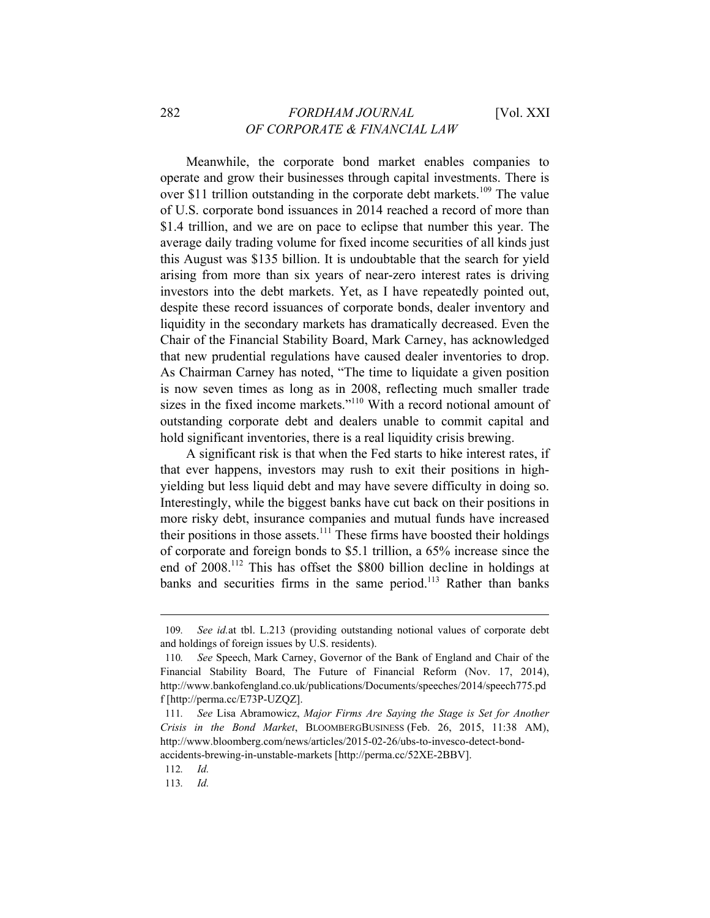Meanwhile, the corporate bond market enables companies to operate and grow their businesses through capital investments. There is over $11 trillion outstanding in the corporate debt markets.[109] The value of U.S. corporate bond issuances in 2014 reached a record of more than $1.4 trillion, and we are on pace to eclipse that number this year. The average daily trading volume for fixed income securities of all kinds just this August was $135 billion. It is undoubtable that the search for yield arising from more than six years of near-zero interest rates is driving investors into the debt markets. Yet, as I have repeatedly pointed out, despite these record issuances of corporate bonds, dealer inventory and liquidity in the secondary markets has dramatically decreased. Even the Chair of the Financial Stability Board, Mark Carney, has acknowledged that new prudential regulations have caused dealer inventories to drop. As Chairman Carney has noted, "The time to liquidate a given position is now seven times as long as in 2008, reflecting much smaller trade sizes in the fixed income markets."[110] With a record notional amount of outstanding corporate debt and dealers unable to commit capital and hold significant inventories, there is a real liquidity crisis brewing.

A significant risk is that when the Fed starts to hike interest rates, if that ever happens, investors may rush to exit their positions in high-yielding but less liquid debt and may have severe difficulty in doing so. Interestingly, while the biggest banks have cut back on their positions in more risky debt, insurance companies and mutual funds have increased their positions in those assets.[111] These firms have boosted their holdings of corporate and foreign bonds to $5.1 trillion, a 65% increase since the end of 2008.[112] This has offset the $800 billion decline in holdings at banks and securities firms in the same period.[113] Rather than banks

---

109. *See id.* at tbl. L.213 (providing outstanding notional values of corporate debt and holdings of foreign issues by U.S. residents).

110. *See* Speech, Mark Carney, Governor of the Bank of England and Chair of the Financial Stability Board, The Future of Financial Reform (Nov. 17, 2014), http://www.bankofengland.co.uk/publications/Documents/speeches/2014/speech775.pdf [http://perma.cc/E73P-UZQZ].

111. *See* Lisa Abramowicz, *Major Firms Are Saying the Stage is Set for Another Crisis in the Bond Market*, BLOOMBERGBUSINESS (Feb. 26, 2015, 11:38 AM), http://www.bloomberg.com/news/articles/2015-02-26/ubs-to-invesco-detect-bond-accidents-brewing-in-unstable-markets [http://perma.cc/52XE-2BBV].

112. *Id.*

113. *Id.*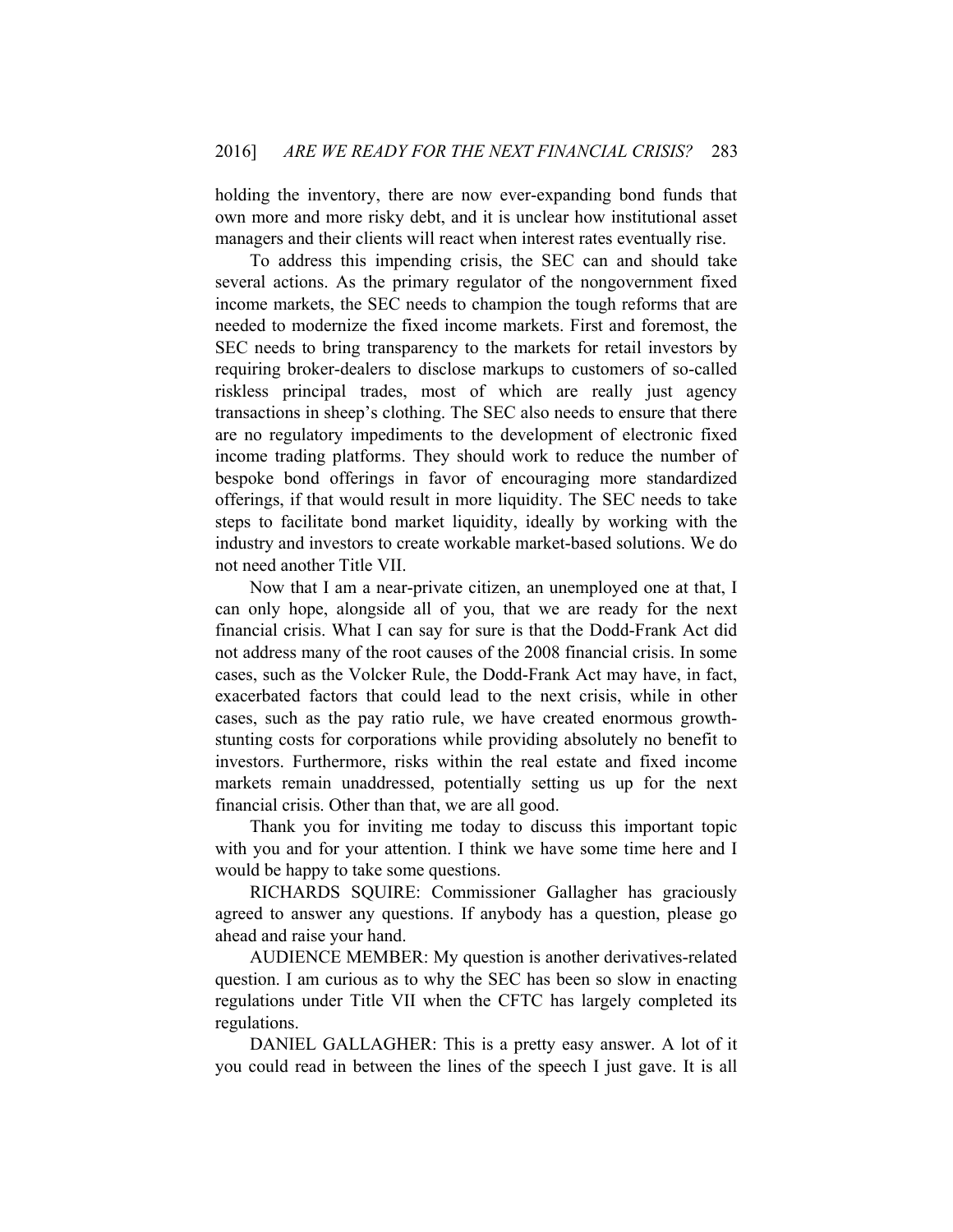holding the inventory, there are now ever-expanding bond funds that own more and more risky debt, and it is unclear how institutional asset managers and their clients will react when interest rates eventually rise.

To address this impending crisis, the SEC can and should take several actions. As the primary regulator of the nongovernment fixed income markets, the SEC needs to champion the tough reforms that are needed to modernize the fixed income markets. First and foremost, the SEC needs to bring transparency to the markets for retail investors by requiring broker-dealers to disclose markups to customers of so-called riskless principal trades, most of which are really just agency transactions in sheep's clothing. The SEC also needs to ensure that there are no regulatory impediments to the development of electronic fixed income trading platforms. They should work to reduce the number of bespoke bond offerings in favor of encouraging more standardized offerings, if that would result in more liquidity. The SEC needs to take steps to facilitate bond market liquidity, ideally by working with the industry and investors to create workable market-based solutions. We do not need another Title VII.

Now that I am a near-private citizen, an unemployed one at that, I can only hope, alongside all of you, that we are ready for the next financial crisis. What I can say for sure is that the Dodd-Frank Act did not address many of the root causes of the 2008 financial crisis. In some cases, such as the Volcker Rule, the Dodd-Frank Act may have, in fact, exacerbated factors that could lead to the next crisis, while in other cases, such as the pay ratio rule, we have created enormous growth-stunting costs for corporations while providing absolutely no benefit to investors. Furthermore, risks within the real estate and fixed income markets remain unaddressed, potentially setting us up for the next financial crisis. Other than that, we are all good.

Thank you for inviting me today to discuss this important topic with you and for your attention. I think we have some time here and I would be happy to take some questions.

RICHARDS SQUIRE: Commissioner Gallagher has graciously agreed to answer any questions. If anybody has a question, please go ahead and raise your hand.

AUDIENCE MEMBER: My question is another derivatives-related question. I am curious as to why the SEC has been so slow in enacting regulations under Title VII when the CFTC has largely completed its regulations.

DANIEL GALLAGHER: This is a pretty easy answer. A lot of it you could read in between the lines of the speech I just gave. It is all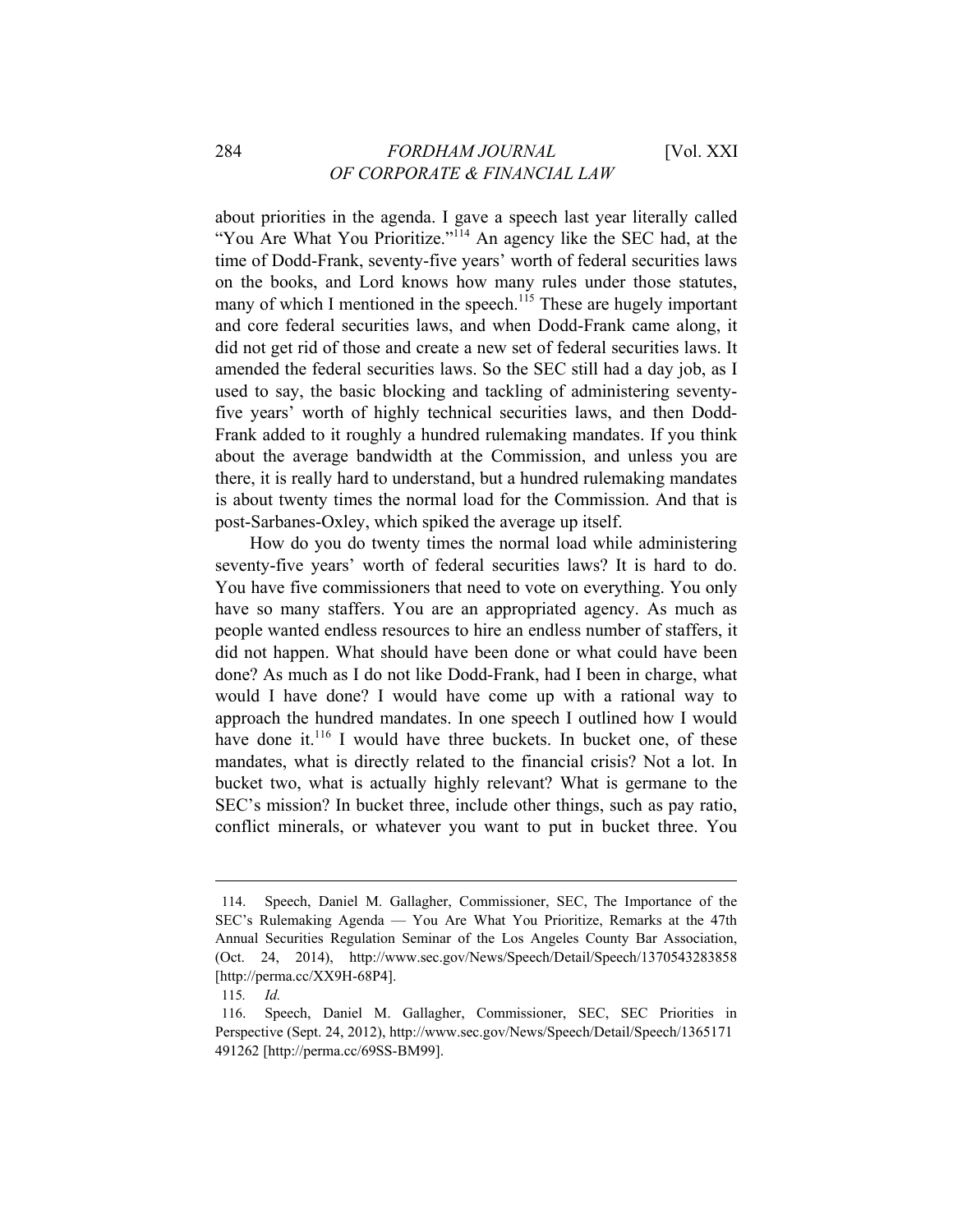about priorities in the agenda. I gave a speech last year literally called "You Are What You Prioritize."[114] An agency like the SEC had, at the time of Dodd-Frank, seventy-five years' worth of federal securities laws on the books, and Lord knows how many rules under those statutes, many of which I mentioned in the speech.[115] These are hugely important and core federal securities laws, and when Dodd-Frank came along, it did not get rid of those and create a new set of federal securities laws. It amended the federal securities laws. So the SEC still had a day job, as I used to say, the basic blocking and tackling of administering seventy-five years' worth of highly technical securities laws, and then Dodd-Frank added to it roughly a hundred rulemaking mandates. If you think about the average bandwidth at the Commission, and unless you are there, it is really hard to understand, but a hundred rulemaking mandates is about twenty times the normal load for the Commission. And that is post-Sarbanes-Oxley, which spiked the average up itself.

How do you do twenty times the normal load while administering seventy-five years' worth of federal securities laws? It is hard to do. You have five commissioners that need to vote on everything. You only have so many staffers. You are an appropriated agency. As much as people wanted endless resources to hire an endless number of staffers, it did not happen. What should have been done or what could have been done? As much as I do not like Dodd-Frank, had I been in charge, what would I have done? I would have come up with a rational way to approach the hundred mandates. In one speech I outlined how I would have done it.[116] I would have three buckets. In bucket one, of these mandates, what is directly related to the financial crisis? Not a lot. In bucket two, what is actually highly relevant? What is germane to the SEC's mission? In bucket three, include other things, such as pay ratio, conflict minerals, or whatever you want to put in bucket three. You

---

114. Speech, Daniel M. Gallagher, Commissioner, SEC, The Importance of the SEC's Rulemaking Agenda — You Are What You Prioritize, Remarks at the 47th Annual Securities Regulation Seminar of the Los Angeles County Bar Association, (Oct. 24, 2014), http://www.sec.gov/News/Speech/Detail/Speech/1370543283858 [http://perma.cc/XX9H-68P4].

115. *Id.*

116. Speech, Daniel M. Gallagher, Commissioner, SEC, SEC Priorities in Perspective (Sept. 24, 2012), http://www.sec.gov/News/Speech/Detail/Speech/1365171491262 [http://perma.cc/69SS-BM99].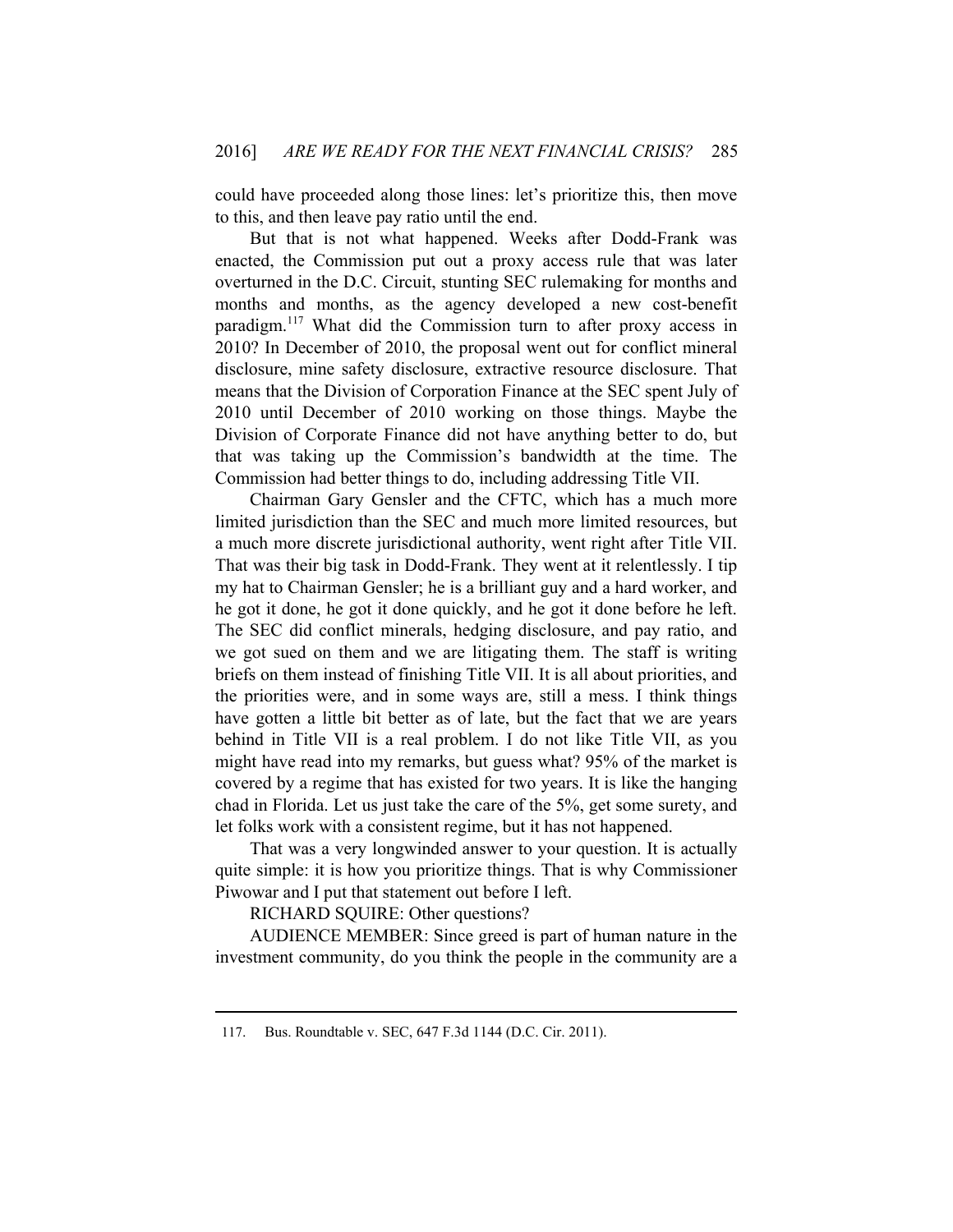could have proceeded along those lines: let's prioritize this, then move to this, and then leave pay ratio until the end.

But that is not what happened. Weeks after Dodd-Frank was enacted, the Commission put out a proxy access rule that was later overturned in the D.C. Circuit, stunting SEC rulemaking for months and months and months, as the agency developed a new cost-benefit paradigm.[117] What did the Commission turn to after proxy access in 2010? In December of 2010, the proposal went out for conflict mineral disclosure, mine safety disclosure, extractive resource disclosure. That means that the Division of Corporation Finance at the SEC spent July of 2010 until December of 2010 working on those things. Maybe the Division of Corporate Finance did not have anything better to do, but that was taking up the Commission's bandwidth at the time. The Commission had better things to do, including addressing Title VII.

Chairman Gary Gensler and the CFTC, which has a much more limited jurisdiction than the SEC and much more limited resources, but a much more discrete jurisdictional authority, went right after Title VII. That was their big task in Dodd-Frank. They went at it relentlessly. I tip my hat to Chairman Gensler; he is a brilliant guy and a hard worker, and he got it done, he got it done quickly, and he got it done before he left. The SEC did conflict minerals, hedging disclosure, and pay ratio, and we got sued on them and we are litigating them. The staff is writing briefs on them instead of finishing Title VII. It is all about priorities, and the priorities were, and in some ways are, still a mess. I think things have gotten a little bit better as of late, but the fact that we are years behind in Title VII is a real problem. I do not like Title VII, as you might have read into my remarks, but guess what? 95% of the market is covered by a regime that has existed for two years. It is like the hanging chad in Florida. Let us just take the care of the 5%, get some surety, and let folks work with a consistent regime, but it has not happened.

That was a very longwinded answer to your question. It is actually quite simple: it is how you prioritize things. That is why Commissioner Piwowar and I put that statement out before I left.

RICHARD SQUIRE: Other questions?

AUDIENCE MEMBER: Since greed is part of human nature in the investment community, do you think the people in the community are a

---

117. Bus. Roundtable v. SEC, 647 F.3d 1144 (D.C. Cir. 2011).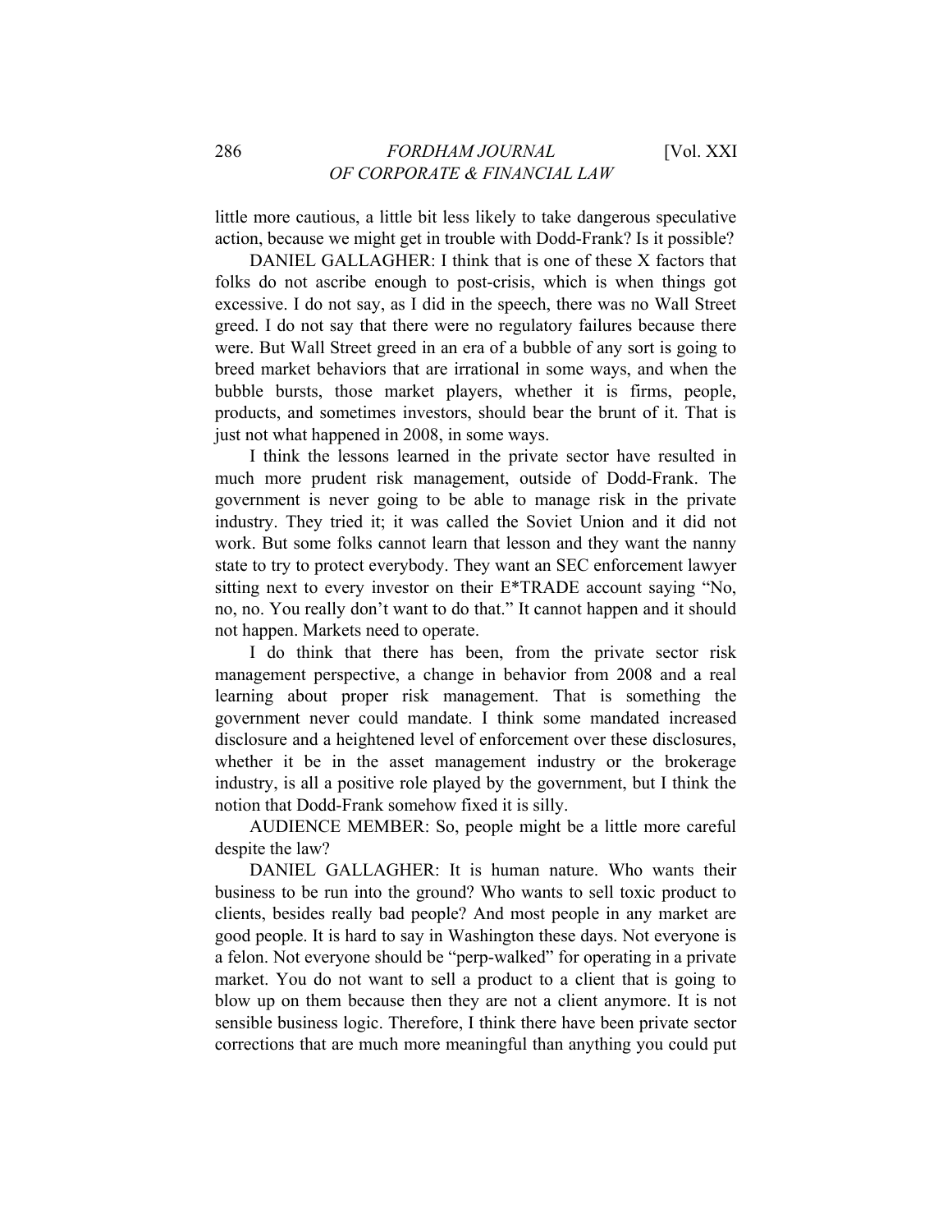little more cautious, a little bit less likely to take dangerous speculative action, because we might get in trouble with Dodd-Frank? Is it possible?

DANIEL GALLAGHER: I think that is one of these X factors that folks do not ascribe enough to post-crisis, which is when things got excessive. I do not say, as I did in the speech, there was no Wall Street greed. I do not say that there were no regulatory failures because there were. But Wall Street greed in an era of a bubble of any sort is going to breed market behaviors that are irrational in some ways, and when the bubble bursts, those market players, whether it is firms, people, products, and sometimes investors, should bear the brunt of it. That is just not what happened in 2008, in some ways.

I think the lessons learned in the private sector have resulted in much more prudent risk management, outside of Dodd-Frank. The government is never going to be able to manage risk in the private industry. They tried it; it was called the Soviet Union and it did not work. But some folks cannot learn that lesson and they want the nanny state to try to protect everybody. They want an SEC enforcement lawyer sitting next to every investor on their E*TRADE account saying "No, no, no. You really don't want to do that." It cannot happen and it should not happen. Markets need to operate.

I do think that there has been, from the private sector risk management perspective, a change in behavior from 2008 and a real learning about proper risk management. That is something the government never could mandate. I think some mandated increased disclosure and a heightened level of enforcement over these disclosures, whether it be in the asset management industry or the brokerage industry, is all a positive role played by the government, but I think the notion that Dodd-Frank somehow fixed it is silly.

AUDIENCE MEMBER: So, people might be a little more careful despite the law?

DANIEL GALLAGHER: It is human nature. Who wants their business to be run into the ground? Who wants to sell toxic product to clients, besides really bad people? And most people in any market are good people. It is hard to say in Washington these days. Not everyone is a felon. Not everyone should be "perp-walked" for operating in a private market. You do not want to sell a product to a client that is going to blow up on them because then they are not a client anymore. It is not sensible business logic. Therefore, I think there have been private sector corrections that are much more meaningful than anything you could put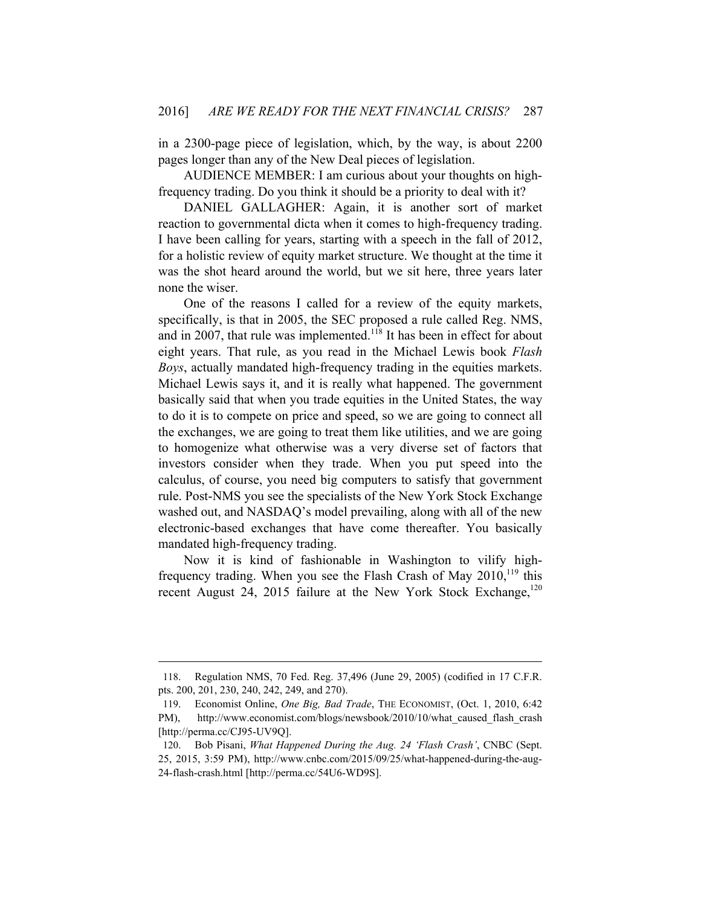in a 2300-page piece of legislation, which, by the way, is about 2200 pages longer than any of the New Deal pieces of legislation.

AUDIENCE MEMBER: I am curious about your thoughts on high-frequency trading. Do you think it should be a priority to deal with it?

DANIEL GALLAGHER: Again, it is another sort of market reaction to governmental dicta when it comes to high-frequency trading. I have been calling for years, starting with a speech in the fall of 2012, for a holistic review of equity market structure. We thought at the time it was the shot heard around the world, but we sit here, three years later none the wiser.

One of the reasons I called for a review of the equity markets, specifically, is that in 2005, the SEC proposed a rule called Reg. NMS, and in 2007, that rule was implemented.[118] It has been in effect for about eight years. That rule, as you read in the Michael Lewis book *Flash Boys*, actually mandated high-frequency trading in the equities markets. Michael Lewis says it, and it is really what happened. The government basically said that when you trade equities in the United States, the way to do it is to compete on price and speed, so we are going to connect all the exchanges, we are going to treat them like utilities, and we are going to homogenize what otherwise was a very diverse set of factors that investors consider when they trade. When you put speed into the calculus, of course, you need big computers to satisfy that government rule. Post-NMS you see the specialists of the New York Stock Exchange washed out, and NASDAQ's model prevailing, along with all of the new electronic-based exchanges that have come thereafter. You basically mandated high-frequency trading.

Now it is kind of fashionable in Washington to vilify high-frequency trading. When you see the Flash Crash of May 2010,[119] this recent August 24, 2015 failure at the New York Stock Exchange,[120]

---

118. Regulation NMS, 70 Fed. Reg. 37,496 (June 29, 2005) (codified in 17 C.F.R. pts. 200, 201, 230, 240, 242, 249, and 270).

119. Economist Online, *One Big, Bad Trade*, THE ECONOMIST, (Oct. 1, 2010, 6:42 PM), http://www.economist.com/blogs/newsbook/2010/10/what_caused_flash_crash [http://perma.cc/CJ95-UV9Q].

120. Bob Pisani, *What Happened During the Aug. 24 'Flash Crash'*, CNBC (Sept. 25, 2015, 3:59 PM), http://www.cnbc.com/2015/09/25/what-happened-during-the-aug-24-flash-crash.html [http://perma.cc/54U6-WD9S].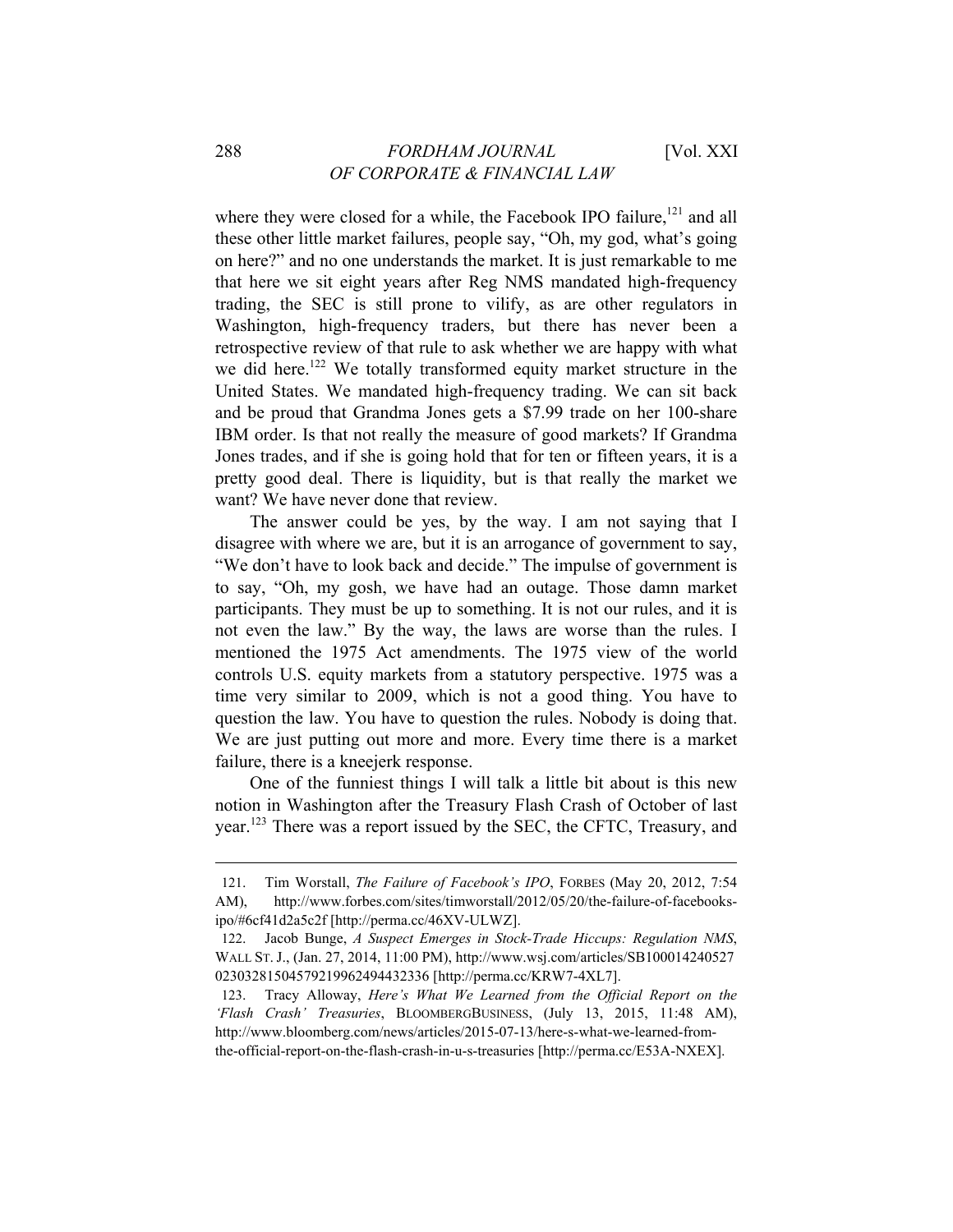where they were closed for a while, the Facebook IPO failure,[121] and all these other little market failures, people say, "Oh, my god, what's going on here?" and no one understands the market. It is just remarkable to me that here we sit eight years after Reg NMS mandated high-frequency trading, the SEC is still prone to vilify, as are other regulators in Washington, high-frequency traders, but there has never been a retrospective review of that rule to ask whether we are happy with what we did here.[122] We totally transformed equity market structure in the United States. We mandated high-frequency trading. We can sit back and be proud that Grandma Jones gets a $7.99 trade on her 100-share IBM order. Is that not really the measure of good markets? If Grandma Jones trades, and if she is going hold that for ten or fifteen years, it is a pretty good deal. There is liquidity, but is that really the market we want? We have never done that review.

The answer could be yes, by the way. I am not saying that I disagree with where we are, but it is an arrogance of government to say, "We don't have to look back and decide." The impulse of government is to say, "Oh, my gosh, we have had an outage. Those damn market participants. They must be up to something. It is not our rules, and it is not even the law." By the way, the laws are worse than the rules. I mentioned the 1975 Act amendments. The 1975 view of the world controls U.S. equity markets from a statutory perspective. 1975 was a time very similar to 2009, which is not a good thing. You have to question the law. You have to question the rules. Nobody is doing that. We are just putting out more and more. Every time there is a market failure, there is a kneejerk response.

One of the funniest things I will talk a little bit about is this new notion in Washington after the Treasury Flash Crash of October of last year.[123] There was a report issued by the SEC, the CFTC, Treasury, and

---

121. Tim Worstall, *The Failure of Facebook's IPO*, FORBES (May 20, 2012, 7:54 AM), http://www.forbes.com/sites/timworstall/2012/05/20/the-failure-of-facebooks-ipo/#6cf41d2a5c2f [http://perma.cc/46XV-ULWZ].

122. Jacob Bunge, *A Suspect Emerges in Stock-Trade Hiccups: Regulation NMS*, WALL ST. J., (Jan. 27, 2014, 11:00 PM), http://www.wsj.com/articles/SB10001424052702303281504579219962494432336 [http://perma.cc/KRW7-4XL7].

123. Tracy Alloway, *Here's What We Learned from the Official Report on the 'Flash Crash' Treasuries*, BLOOMBERGBUSINESS, (July 13, 2015, 11:48 AM), http://www.bloomberg.com/news/articles/2015-07-13/here-s-what-we-learned-from-the-official-report-on-the-flash-crash-in-u-s-treasuries [http://perma.cc/E53A-NXEX].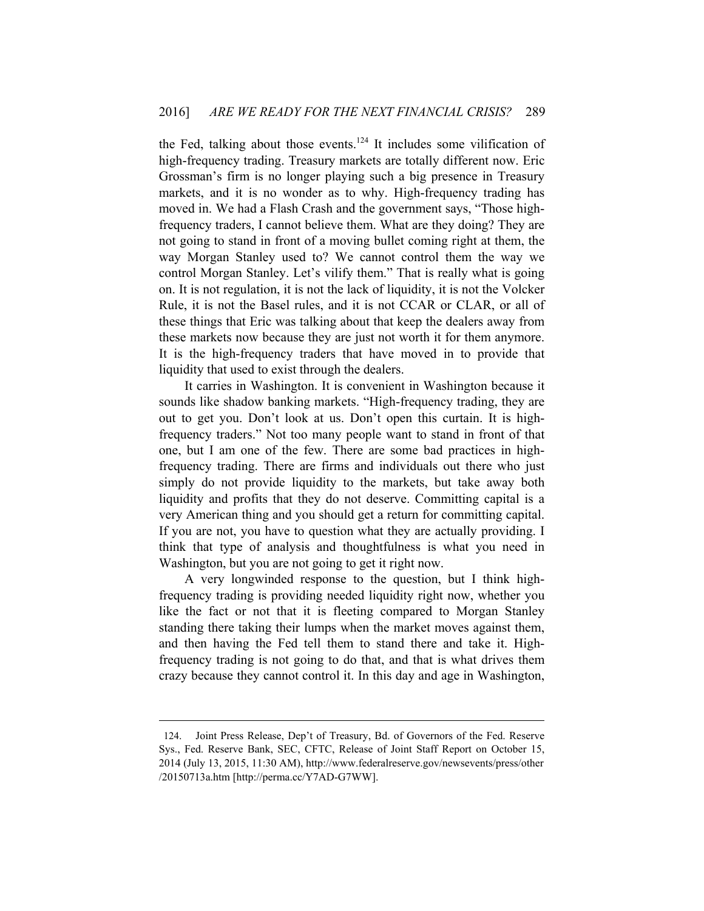the Fed, talking about those events.[124] It includes some vilification of high-frequency trading. Treasury markets are totally different now. Eric Grossman's firm is no longer playing such a big presence in Treasury markets, and it is no wonder as to why. High-frequency trading has moved in. We had a Flash Crash and the government says, "Those high-frequency traders, I cannot believe them. What are they doing? They are not going to stand in front of a moving bullet coming right at them, the way Morgan Stanley used to? We cannot control them the way we control Morgan Stanley. Let's vilify them." That is really what is going on. It is not regulation, it is not the lack of liquidity, it is not the Volcker Rule, it is not the Basel rules, and it is not CCAR or CLAR, or all of these things that Eric was talking about that keep the dealers away from these markets now because they are just not worth it for them anymore. It is the high-frequency traders that have moved in to provide that liquidity that used to exist through the dealers.

It carries in Washington. It is convenient in Washington because it sounds like shadow banking markets. "High-frequency trading, they are out to get you. Don't look at us. Don't open this curtain. It is high-frequency traders." Not too many people want to stand in front of that one, but I am one of the few. There are some bad practices in high-frequency trading. There are firms and individuals out there who just simply do not provide liquidity to the markets, but take away both liquidity and profits that they do not deserve. Committing capital is a very American thing and you should get a return for committing capital. If you are not, you have to question what they are actually providing. I think that type of analysis and thoughtfulness is what you need in Washington, but you are not going to get it right now.

A very longwinded response to the question, but I think high-frequency trading is providing needed liquidity right now, whether you like the fact or not that it is fleeting compared to Morgan Stanley standing there taking their lumps when the market moves against them, and then having the Fed tell them to stand there and take it. High-frequency trading is not going to do that, and that is what drives them crazy because they cannot control it. In this day and age in Washington,

---

124. Joint Press Release, Dep't of Treasury, Bd. of Governors of the Fed. Reserve Sys., Fed. Reserve Bank, SEC, CFTC, Release of Joint Staff Report on October 15, 2014 (July 13, 2015, 11:30 AM), http://www.federalreserve.gov/newsevents/press/other/20150713a.htm [http://perma.cc/Y7AD-G7WW].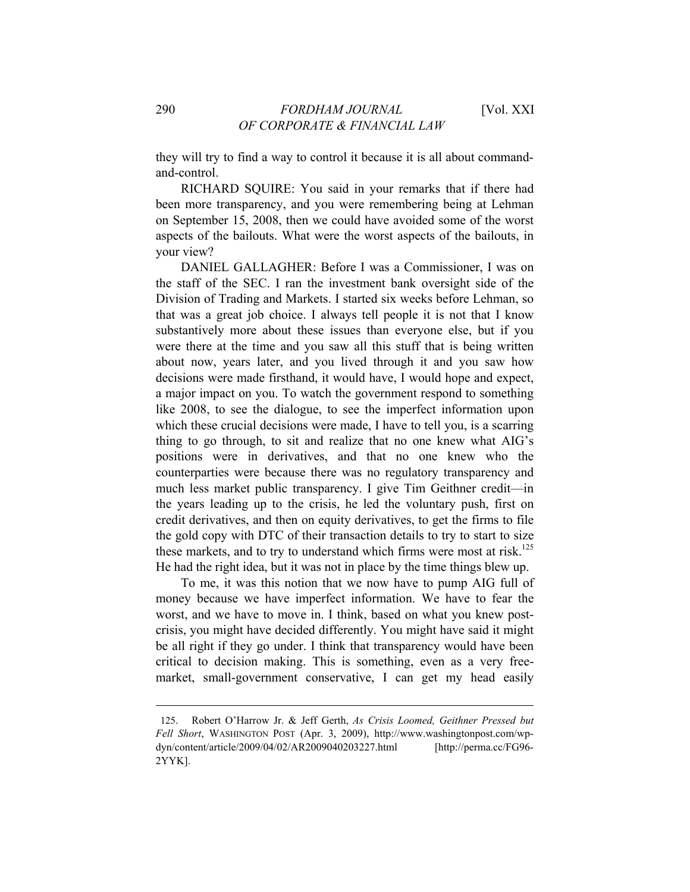they will try to find a way to control it because it is all about command-and-control.

RICHARD SQUIRE: You said in your remarks that if there had been more transparency, and you were remembering being at Lehman on September 15, 2008, then we could have avoided some of the worst aspects of the bailouts. What were the worst aspects of the bailouts, in your view?

DANIEL GALLAGHER: Before I was a Commissioner, I was on the staff of the SEC. I ran the investment bank oversight side of the Division of Trading and Markets. I started six weeks before Lehman, so that was a great job choice. I always tell people it is not that I know substantively more about these issues than everyone else, but if you were there at the time and you saw all this stuff that is being written about now, years later, and you lived through it and you saw how decisions were made firsthand, it would have, I would hope and expect, a major impact on you. To watch the government respond to something like 2008, to see the dialogue, to see the imperfect information upon which these crucial decisions were made, I have to tell you, is a scarring thing to go through, to sit and realize that no one knew what AIG's positions were in derivatives, and that no one knew who the counterparties were because there was no regulatory transparency and much less market public transparency. I give Tim Geithner credit—in the years leading up to the crisis, he led the voluntary push, first on credit derivatives, and then on equity derivatives, to get the firms to file the gold copy with DTC of their transaction details to try to start to size these markets, and to try to understand which firms were most at risk.[125] He had the right idea, but it was not in place by the time things blew up.

To me, it was this notion that we now have to pump AIG full of money because we have imperfect information. We have to fear the worst, and we have to move in. I think, based on what you knew post-crisis, you might have decided differently. You might have said it might be all right if they go under. I think that transparency would have been critical to decision making. This is something, even as a very free-market, small-government conservative, I can get my head easily

---

125. Robert O'Harrow Jr. & Jeff Gerth, *As Crisis Loomed, Geithner Pressed but Fell Short*, WASHINGTON POST (Apr. 3, 2009), http://www.washingtonpost.com/wp-dyn/content/article/2009/04/02/AR2009040203227.html [http://perma.cc/FG96-2YYK].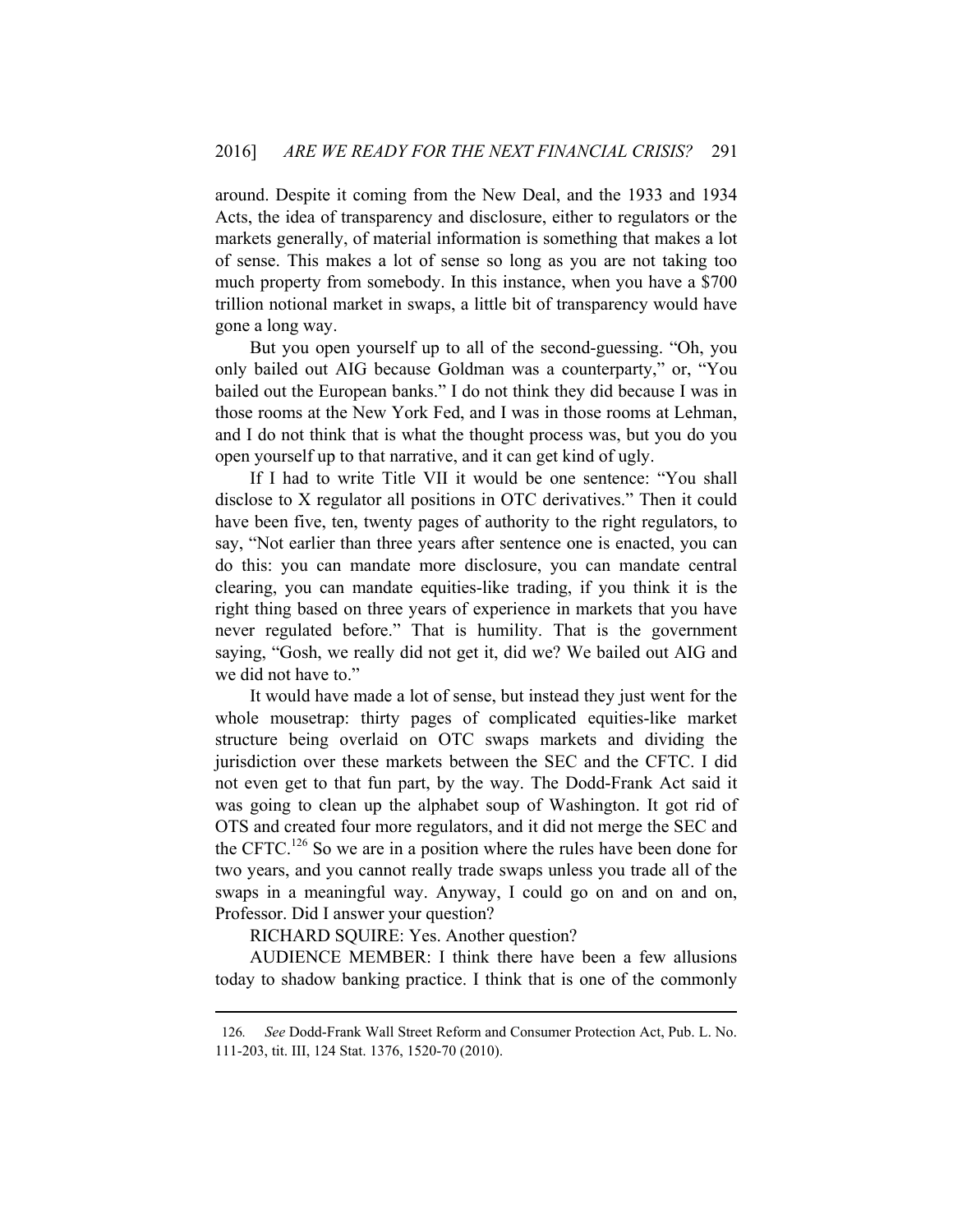around. Despite it coming from the New Deal, and the 1933 and 1934 Acts, the idea of transparency and disclosure, either to regulators or the markets generally, of material information is something that makes a lot of sense. This makes a lot of sense so long as you are not taking too much property from somebody. In this instance, when you have a $700 trillion notional market in swaps, a little bit of transparency would have gone a long way.

But you open yourself up to all of the second-guessing. "Oh, you only bailed out AIG because Goldman was a counterparty," or, "You bailed out the European banks." I do not think they did because I was in those rooms at the New York Fed, and I was in those rooms at Lehman, and I do not think that is what the thought process was, but you do you open yourself up to that narrative, and it can get kind of ugly.

If I had to write Title VII it would be one sentence: "You shall disclose to X regulator all positions in OTC derivatives." Then it could have been five, ten, twenty pages of authority to the right regulators, to say, "Not earlier than three years after sentence one is enacted, you can do this: you can mandate more disclosure, you can mandate central clearing, you can mandate equities-like trading, if you think it is the right thing based on three years of experience in markets that you have never regulated before." That is humility. That is the government saying, "Gosh, we really did not get it, did we? We bailed out AIG and we did not have to."

It would have made a lot of sense, but instead they just went for the whole mousetrap: thirty pages of complicated equities-like market structure being overlaid on OTC swaps markets and dividing the jurisdiction over these markets between the SEC and the CFTC. I did not even get to that fun part, by the way. The Dodd-Frank Act said it was going to clean up the alphabet soup of Washington. It got rid of OTS and created four more regulators, and it did not merge the SEC and the CFTC.[126] So we are in a position where the rules have been done for two years, and you cannot really trade swaps unless you trade all of the swaps in a meaningful way. Anyway, I could go on and on and on, Professor. Did I answer your question?

RICHARD SQUIRE: Yes. Another question?

AUDIENCE MEMBER: I think there have been a few allusions today to shadow banking practice. I think that is one of the commonly

---

126. *See* Dodd-Frank Wall Street Reform and Consumer Protection Act, Pub. L. No. 111-203, tit. III, 124 Stat. 1376, 1520-70 (2010).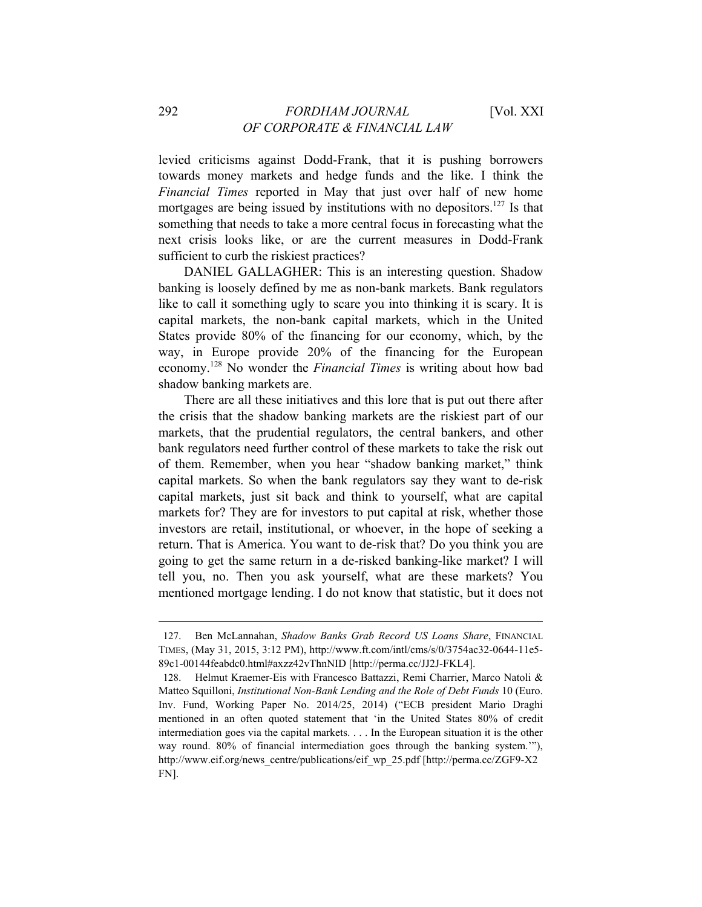levied criticisms against Dodd-Frank, that it is pushing borrowers towards money markets and hedge funds and the like. I think the *Financial Times* reported in May that just over half of new home mortgages are being issued by institutions with no depositors.[127] Is that something that needs to take a more central focus in forecasting what the next crisis looks like, or are the current measures in Dodd-Frank sufficient to curb the riskiest practices?

DANIEL GALLAGHER: This is an interesting question. Shadow banking is loosely defined by me as non-bank markets. Bank regulators like to call it something ugly to scare you into thinking it is scary. It is capital markets, the non-bank capital markets, which in the United States provide 80% of the financing for our economy, which, by the way, in Europe provide 20% of the financing for the European economy.[128] No wonder the *Financial Times* is writing about how bad shadow banking markets are.

There are all these initiatives and this lore that is put out there after the crisis that the shadow banking markets are the riskiest part of our markets, that the prudential regulators, the central bankers, and other bank regulators need further control of these markets to take the risk out of them. Remember, when you hear "shadow banking market," think capital markets. So when the bank regulators say they want to de-risk capital markets, just sit back and think to yourself, what are capital markets for? They are for investors to put capital at risk, whether those investors are retail, institutional, or whoever, in the hope of seeking a return. That is America. You want to de-risk that? Do you think you are going to get the same return in a de-risked banking-like market? I will tell you, no. Then you ask yourself, what are these markets? You mentioned mortgage lending. I do not know that statistic, but it does not

---

127. Ben McLannahan, *Shadow Banks Grab Record US Loans Share*, FINANCIAL TIMES, (May 31, 2015, 3:12 PM), http://www.ft.com/intl/cms/s/0/3754ac32-0644-11e5-89c1-00144feabdc0.html#axzz42vThnNID [http://perma.cc/JJ2J-FKL4].

128. Helmut Kraemer-Eis with Francesco Battazzi, Remi Charrier, Marco Natoli & Matteo Squilloni, *Institutional Non-Bank Lending and the Role of Debt Funds* 10 (Euro. Inv. Fund, Working Paper No. 2014/25, 2014) ("ECB president Mario Draghi mentioned in an often quoted statement that 'in the United States 80% of credit intermediation goes via the capital markets. . . . In the European situation it is the other way round. 80% of financial intermediation goes through the banking system.'"), http://www.eif.org/news_centre/publications/eif_wp_25.pdf [http://perma.cc/ZGF9-X2FN].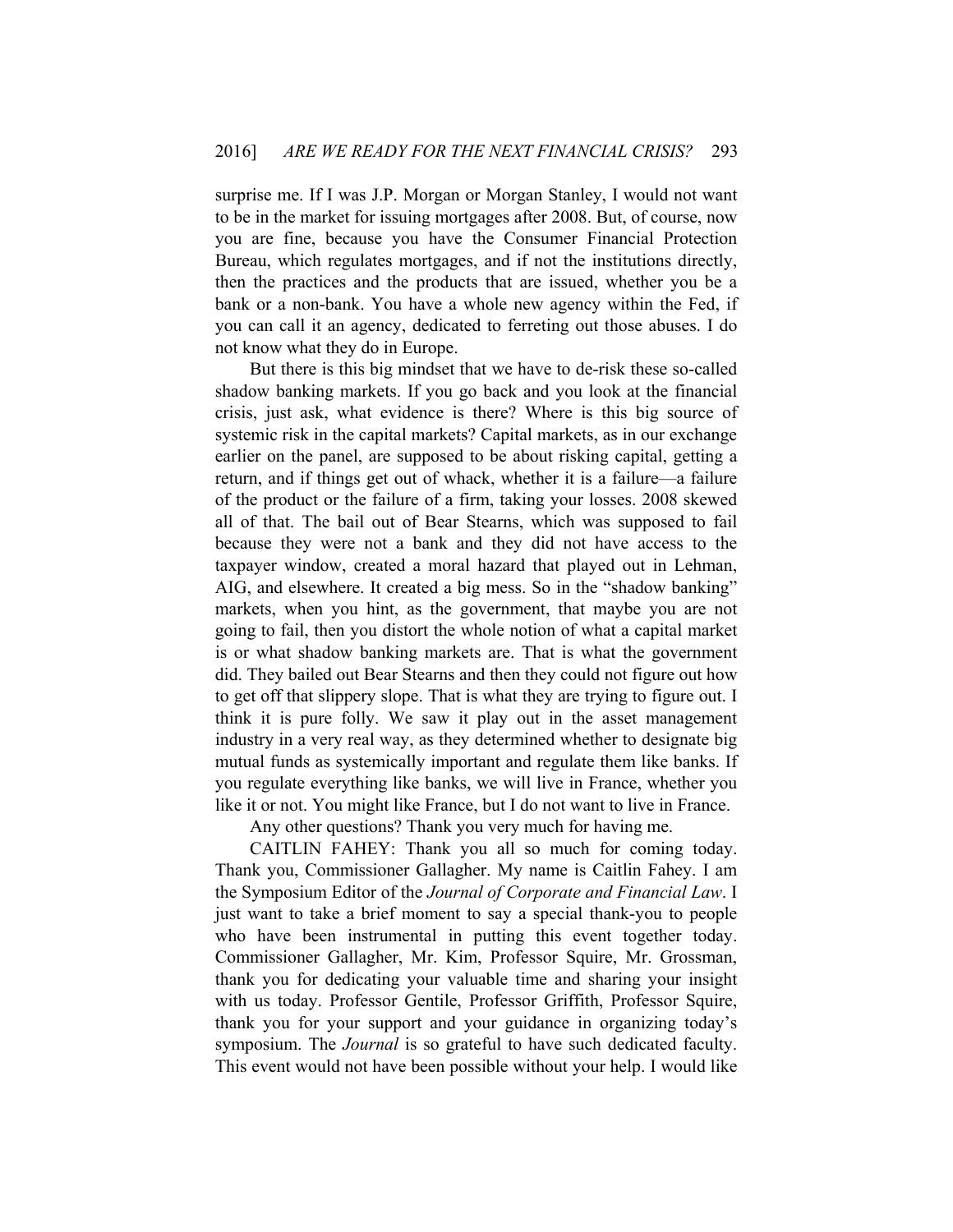surprise me. If I was J.P. Morgan or Morgan Stanley, I would not want to be in the market for issuing mortgages after 2008. But, of course, now you are fine, because you have the Consumer Financial Protection Bureau, which regulates mortgages, and if not the institutions directly, then the practices and the products that are issued, whether you be a bank or a non-bank. You have a whole new agency within the Fed, if you can call it an agency, dedicated to ferreting out those abuses. I do not know what they do in Europe.

But there is this big mindset that we have to de-risk these so-called shadow banking markets. If you go back and you look at the financial crisis, just ask, what evidence is there? Where is this big source of systemic risk in the capital markets? Capital markets, as in our exchange earlier on the panel, are supposed to be about risking capital, getting a return, and if things get out of whack, whether it is a failure—a failure of the product or the failure of a firm, taking your losses. 2008 skewed all of that. The bail out of Bear Stearns, which was supposed to fail because they were not a bank and they did not have access to the taxpayer window, created a moral hazard that played out in Lehman, AIG, and elsewhere. It created a big mess. So in the "shadow banking" markets, when you hint, as the government, that maybe you are not going to fail, then you distort the whole notion of what a capital market is or what shadow banking markets are. That is what the government did. They bailed out Bear Stearns and then they could not figure out how to get off that slippery slope. That is what they are trying to figure out. I think it is pure folly. We saw it play out in the asset management industry in a very real way, as they determined whether to designate big mutual funds as systemically important and regulate them like banks. If you regulate everything like banks, we will live in France, whether you like it or not. You might like France, but I do not want to live in France.

Any other questions? Thank you very much for having me.

CAITLIN FAHEY: Thank you all so much for coming today. Thank you, Commissioner Gallagher. My name is Caitlin Fahey. I am the Symposium Editor of the *Journal of Corporate and Financial Law*. I just want to take a brief moment to say a special thank-you to people who have been instrumental in putting this event together today. Commissioner Gallagher, Mr. Kim, Professor Squire, Mr. Grossman, thank you for dedicating your valuable time and sharing your insight with us today. Professor Gentile, Professor Griffith, Professor Squire, thank you for your support and your guidance in organizing today's symposium. The *Journal* is so grateful to have such dedicated faculty. This event would not have been possible without your help. I would like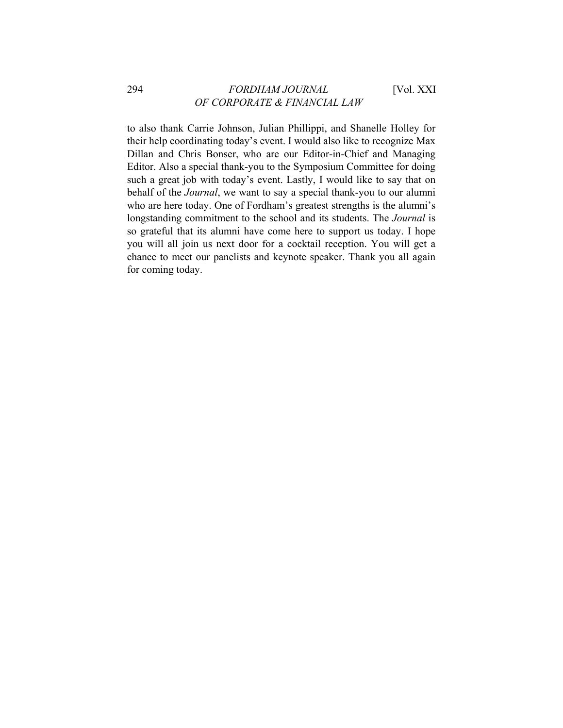to also thank Carrie Johnson, Julian Phillippi, and Shanelle Holley for their help coordinating today's event. I would also like to recognize Max Dillan and Chris Bonser, who are our Editor-in-Chief and Managing Editor. Also a special thank-you to the Symposium Committee for doing such a great job with today's event. Lastly, I would like to say that on behalf of the *Journal*, we want to say a special thank-you to our alumni who are here today. One of Fordham's greatest strengths is the alumni's longstanding commitment to the school and its students. The *Journal* is so grateful that its alumni have come here to support us today. I hope you will all join us next door for a cocktail reception. You will get a chance to meet our panelists and keynote speaker. Thank you all again for coming today.